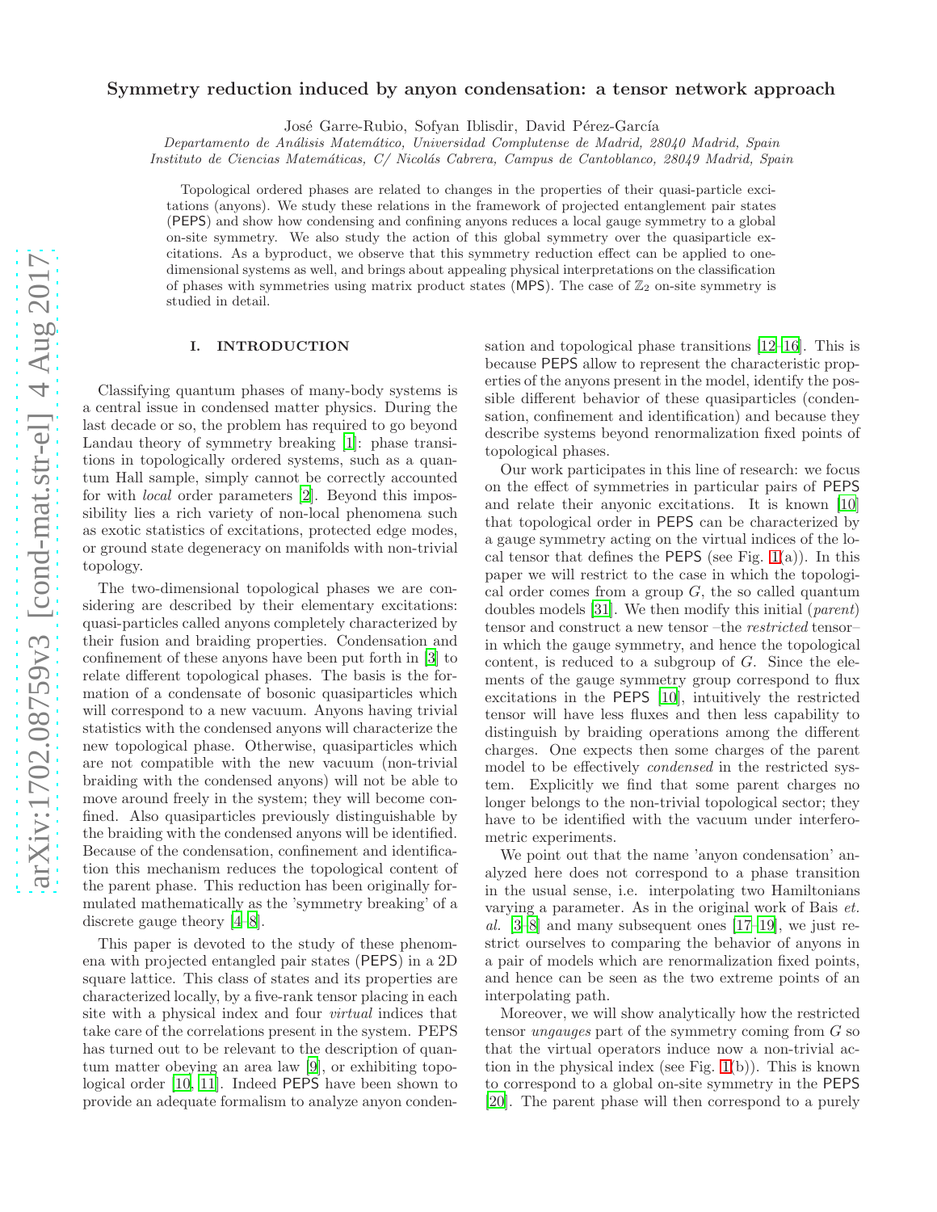# Symmetry reduction induced by anyon condensation: a tensor network approach

José Garre-Rubio, Sofyan Iblisdir, David Pérez-García

*Departamento de Análisis Matemático, Universidad Complutense de Madrid, 28040 Madrid, Spain*
*Instituto de Ciencias Matemáticas, C/ Nicolás Cabrera, Campus de Cantoblanco, 28049 Madrid, Spain*

Topological ordered phases are related to changes in the properties of their quasi-particle excitations (anyons). We study these relations in the framework of projected entanglement pair states (PEPS) and show how condensing and confining anyons reduces a local gauge symmetry to a global on-site symmetry. We also study the action of this global symmetry over the quasiparticle excitations. As a byproduct, we observe that this symmetry reduction effect can be applied to one-dimensional systems as well, and brings about appealing physical interpretations on the classification of phases with symmetries using matrix product states (MPS). The case of $\mathbb{Z}_2$ on-site symmetry is studied in detail.

## I. INTRODUCTION

Classifying quantum phases of many-body systems is a central issue in condensed matter physics. During the last decade or so, the problem has required to go beyond Landau theory of symmetry breaking [1]: phase transitions in topologically ordered systems, such as a quantum Hall sample, simply cannot be correctly accounted for with *local* order parameters [2]. Beyond this impossibility lies a rich variety of non-local phenomena such as exotic statistics of excitations, protected edge modes, or ground state degeneracy on manifolds with non-trivial topology.

The two-dimensional topological phases we are considering are described by their elementary excitations: quasi-particles called anyons completely characterized by their fusion and braiding properties. Condensation and confinement of these anyons have been put forth in [3] to relate different topological phases. The basis is the formation of a condensate of bosonic quasiparticles which will correspond to a new vacuum. Anyons having trivial statistics with the condensed anyons will characterize the new topological phase. Otherwise, quasiparticles which are not compatible with the new vacuum (non-trivial braiding with the condensed anyons) will not be able to move around freely in the system; they will become confined. Also quasiparticles previously distinguishable by the braiding with the condensed anyons will be identified. Because of the condensation, confinement and identification this mechanism reduces the topological content of the parent phase. This reduction has been originally formulated mathematically as the 'symmetry breaking' of a discrete gauge theory [4–8].

This paper is devoted to the study of these phenomena with projected entangled pair states (PEPS) in a 2D square lattice. This class of states and its properties are characterized locally, by a five-rank tensor placing in each site with a physical index and four *virtual* indices that take care of the correlations present in the system. PEPS has turned out to be relevant to the description of quantum matter obeying an area law [9], or exhibiting topological order [10, 11]. Indeed PEPS have been shown to provide an adequate formalism to analyze anyon condensation and topological phase transitions [12–16]. This is because PEPS allow to represent the characteristic properties of the anyons present in the model, identify the possible different behavior of these quasiparticles (condensation, confinement and identification) and because they describe systems beyond renormalization fixed points of topological phases.

Our work participates in this line of research: we focus on the effect of symmetries in particular pairs of PEPS and relate their anyonic excitations. It is known [10] that topological order in PEPS can be characterized by a gauge symmetry acting on the virtual indices of the local tensor that defines the PEPS (see Fig. 1(a)). In this paper we will restrict to the case in which the topological order comes from a group $G$, the so called quantum doubles models [31]. We then modify this initial (*parent*) tensor and construct a new tensor –the *restricted* tensor– in which the gauge symmetry, and hence the topological content, is reduced to a subgroup of $G$. Since the elements of the gauge symmetry group correspond to flux excitations in the PEPS [10], intuitively the restricted tensor will have less fluxes and then less capability to distinguish by braiding operations among the different charges. One expects then some charges of the parent model to be effectively *condensed* in the restricted system. Explicitly we find that some parent charges no longer belongs to the non-trivial topological sector; they have to be identified with the vacuum under interferometric experiments.

We point out that the name 'anyon condensation' analyzed here does not correspond to a phase transition in the usual sense, i.e. interpolating two Hamiltonians varying a parameter. As in the original work of Bais *et. al.* [3–8] and many subsequent ones [17–19], we just restrict ourselves to comparing the behavior of anyons in a pair of models which are renormalization fixed points, and hence can be seen as the two extreme points of an interpolating path.

Moreover, we will show analytically how the restricted tensor *ungauges* part of the symmetry coming from $G$ so that the virtual operators induce now a non-trivial action in the physical index (see Fig. 1(b)). This is known to correspond to a global on-site symmetry in the PEPS [20]. The parent phase will then correspond to a purely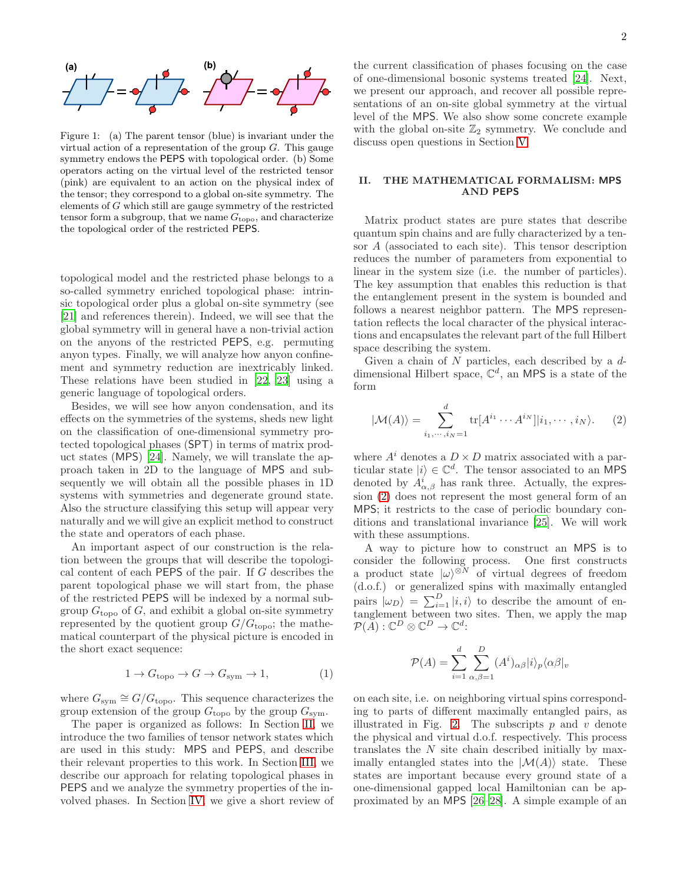Figure 1: (a) The parent tensor (blue) is invariant under the virtual action of a representation of the group $G$. This gauge symmetry endows the PEPS with topological order. (b) Some operators acting on the virtual level of the restricted tensor (pink) are equivalent to an action on the physical index of the tensor; they correspond to a global on-site symmetry. The elements of $G$ which still are gauge symmetry of the restricted tensor form a subgroup, that we name $G_{\text{topo}}$, and characterize the topological order of the restricted PEPS.

topological model and the restricted phase belongs to a so-called symmetry enriched topological phase: intrinsic topological order plus a global on-site symmetry (see [21] and references therein). Indeed, we will see that the global symmetry will in general have a non-trivial action on the anyons of the restricted PEPS, e.g. permuting anyon types. Finally, we will analyze how anyon confinement and symmetry reduction are inextricably linked. These relations have been studied in [22, 23] using a generic language of topological orders.

Besides, we will see how anyon condensation, and its effects on the symmetries of the systems, sheds new light on the classification of one-dimensional symmetry protected topological phases (SPT) in terms of matrix product states (MPS) [24]. Namely, we will translate the approach taken in 2D to the language of MPS and subsequently we will obtain all the possible phases in 1D systems with symmetries and degenerate ground state. Also the structure classifying this setup will appear very naturally and we will give an explicit method to construct the state and operators of each phase.

An important aspect of our construction is the relation between the groups that will describe the topological content of each PEPS of the pair. If $G$ describes the parent topological phase we will start from, the phase of the restricted PEPS will be indexed by a normal subgroup $G_{\text{topo}}$ of $G$, and exhibit a global on-site symmetry represented by the quotient group $G/G_{\text{topo}}$; the mathematical counterpart of the physical picture is encoded in the short exact sequence:

$$1 \to G_{\text{topo}} \to G \to G_{\text{sym}} \to 1, \qquad (1)$$

where $G_{\text{sym}} \cong G/G_{\text{topo}}$. This sequence characterizes the group extension of the group $G_{\text{topo}}$ by the group $G_{\text{sym}}$.

The paper is organized as follows: In Section II, we introduce the two families of tensor network states which are used in this study: MPS and PEPS, and describe their relevant properties to this work. In Section III, we describe our approach for relating topological phases in PEPS and we analyze the symmetry properties of the involved phases. In Section IV, we give a short review of the current classification of phases focusing on the case of one-dimensional bosonic systems treated [24]. Next, we present our approach, and recover all possible representations of an on-site global symmetry at the virtual level of the MPS. We also show some concrete example with the global on-site $\mathbb{Z}_2$ symmetry. We conclude and discuss open questions in Section V.

## II. THE MATHEMATICAL FORMALISM: MPS AND PEPS

Matrix product states are pure states that describe quantum spin chains and are fully characterized by a tensor $A$ (associated to each site). This tensor description reduces the number of parameters from exponential to linear in the system size (i.e. the number of particles). The key assumption that enables this reduction is that the entanglement present in the system is bounded and follows a nearest neighbor pattern. The MPS representation reflects the local character of the physical interactions and encapsulates the relevant part of the full Hilbert space describing the system.

Given a chain of $N$ particles, each described by a $d$-dimensional Hilbert space, $\mathbb{C}^d$, an MPS is a state of the form

$$|\mathcal{M}(A)\rangle = \sum_{i_1,\cdots,i_N=1}^{d} \text{tr}[A^{i_1}\cdots A^{i_N}]|i_1,\cdots,i_N\rangle. \qquad (2)$$

where $A^i$ denotes a $D \times D$ matrix associated with a particular state $|i\rangle \in \mathbb{C}^d$. The tensor associated to an MPS denoted by $A^i_{\alpha,\beta}$ has rank three. Actually, the expression (2) does not represent the most general form of an MPS; it restricts to the case of periodic boundary conditions and translational invariance [25]. We will work with these assumptions.

A way to picture how to construct an MPS is to consider the following process. One first constructs a product state $|\omega\rangle^{\otimes N}$ of virtual degrees of freedom (d.o.f.) or generalized spins with maximally entangled pairs $|\omega_D\rangle = \sum_{i=1}^{D} |i,i\rangle$ to describe the amount of entanglement between two sites. Then, we apply the map $\mathcal{P}(A) : \mathbb{C}^D \otimes \mathbb{C}^D \to \mathbb{C}^d$:

$$\mathcal{P}(A) = \sum_{i=1}^{d} \sum_{\alpha,\beta=1}^{D} (A^i)_{\alpha\beta} |i\rangle_p \langle\alpha\beta|_v$$

on each site, i.e. on neighboring virtual spins corresponding to parts of different maximally entangled pairs, as illustrated in Fig. 2. The subscripts $p$ and $v$ denote the physical and virtual d.o.f. respectively. This process translates the $N$ site chain described initially by maximally entangled states into the $|\mathcal{M}(A)\rangle$ state. These states are important because every ground state of a one-dimensional gapped local Hamiltonian can be approximated by an MPS [26–28]. A simple example of an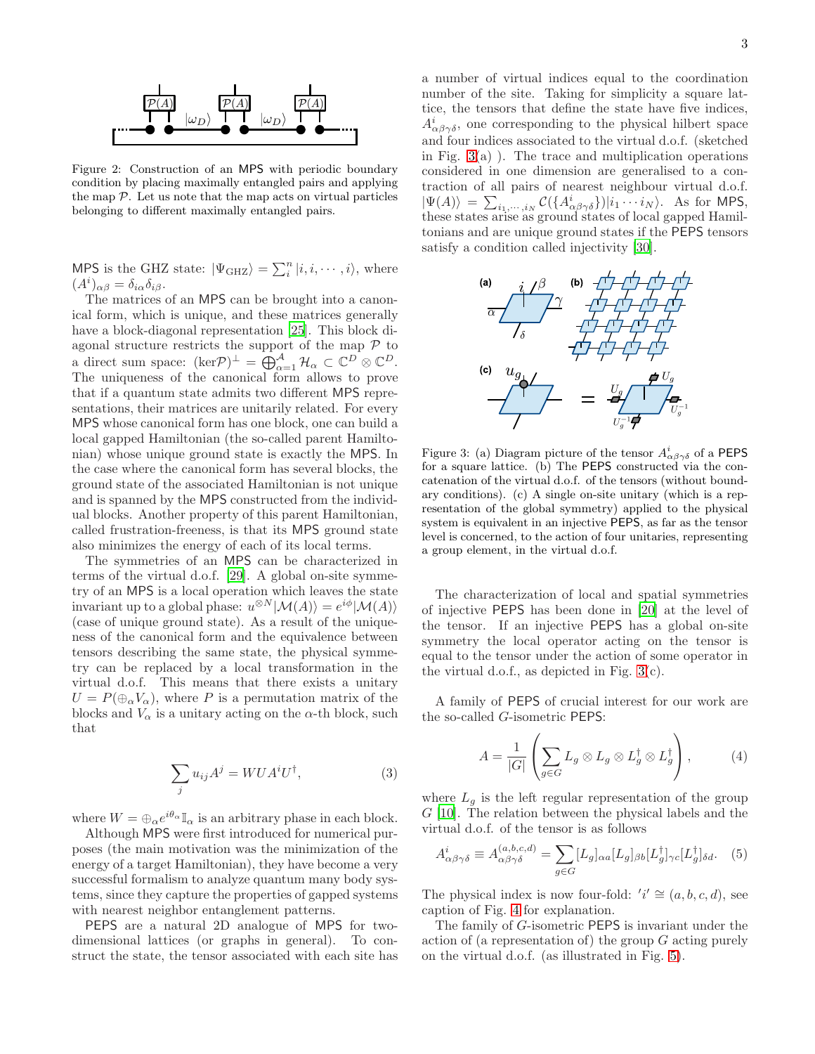Figure 2: Construction of an MPS with periodic boundary condition by placing maximally entangled pairs and applying the map $\mathcal{P}$. Let us note that the map acts on virtual particles belonging to different maximally entangled pairs.

MPS is the GHZ state: $|\Psi_{\rm GHZ}\rangle = \sum_i^n |i,i,\cdots,i\rangle$, where $(A^i)_{\alpha\beta} = \delta_{i\alpha}\delta_{i\beta}$.

The matrices of an MPS can be brought into a canonical form, which is unique, and these matrices generally have a block-diagonal representation [25]. This block diagonal structure restricts the support of the map $\mathcal{P}$ to a direct sum space: $(\ker\mathcal{P})^{\perp} = \bigoplus_{\alpha=1}^{\mathcal{A}} \mathcal{H}_\alpha \subset \mathbb{C}^D \otimes \mathbb{C}^D$. The uniqueness of the canonical form allows to prove that if a quantum state admits two different MPS representations, their matrices are unitarily related. For every MPS whose canonical form has one block, one can build a local gapped Hamiltonian (the so-called parent Hamiltonian) whose unique ground state is exactly the MPS. In the case where the canonical form has several blocks, the ground state of the associated Hamiltonian is not unique and is spanned by the MPS constructed from the individual blocks. Another property of this parent Hamiltonian, called frustration-freeness, is that its MPS ground state also minimizes the energy of each of its local terms.

The symmetries of an MPS can be characterized in terms of the virtual d.o.f. [29]. A global on-site symmetry of an MPS is a local operation which leaves the state invariant up to a global phase: $u^{\otimes N}|\mathcal{M}(A)\rangle = e^{i\phi}|\mathcal{M}(A)\rangle$ (case of unique ground state). As a result of the uniqueness of the canonical form and the equivalence between tensors describing the same state, the physical symmetry can be replaced by a local transformation in the virtual d.o.f. This means that there exists a unitary $U = P(\oplus_\alpha V_\alpha)$, where $P$ is a permutation matrix of the blocks and $V_\alpha$ is a unitary acting on the $\alpha$-th block, such that

$$\sum_j u_{ij} A^j = W U A^i U^\dagger, \tag{3}$$

where $W = \oplus_\alpha e^{i\theta_\alpha}\mathbb{I}_\alpha$ is an arbitrary phase in each block.

Although MPS were first introduced for numerical purposes (the main motivation was the minimization of the energy of a target Hamiltonian), they have become a very successful formalism to analyze quantum many body systems, since they capture the properties of gapped systems with nearest neighbor entanglement patterns.

PEPS are a natural 2D analogue of MPS for two-dimensional lattices (or graphs in general). To construct the state, the tensor associated with each site has a number of virtual indices equal to the coordination number of the site. Taking for simplicity a square lattice, the tensors that define the state have five indices, $A^i_{\alpha\beta\gamma\delta}$, one corresponding to the physical hilbert space and four indices associated to the virtual d.o.f. (sketched in Fig. 3(a) ). The trace and multiplication operations considered in one dimension are generalised to a contraction of all pairs of nearest neighbour virtual d.o.f. $|\Psi(A)\rangle = \sum_{i_1,\cdots,i_N} \mathcal{C}(\{A^i_{\alpha\beta\gamma\delta}\})|i_1\cdots i_N\rangle$. As for MPS, these states arise as ground states of local gapped Hamiltonians and are unique ground states if the PEPS tensors satisfy a condition called injectivity [30].

Figure 3: (a) Diagram picture of the tensor $A^i_{\alpha\beta\gamma\delta}$ of a PEPS for a square lattice. (b) The PEPS constructed via the concatenation of the virtual d.o.f. of the tensors (without boundary conditions). (c) A single on-site unitary (which is a representation of the global symmetry) applied to the physical system is equivalent in an injective PEPS, as far as the tensor level is concerned, to the action of four unitaries, representing a group element, in the virtual d.o.f.

The characterization of local and spatial symmetries of injective PEPS has been done in [20] at the level of the tensor. If an injective PEPS has a global on-site symmetry the local operator acting on the tensor is equal to the tensor under the action of some operator in the virtual d.o.f., as depicted in Fig. 3(c).

A family of PEPS of crucial interest for our work are the so-called $G$-isometric PEPS:

$$A = \frac{1}{|G|}\left(\sum_{g\in G} L_g \otimes L_g \otimes L_g^\dagger \otimes L_g^\dagger\right), \tag{4}$$

where $L_g$ is the left regular representation of the group $G$ [10]. The relation between the physical labels and the virtual d.o.f. of the tensor is as follows

$$A^i_{\alpha\beta\gamma\delta} \equiv A^{(a,b,c,d)}_{\alpha\beta\gamma\delta} = \sum_{g\in G} [L_g]_{\alpha a}[L_g]_{\beta b}[L_g^\dagger]_{\gamma c}[L_g^\dagger]_{\delta d}. \tag{5}$$

The physical index is now four-fold: $'i' \cong (a,b,c,d)$, see caption of Fig. 4 for explanation.

The family of $G$-isometric PEPS is invariant under the action of (a representation of) the group $G$ acting purely on the virtual d.o.f. (as illustrated in Fig. 5).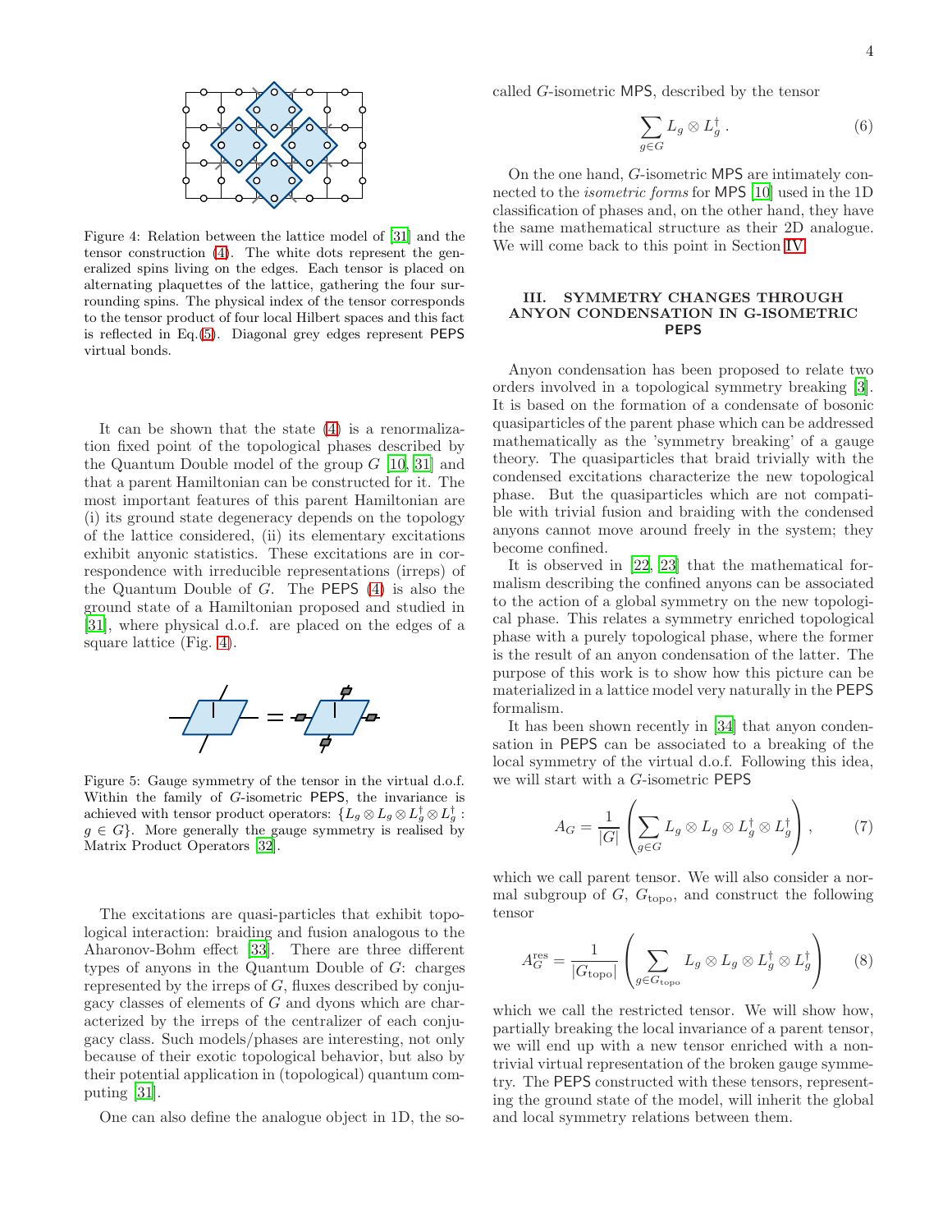Figure 4: Relation between the lattice model of [31] and the tensor construction (4). The white dots represent the generalized spins living on the edges. Each tensor is placed on alternating plaquettes of the lattice, gathering the four surrounding spins. The physical index of the tensor corresponds to the tensor product of four local Hilbert spaces and this fact is reflected in Eq.(5). Diagonal grey edges represent PEPS virtual bonds.

It can be shown that the state (4) is a renormalization fixed point of the topological phases described by the Quantum Double model of the group $G$ [10, 31] and that a parent Hamiltonian can be constructed for it. The most important features of this parent Hamiltonian are (i) its ground state degeneracy depends on the topology of the lattice considered, (ii) its elementary excitations exhibit anyonic statistics. These excitations are in correspondence with irreducible representations (irreps) of the Quantum Double of $G$. The PEPS (4) is also the ground state of a Hamiltonian proposed and studied in [31], where physical d.o.f. are placed on the edges of a square lattice (Fig. 4).

Figure 5: Gauge symmetry of the tensor in the virtual d.o.f. Within the family of $G$-isometric PEPS, the invariance is achieved with tensor product operators: $\{L_g \otimes L_g \otimes L_g^\dagger \otimes L_g^\dagger : g \in G\}$. More generally the gauge symmetry is realised by Matrix Product Operators [32].

The excitations are quasi-particles that exhibit topological interaction: braiding and fusion analogous to the Aharonov-Bohm effect [33]. There are three different types of anyons in the Quantum Double of $G$: charges represented by the irreps of $G$, fluxes described by conjugacy classes of elements of $G$ and dyons which are characterized by the irreps of the centralizer of each conjugacy class. Such models/phases are interesting, not only because of their exotic topological behavior, but also by their potential application in (topological) quantum computing [31].

One can also define the analogue object in 1D, the so-called $G$-isometric MPS, described by the tensor

$$\sum_{g\in G} L_g \otimes L_g^\dagger \,. \tag{6}$$

On the one hand, $G$-isometric MPS are intimately connected to the *isometric forms* for MPS [10] used in the 1D classification of phases and, on the other hand, they have the same mathematical structure as their 2D analogue. We will come back to this point in Section IV.

## III. SYMMETRY CHANGES THROUGH ANYON CONDENSATION IN G-ISOMETRIC PEPS

Anyon condensation has been proposed to relate two orders involved in a topological symmetry breaking [3]. It is based on the formation of a condensate of bosonic quasiparticles of the parent phase which can be addressed mathematically as the 'symmetry breaking' of a gauge theory. The quasiparticles that braid trivially with the condensed excitations characterize the new topological phase. But the quasiparticles which are not compatible with trivial fusion and braiding with the condensed anyons cannot move around freely in the system; they become confined.

It is observed in [22, 23] that the mathematical formalism describing the confined anyons can be associated to the action of a global symmetry on the new topological phase. This relates a symmetry enriched topological phase with a purely topological phase, where the former is the result of an anyon condensation of the latter. The purpose of this work is to show how this picture can be materialized in a lattice model very naturally in the PEPS formalism.

It has been shown recently in [34] that anyon condensation in PEPS can be associated to a breaking of the local symmetry of the virtual d.o.f. Following this idea, we will start with a $G$-isometric PEPS

$$A_G = \frac{1}{|G|}\left(\sum_{g\in G} L_g \otimes L_g \otimes L_g^\dagger \otimes L_g^\dagger\right), \tag{7}$$

which we call parent tensor. We will also consider a normal subgroup of $G$, $G_{\text{topo}}$, and construct the following tensor

$$A_G^{\text{res}} = \frac{1}{|G_{\text{topo}}|}\left(\sum_{g\in G_{\text{topo}}} L_g \otimes L_g \otimes L_g^\dagger \otimes L_g^\dagger\right) \tag{8}$$

which we call the restricted tensor. We will show how, partially breaking the local invariance of a parent tensor, we will end up with a new tensor enriched with a nontrivial virtual representation of the broken gauge symmetry. The PEPS constructed with these tensors, representing the ground state of the model, will inherit the global and local symmetry relations between them.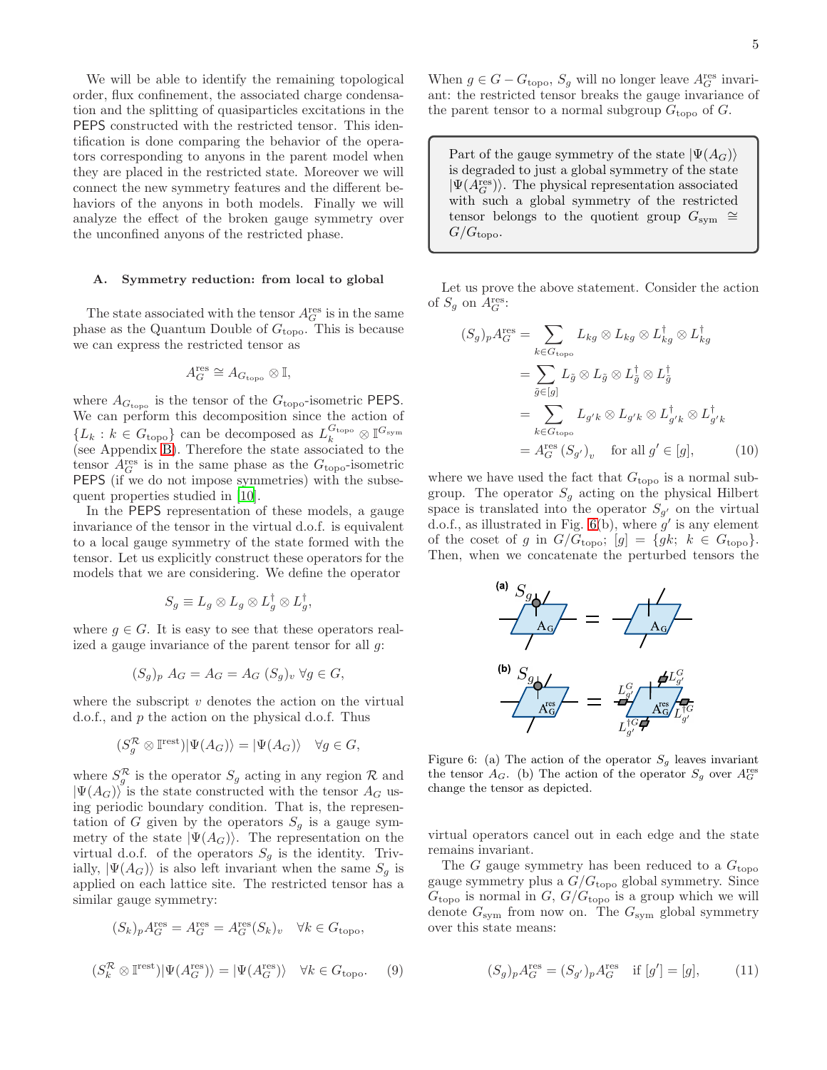We will be able to identify the remaining topological order, flux confinement, the associated charge condensation and the splitting of quasiparticles excitations in the PEPS constructed with the restricted tensor. This identification is done comparing the behavior of the operators corresponding to anyons in the parent model when they are placed in the restricted state. Moreover we will connect the new symmetry features and the different behaviors of the anyons in both models. Finally we will analyze the effect of the broken gauge symmetry over the unconfined anyons of the restricted phase.

### A. Symmetry reduction: from local to global

The state associated with the tensor $A_G^{\text{res}}$ is in the same phase as the Quantum Double of $G_{\text{topo}}$. This is because we can express the restricted tensor as

$$A_G^{\text{res}} \cong A_{G_{\text{topo}}} \otimes \mathbb{I},$$

where $A_{G_{\text{topo}}}$ is the tensor of the $G_{\text{topo}}$-isometric PEPS. We can perform this decomposition since the action of $\{L_k : k \in G_{\text{topo}}\}$ can be decomposed as $L_k^{G_{\text{topo}}} \otimes \mathbb{I}^{G_{\text{sym}}}$ (see Appendix B). Therefore the state associated to the tensor $A_G^{\text{res}}$ is in the same phase as the $G_{\text{topo}}$-isometric PEPS (if we do not impose symmetries) with the subsequent properties studied in [10].

In the PEPS representation of these models, a gauge invariance of the tensor in the virtual d.o.f. is equivalent to a local gauge symmetry of the state formed with the tensor. Let us explicitly construct these operators for the models that we are considering. We define the operator

$$S_g \equiv L_g \otimes L_g \otimes L_g^\dagger \otimes L_g^\dagger,$$

where $g \in G$. It is easy to see that these operators realized a gauge invariance of the parent tensor for all $g$:

$$(S_g)_p \, A_G = A_G = A_G \, (S_g)_v \; \forall g \in G,$$

where the subscript $v$ denotes the action on the virtual d.o.f., and $p$ the action on the physical d.o.f. Thus

$$(S_g^{\mathcal{R}} \otimes \mathbb{I}^{\text{rest}})|\Psi(A_G)\rangle = |\Psi(A_G)\rangle \quad \forall g \in G,$$

where $S_g^{\mathcal{R}}$ is the operator $S_g$ acting in any region $\mathcal{R}$ and $|\Psi(A_G)\rangle$ is the state constructed with the tensor $A_G$ using periodic boundary condition. That is, the representation of $G$ given by the operators $S_g$ is a gauge symmetry of the state $|\Psi(A_G)\rangle$. The representation on the virtual d.o.f. of the operators $S_g$ is the identity. Trivially, $|\Psi(A_G)\rangle$ is also left invariant when the same $S_g$ is applied on each lattice site. The restricted tensor has a similar gauge symmetry:

$$(S_k)_p A_G^{\text{res}} = A_G^{\text{res}} = A_G^{\text{res}} (S_k)_v \quad \forall k \in G_{\text{topo}},$$

$$(S_k^{\mathcal{R}} \otimes \mathbb{I}^{\text{rest}})|\Psi(A_G^{\text{res}})\rangle = |\Psi(A_G^{\text{res}})\rangle \quad \forall k \in G_{\text{topo}}. \quad (9)$$

When $g \in G - G_{\text{topo}}$, $S_g$ will no longer leave $A_G^{\text{res}}$ invariant: the restricted tensor breaks the gauge invariance of the parent tensor to a normal subgroup $G_{\text{topo}}$ of $G$.

> Part of the gauge symmetry of the state $|\Psi(A_G)\rangle$ is degraded to just a global symmetry of the state $|\Psi(A_G^{\text{res}})\rangle$. The physical representation associated with such a global symmetry of the restricted tensor belongs to the quotient group $G_{\text{sym}} \cong G/G_{\text{topo}}$.

Let us prove the above statement. Consider the action of $S_g$ on $A_G^{\text{res}}$:

$$\begin{aligned}
(S_g)_p A_G^{\text{res}} &= \sum_{k \in G_{\text{topo}}} L_{kg} \otimes L_{kg} \otimes L_{kg}^\dagger \otimes L_{kg}^\dagger \\
&= \sum_{\tilde{g} \in [g]} L_{\tilde{g}} \otimes L_{\tilde{g}} \otimes L_{\tilde{g}}^\dagger \otimes L_{\tilde{g}}^\dagger \\
&= \sum_{k \in G_{\text{topo}}} L_{g'k} \otimes L_{g'k} \otimes L_{g'k}^\dagger \otimes L_{g'k}^\dagger \\
&= A_G^{\text{res}} \, (S_{g'})_v \quad \text{for all } g' \in [g],
\end{aligned} \quad (10)$$

where we have used the fact that $G_{\text{topo}}$ is a normal subgroup. The operator $S_g$ acting on the physical Hilbert space is translated into the operator $S_{g'}$ on the virtual d.o.f., as illustrated in Fig. 6(b), where $g'$ is any element of the coset of $g$ in $G/G_{\text{topo}}$; $[g] = \{gk;\ k \in G_{\text{topo}}\}$. Then, when we concatenate the perturbed tensors the virtual operators cancel out in each edge and the state remains invariant.

Figure 6: (a) The action of the operator $S_g$ leaves invariant the tensor $A_G$. (b) The action of the operator $S_g$ over $A_G^{\text{res}}$ change the tensor as depicted.

The $G$ gauge symmetry has been reduced to a $G_{\text{topo}}$ gauge symmetry plus a $G/G_{\text{topo}}$ global symmetry. Since $G_{\text{topo}}$ is normal in $G$, $G/G_{\text{topo}}$ is a group which we will denote $G_{\text{sym}}$ from now on. The $G_{\text{sym}}$ global symmetry over this state means:

$$(S_g)_p A_G^{\text{res}} = (S_{g'})_p A_G^{\text{res}} \quad \text{if } [g'] = [g], \quad (11)$$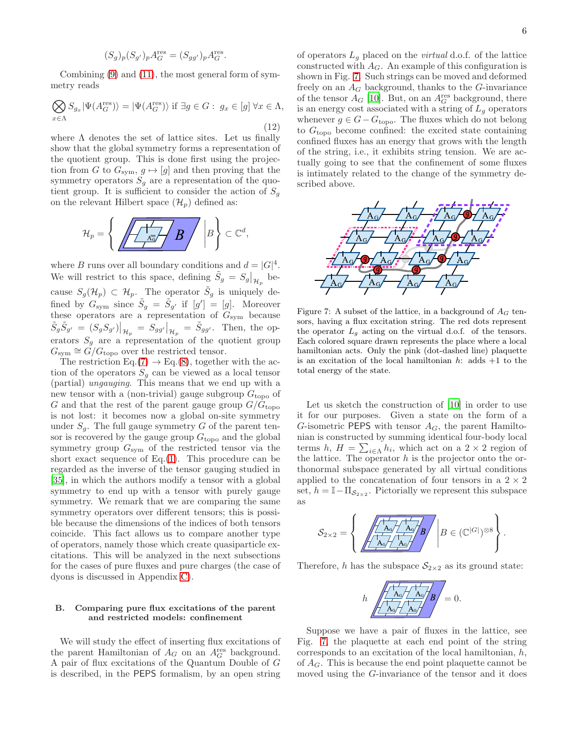$$(S_g)_p (S_{g'})_p A_G^{\text{res}} = (S_{gg'})_p A_G^{\text{res}}.$$

Combining (9) and (11), the most general form of symmetry reads

$$\bigotimes_{x \in \Lambda} S_{g_x} |\Psi(A_G^{\text{res}})\rangle = |\Psi(A_G^{\text{res}})\rangle \text{ if } \exists g \in G : \; g_x \in [g] \; \forall x \in \Lambda, \tag{12}$$

where $\Lambda$ denotes the set of lattice sites. Let us finally show that the global symmetry forms a representation of the quotient group. This is done first using the projection from $G$ to $G_{\text{sym}}$, $g \mapsto [g]$ and then proving that the symmetry operators $S_g$ are a representation of the quotient group. It is sufficient to consider the action of $S_g$ on the relevant Hilbert space ($\mathcal{H}_p$) defined as:

$$\mathcal{H}_p = \left\{ \; [A_G^{\text{res}} \text{ with boundary } B] \; \middle| B \right\} \subset \mathbb{C}^d,$$

where $B$ runs over all boundary conditions and $d = |G|^4$. We will restrict to this space, defining $\tilde{S}_g = S_g\big|_{\mathcal{H}_p}$ because $S_g(\mathcal{H}_p) \subset \mathcal{H}_p$. The operator $\tilde{S}_g$ is uniquely defined by $G_{\text{sym}}$ since $\tilde{S}_g = \tilde{S}_{g'}$ if $[g'] = [g]$. Moreover these operators are a representation of $G_{\text{sym}}$ because $\tilde{S}_g \tilde{S}_{g'} = (S_g S_{g'})\big|_{\mathcal{H}_p} = S_{gg'}\big|_{\mathcal{H}_p} = \tilde{S}_{gg'}$. Then, the operators $S_g$ are a representation of the quotient group $G_{\text{sym}} \cong G/G_{\text{topo}}$ over the restricted tensor.

The restriction Eq.(7) $\to$ Eq.(8), together with the action of the operators $S_g$ can be viewed as a local tensor (partial) *ungauging*. This means that we end up with a new tensor with a (non-trivial) gauge subgroup $G_{\text{topo}}$ of $G$ and that the rest of the parent gauge group $G/G_{\text{topo}}$ is not lost: it becomes now a global on-site symmetry under $S_g$. The full gauge symmetry $G$ of the parent tensor is recovered by the gauge group $G_{\text{topo}}$ and the global symmetry group $G_{\text{sym}}$ of the restricted tensor via the short exact sequence of Eq.(1). This procedure can be regarded as the inverse of the tensor gauging studied in [35], in which the authors modify a tensor with a global symmetry to end up with a tensor with purely gauge symmetry. We remark that we are comparing the same symmetry operators over different tensors; this is possible because the dimensions of the indices of both tensors coincide. This fact allows us to compare another type of operators, namely those which create quasiparticle excitations. This will be analyzed in the next subsections for the cases of pure fluxes and pure charges (the case of dyons is discussed in Appendix C).

### B. Comparing pure flux excitations of the parent and restricted models: confinement

We will study the effect of inserting flux excitations of the parent Hamiltonian of $A_G$ on an $A_G^{\text{res}}$ background. A pair of flux excitations of the Quantum Double of $G$ is described, in the PEPS formalism, by an open string of operators $L_g$ placed on the *virtual* d.o.f. of the lattice constructed with $A_G$. An example of this configuration is shown in Fig. 7. Such strings can be moved and deformed freely on an $A_G$ background, thanks to the $G$-invariance of the tensor $A_G$ [10]. But, on an $A_G^{\text{res}}$ background, there is an energy cost associated with a string of $L_g$ operators whenever $g \in G - G_{\text{topo}}$. The fluxes which do not belong to $G_{\text{topo}}$ become confined: the excited state containing confined fluxes has an energy that grows with the length of the string, i.e., it exhibits string tension. We are actually going to see that the confinement of some fluxes is intimately related to the change of the symmetry described above.

Figure 7: A subset of the lattice, in a background of $A_G$ tensors, having a flux excitation string. The red dots represent the operator $L_g$ acting on the virtual d.o.f. of the tensors. Each colored square drawn represents the place where a local hamiltonian acts. Only the pink (dot-dashed line) plaquette is an excitation of the local hamiltonian $h$: adds +1 to the total energy of the state.

Let us sketch the construction of [10] in order to use it for our purposes. Given a state on the form of a $G$-isometric PEPS with tensor $A_G$, the parent Hamiltonian is constructed by summing identical four-body local terms $h$, $H = \sum_{i \in \Lambda} h_i$, which act on a $2 \times 2$ region of the lattice. The operator $h$ is the projector onto the orthonormal subspace generated by all virtual conditions applied to the concatenation of four tensors in a $2 \times 2$ set, $h = \mathbb{I} - \Pi_{\mathcal{S}_{2\times 2}}$. Pictorially we represent this subspace as

$$\mathcal{S}_{2\times 2} = \left\{ \; [2\times 2 \text{ block of } A_G \text{ with boundary } B] \; \middle| B \in (\mathbb{C}^{|G|})^{\otimes 8} \right\}.$$

Therefore, $h$ has the subspace $\mathcal{S}_{2\times 2}$ as its ground state:

$$h \; [2\times 2 \text{ block of } A_G \text{ with boundary } B] = 0.$$

Suppose we have a pair of fluxes in the lattice, see Fig. 7, the plaquette at each end point of the string corresponds to an excitation of the local hamiltonian, $h$, of $A_G$. This is because the end point plaquette cannot be moved using the $G$-invariance of the tensor and it does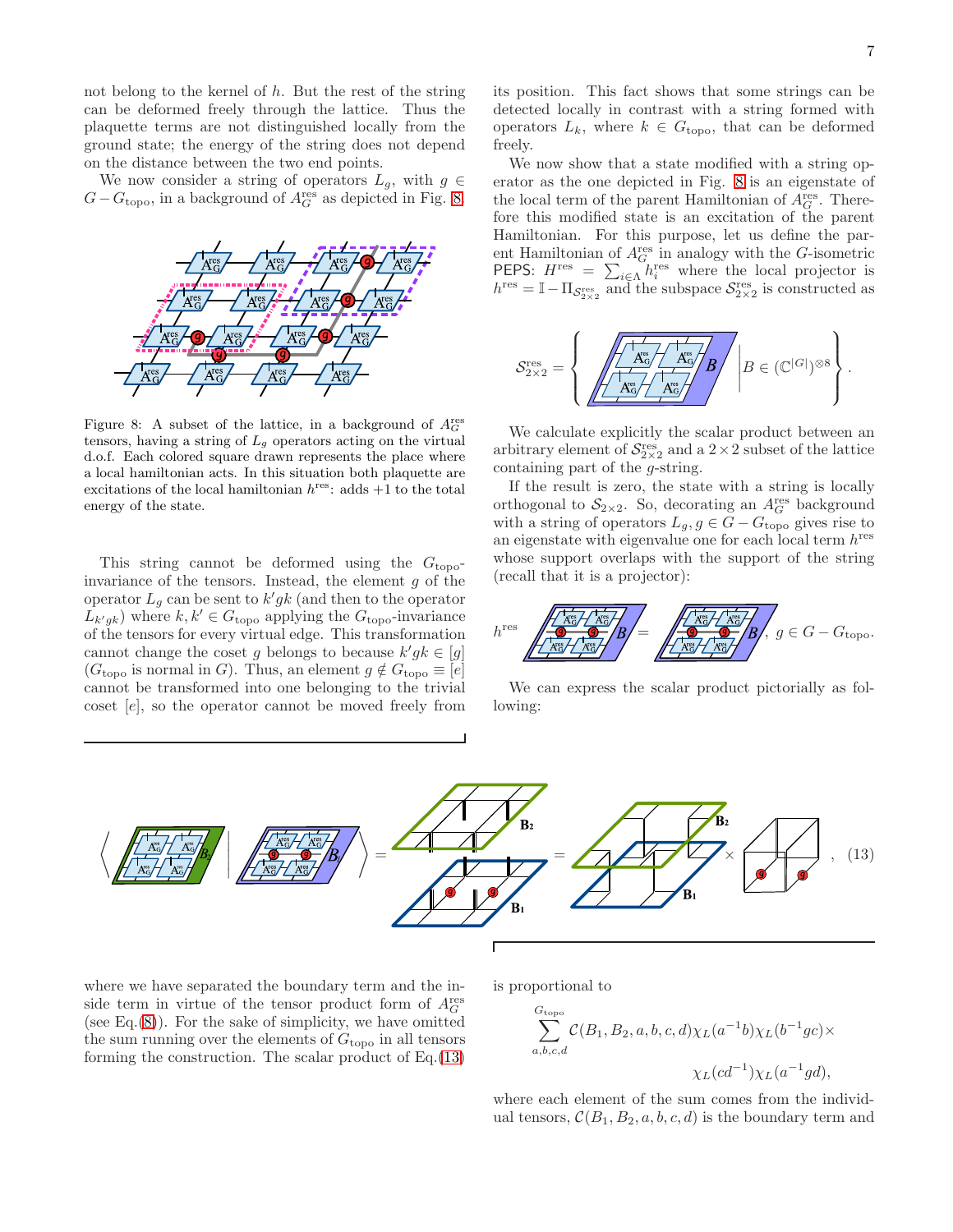not belong to the kernel of $h$. But the rest of the string can be deformed freely through the lattice. Thus the plaquette terms are not distinguished locally from the ground state; the energy of the string does not depend on the distance between the two end points.

We now consider a string of operators $L_g$, with $g \in G - G_{\rm topo}$, in a background of $A_G^{\rm res}$ as depicted in Fig. 8.

Figure 8: A subset of the lattice, in a background of $A_G^{\rm res}$ tensors, having a string of $L_g$ operators acting on the virtual d.o.f. Each colored square drawn represents the place where a local hamiltonian acts. In this situation both plaquette are excitations of the local hamiltonian $h^{\rm res}$: adds +1 to the total energy of the state.

This string cannot be deformed using the $G_{\rm topo}$-invariance of the tensors. Instead, the element $g$ of the operator $L_g$ can be sent to $k'gk$ (and then to the operator $L_{k'gk}$) where $k, k' \in G_{\rm topo}$ applying the $G_{\rm topo}$-invariance of the tensors for every virtual edge. This transformation cannot change the coset $g$ belongs to because $k'gk \in [g]$ ($G_{\rm topo}$ is normal in $G$). Thus, an element $g \notin G_{\rm topo} \equiv [e]$ cannot be transformed into one belonging to the trivial coset $[e]$, so the operator cannot be moved freely from its position. This fact shows that some strings can be detected locally in contrast with a string formed with operators $L_k$, where $k \in G_{\rm topo}$, that can be deformed freely.

We now show that a state modified with a string operator as the one depicted in Fig. 8 is an eigenstate of the local term of the parent Hamiltonian of $A_G^{\rm res}$. Therefore this modified state is an excitation of the parent Hamiltonian. For this purpose, let us define the parent Hamiltonian of $A_G^{\rm res}$ in analogy with the $G$-isometric PEPS: $H^{\rm res} = \sum_{i\in\Lambda} h_i^{\rm res}$ where the local projector is $h^{\rm res} = \mathbb{I} - \Pi_{\mathcal{S}^{\rm res}_{2\times 2}}$ and the subspace $\mathcal{S}^{\rm res}_{2\times 2}$ is constructed as

$$\mathcal{S}^{\rm res}_{2\times 2} = \left\{ \; [\text{2}\times\text{2 block of } A_G^{\rm res} \text{ contracted with } B] \; \middle| \; B \in (\mathbb{C}^{|G|})^{\otimes 8} \right\}.$$

We calculate explicitly the scalar product between an arbitrary element of $\mathcal{S}^{\rm res}_{2\times 2}$ and a $2\times 2$ subset of the lattice containing part of the $g$-string.

If the result is zero, the state with a string is locally orthogonal to $\mathcal{S}_{2\times 2}$. So, decorating an $A_G^{\rm res}$ background with a string of operators $L_g, g \in G - G_{\rm topo}$ gives rise to an eigenstate with eigenvalue one for each local term $h^{\rm res}$ whose support overlaps with the support of the string (recall that it is a projector):

$$h^{\rm res} \; [\text{block with } g\text{-string}, B] = [\text{block with } g\text{-string}, B], \; g \in G - G_{\rm topo}.$$

We can express the scalar product pictorially as following:

$$\left\langle [B_2] \middle| [g\text{-string}, B_1] \right\rangle = [\ldots] = [\ldots] \times [\ldots], \qquad (13)$$

where we have separated the boundary term and the inside term in virtue of the tensor product form of $A_G^{\rm res}$ (see Eq.(8)). For the sake of simplicity, we have omitted the sum running over the elements of $G_{\rm topo}$ in all tensors forming the construction. The scalar product of Eq.(13) is proportional to

$$\sum_{a,b,c,d}^{G_{\rm topo}} \mathcal{C}(B_1, B_2, a, b, c, d) \chi_L(a^{-1}b)\chi_L(b^{-1}gc) \times \chi_L(cd^{-1})\chi_L(a^{-1}gd),$$

where each element of the sum comes from the individual tensors, $\mathcal{C}(B_1, B_2, a, b, c, d)$ is the boundary term and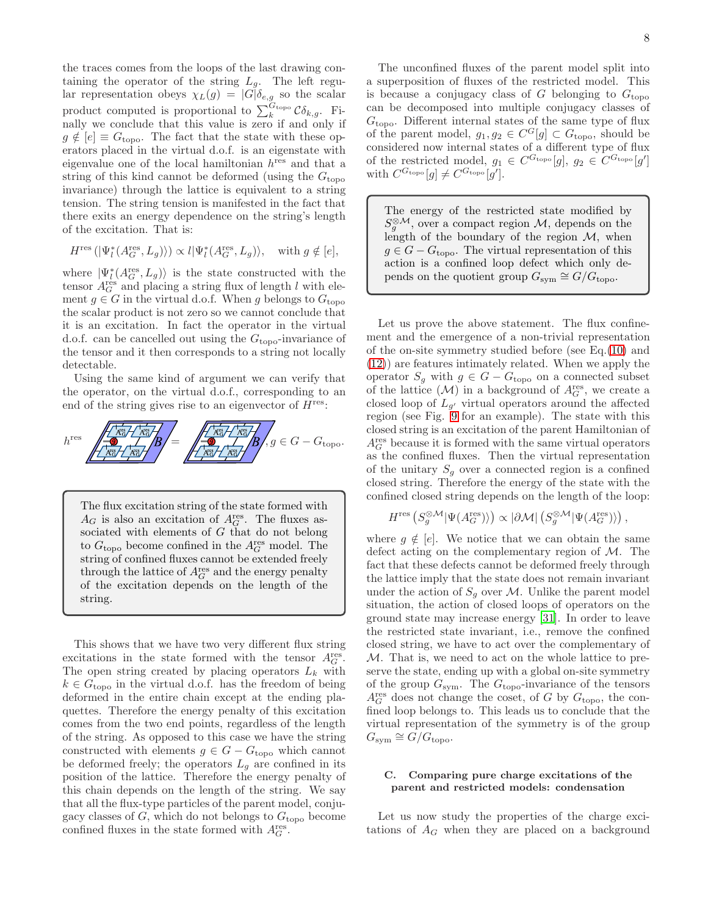the traces comes from the loops of the last drawing containing the operator of the string $L_g$. The left regular representation obeys $\chi_L(g) = |G|\delta_{e,g}$ so the scalar product computed is proportional to $\sum_k^{G_{\rm topo}} \mathcal{C}\delta_{k,g}$. Finally we conclude that this value is zero if and only if $g \notin [e] \equiv G_{\rm topo}$. The fact that the state with these operators placed in the virtual d.o.f. is an eigenstate with eigenvalue one of the local hamiltonian $h^{\rm res}$ and that a string of this kind cannot be deformed (using the $G_{\rm topo}$ invariance) through the lattice is equivalent to a string tension. The string tension is manifested in the fact that there exits an energy dependence on the string's length of the excitation. That is:

$$H^{\rm res}\left(|\Psi_l^*(A_G^{\rm res}, L_g)\rangle\right) \propto l|\Psi_l^*(A_G^{\rm res}, L_g)\rangle, \quad \text{with } g \notin [e],$$

where $|\Psi_l^*(A_G^{\rm res}, L_g)\rangle$ is the state constructed with the tensor $A_G^{\rm res}$ and placing a string flux of length $l$ with element $g \in G$ in the virtual d.o.f. When $g$ belongs to $G_{\rm topo}$ the scalar product is not zero so we cannot conclude that it is an excitation. In fact the operator in the virtual d.o.f. can be cancelled out using the $G_{\rm topo}$-invariance of the tensor and it then corresponds to a string not locally detectable.

Using the same kind of argument we can verify that the operator, on the virtual d.o.f., corresponding to an end of the string gives rise to an eigenvector of $H^{\rm res}$:

$$h^{\rm res} \; [\text{diagram}] = [\text{diagram}], \; g \in G - G_{\rm topo}.$$

> The flux excitation string of the state formed with $A_G$ is also an excitation of $A_G^{\rm res}$. The fluxes associated with elements of $G$ that do not belong to $G_{\rm topo}$ become confined in the $A_G^{\rm res}$ model. The string of confined fluxes cannot be extended freely through the lattice of $A_G^{\rm res}$ and the energy penalty of the excitation depends on the length of the string.

This shows that we have two very different flux string excitations in the state formed with the tensor $A_G^{\rm res}$. The open string created by placing operators $L_k$ with $k \in G_{\rm topo}$ in the virtual d.o.f. has the freedom of being deformed in the entire chain except at the ending plaquettes. Therefore the energy penalty of this excitation comes from the two end points, regardless of the length of the string. As opposed to this case we have the string constructed with elements $g \in G - G_{\rm topo}$ which cannot be deformed freely; the operators $L_g$ are confined in its position of the lattice. Therefore the energy penalty of this chain depends on the length of the string. We say that all the flux-type particles of the parent model, conjugacy classes of $G$, which do not belongs to $G_{\rm topo}$ become confined fluxes in the state formed with $A_G^{\rm res}$.

The unconfined fluxes of the parent model split into a superposition of fluxes of the restricted model. This is because a conjugacy class of $G$ belonging to $G_{\rm topo}$ can be decomposed into multiple conjugacy classes of $G_{\rm topo}$. Different internal states of the same type of flux of the parent model, $g_1, g_2 \in C^G[g] \subset G_{\rm topo}$, should be considered now internal states of a different type of flux of the restricted model, $g_1 \in C^{G_{\rm topo}}[g]$, $g_2 \in C^{G_{\rm topo}}[g']$ with $C^{G_{\rm topo}}[g] \neq C^{G_{\rm topo}}[g']$.

> The energy of the restricted state modified by $S_g^{\otimes \mathcal{M}}$, over a compact region $\mathcal{M}$, depends on the length of the boundary of the region $\mathcal{M}$, when $g \in G - G_{\rm topo}$. The virtual representation of this action is a confined loop defect which only depends on the quotient group $G_{\rm sym} \cong G/G_{\rm topo}$.

Let us prove the above statement. The flux confinement and the emergence of a non-trivial representation of the on-site symmetry studied before (see Eq.(10) and (12)) are features intimately related. When we apply the operator $S_g$ with $g \in G - G_{\rm topo}$ on a connected subset of the lattice ($\mathcal{M}$) in a background of $A_G^{\rm res}$, we create a closed loop of $L_{g'}$ virtual operators around the affected region (see Fig. 9 for an example). The state with this closed string is an excitation of the parent Hamiltonian of $A_G^{\rm res}$ because it is formed with the same virtual operators as the confined fluxes. Then the virtual representation of the unitary $S_g$ over a connected region is a confined closed string. Therefore the energy of the state with the confined closed string depends on the length of the loop:

$$H^{\rm res}\left(S_g^{\otimes \mathcal{M}}|\Psi(A_G^{\rm res})\rangle\right) \propto |\partial\mathcal{M}|\left(S_g^{\otimes \mathcal{M}}|\Psi(A_G^{\rm res})\rangle\right),$$

where $g \notin [e]$. We notice that we can obtain the same defect acting on the complementary region of $\mathcal{M}$. The fact that these defects cannot be deformed freely through the lattice imply that the state does not remain invariant under the action of $S_g$ over $\mathcal{M}$. Unlike the parent model situation, the action of closed loops of operators on the ground state may increase energy [31]. In order to leave the restricted state invariant, i.e., remove the confined closed string, we have to act over the complementary of $\mathcal{M}$. That is, we need to act on the whole lattice to preserve the state, ending up with a global on-site symmetry of the group $G_{\rm sym}$. The $G_{\rm topo}$-invariance of the tensors $A_G^{\rm res}$ does not change the coset, of $G$ by $G_{\rm topo}$, the confined loop belongs to. This leads us to conclude that the virtual representation of the symmetry is of the group $G_{\rm sym} \cong G/G_{\rm topo}$.

### C. Comparing pure charge excitations of the parent and restricted models: condensation

Let us now study the properties of the charge excitations of $A_G$ when they are placed on a background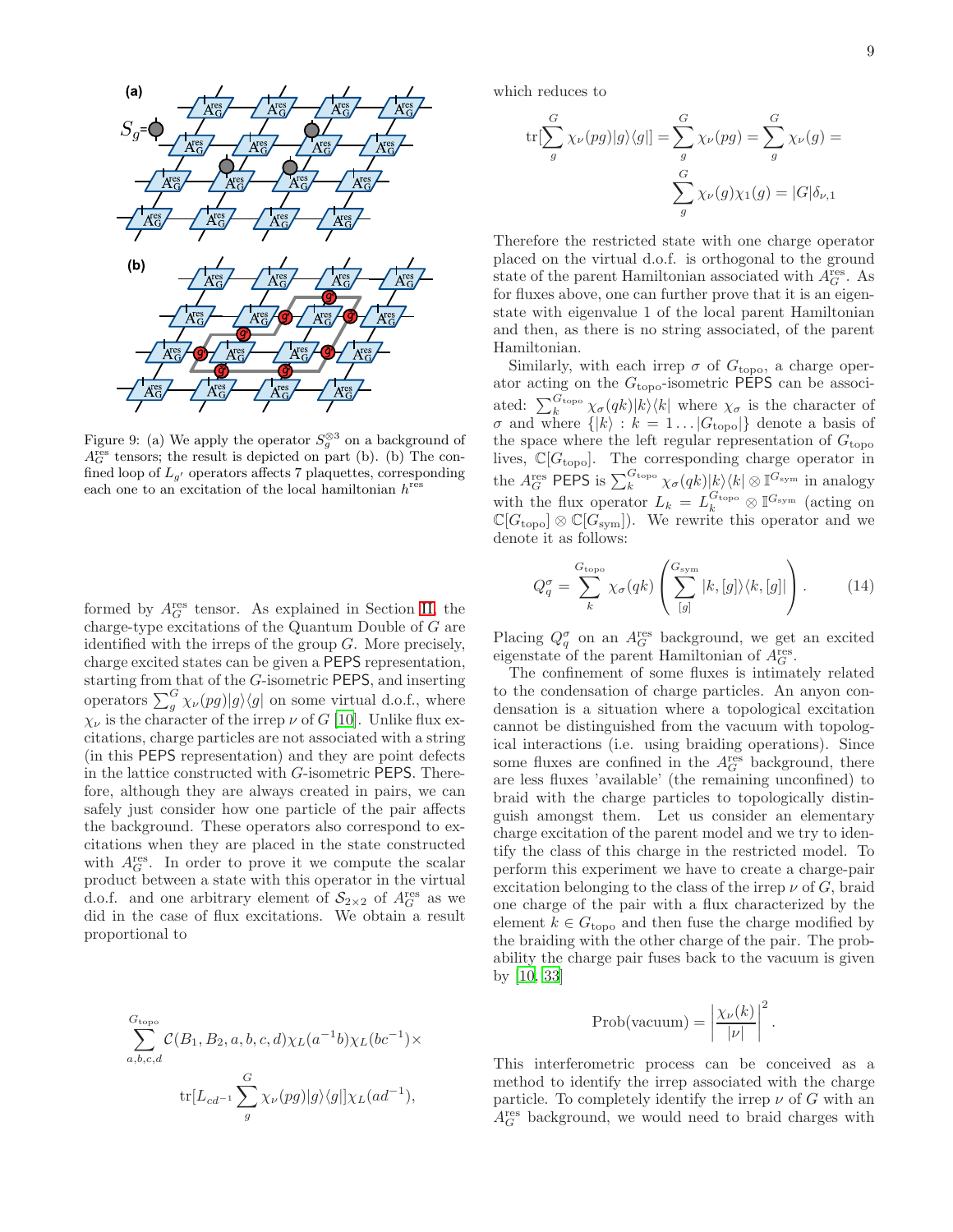Figure 9: (a) We apply the operator $S_g^{\otimes 3}$ on a background of $A_G^{\rm res}$ tensors; the result is depicted on part (b). (b) The confined loop of $L_{g'}$ operators affects 7 plaquettes, corresponding each one to an excitation of the local hamiltonian $h^{\rm res}$

formed by $A_G^{\rm res}$ tensor. As explained in Section II, the charge-type excitations of the Quantum Double of $G$ are identified with the irreps of the group $G$. More precisely, charge excited states can be given a PEPS representation, starting from that of the $G$-isometric PEPS, and inserting operators $\sum_g^G \chi_\nu(pg)|g\rangle\langle g|$ on some virtual d.o.f., where $\chi_\nu$ is the character of the irrep $\nu$ of $G$ [10]. Unlike flux excitations, charge particles are not associated with a string (in this PEPS representation) and they are point defects in the lattice constructed with $G$-isometric PEPS. Therefore, although they are always created in pairs, we can safely just consider how one particle of the pair affects the background. These operators also correspond to excitations when they are placed in the state constructed with $A_G^{\rm res}$. In order to prove it we compute the scalar product between a state with this operator in the virtual d.o.f. and one arbitrary element of $\mathcal{S}_{2\times 2}$ of $A_G^{\rm res}$ as we did in the case of flux excitations. We obtain a result proportional to

$$\sum_{a,b,c,d}^{G_{\rm topo}} \mathcal{C}(B_1,B_2,a,b,c,d)\chi_L(a^{-1}b)\chi_L(bc^{-1})\times$$
$$\mathrm{tr}[L_{cd^{-1}}\sum_g^G \chi_\nu(pg)|g\rangle\langle g|]\chi_L(ad^{-1}),$$

which reduces to

$$\mathrm{tr}[\sum_g^G \chi_\nu(pg)|g\rangle\langle g|] = \sum_g^G \chi_\nu(pg) = \sum_g^G \chi_\nu(g) =$$
$$\sum_g^G \chi_\nu(g)\chi_1(g) = |G|\delta_{\nu,1}$$

Therefore the restricted state with one charge operator placed on the virtual d.o.f. is orthogonal to the ground state of the parent Hamiltonian associated with $A_G^{\rm res}$. As for fluxes above, one can further prove that it is an eigenstate with eigenvalue 1 of the local parent Hamiltonian and then, as there is no string associated, of the parent Hamiltonian.

Similarly, with each irrep $\sigma$ of $G_{\rm topo}$, a charge operator acting on the $G_{\rm topo}$-isometric PEPS can be associated: $\sum_k^{G_{\rm topo}} \chi_\sigma(qk)|k\rangle\langle k|$ where $\chi_\sigma$ is the character of $\sigma$ and where $\{|k\rangle : k = 1 \ldots |G_{\rm topo}|\}$ denote a basis of the space where the left regular representation of $G_{\rm topo}$ lives, $\mathbb{C}[G_{\rm topo}]$. The corresponding charge operator in the $A_G^{\rm res}$ PEPS is $\sum_k^{G_{\rm topo}} \chi_\sigma(qk)|k\rangle\langle k| \otimes \mathbb{I}^{G_{\rm sym}}$ in analogy with the flux operator $L_k = L_k^{G_{\rm topo}} \otimes \mathbb{I}^{G_{\rm sym}}$ (acting on $\mathbb{C}[G_{\rm topo}] \otimes \mathbb{C}[G_{\rm sym}]$). We rewrite this operator and we denote it as follows:

$$Q_q^\sigma = \sum_k^{G_{\rm topo}} \chi_\sigma(qk)\left(\sum_{[g]}^{G_{\rm sym}} |k,[g]\rangle\langle k,[g]|\right). \qquad (14)$$

Placing $Q_q^\sigma$ on an $A_G^{\rm res}$ background, we get an excited eigenstate of the parent Hamiltonian of $A_G^{\rm res}$.

The confinement of some fluxes is intimately related to the condensation of charge particles. An anyon condensation is a situation where a topological excitation cannot be distinguished from the vacuum with topological interactions (i.e. using braiding operations). Since some fluxes are confined in the $A_G^{\rm res}$ background, there are less fluxes 'available' (the remaining unconfined) to braid with the charge particles to topologically distinguish amongst them. Let us consider an elementary charge excitation of the parent model and we try to identify the class of this charge in the restricted model. To perform this experiment we have to create a charge-pair excitation belonging to the class of the irrep $\nu$ of $G$, braid one charge of the pair with a flux characterized by the element $k \in G_{\rm topo}$ and then fuse the charge modified by the braiding with the other charge of the pair. The probability the charge pair fuses back to the vacuum is given by [10, 33]

$$\mathrm{Prob(vacuum)} = \left|\frac{\chi_\nu(k)}{|\nu|}\right|^2.$$

This interferometric process can be conceived as a method to identify the irrep associated with the charge particle. To completely identify the irrep $\nu$ of $G$ with an $A_G^{\rm res}$ background, we would need to braid charges with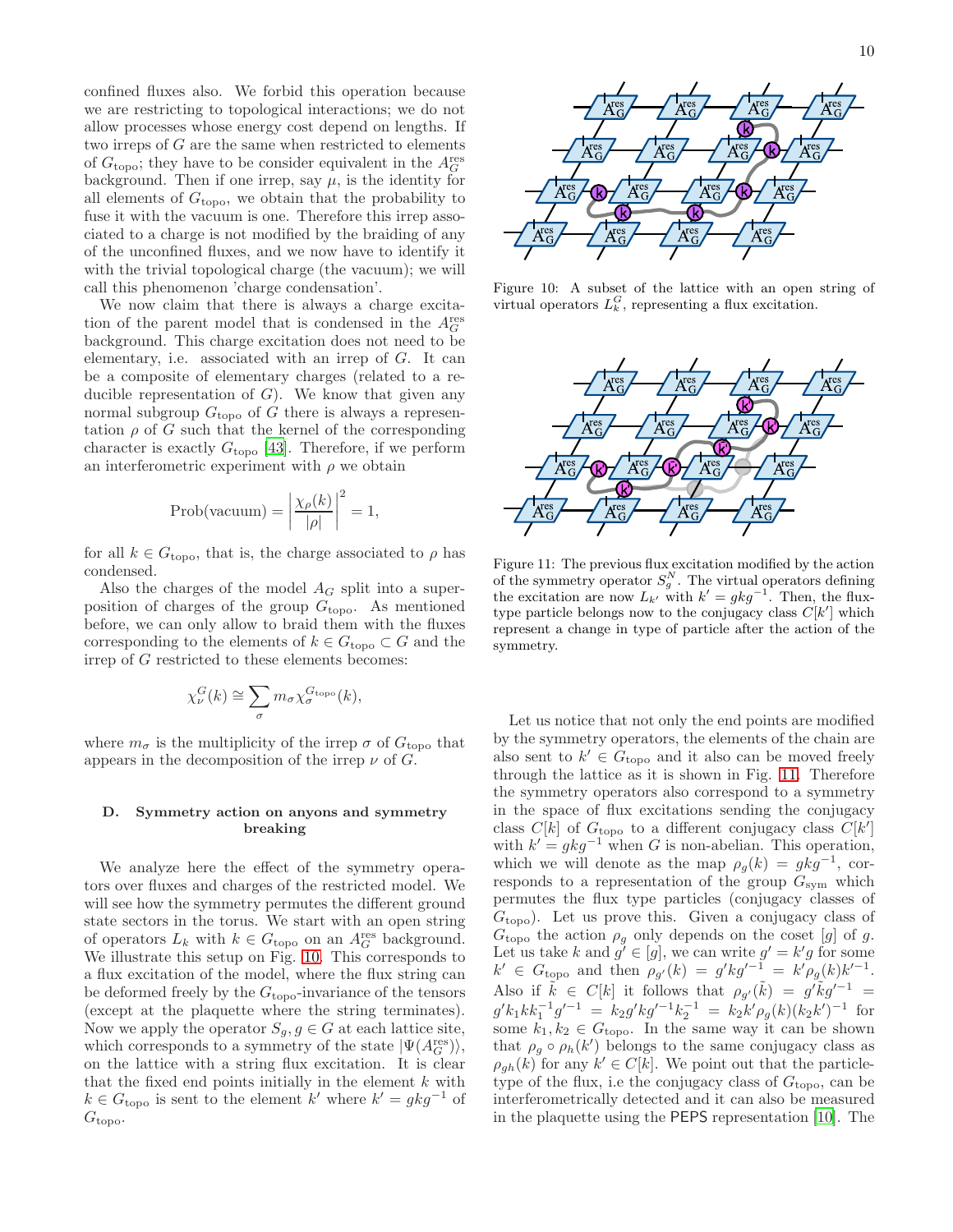confined fluxes also. We forbid this operation because we are restricting to topological interactions; we do not allow processes whose energy cost depend on lengths. If two irreps of $G$ are the same when restricted to elements of $G_{\text{topo}}$; they have to be consider equivalent in the $A_G^{\text{res}}$ background. Then if one irrep, say $\mu$, is the identity for all elements of $G_{\text{topo}}$, we obtain that the probability to fuse it with the vacuum is one. Therefore this irrep associated to a charge is not modified by the braiding of any of the unconfined fluxes, and we now have to identify it with the trivial topological charge (the vacuum); we will call this phenomenon 'charge condensation'.

We now claim that there is always a charge excitation of the parent model that is condensed in the $A_G^{\text{res}}$ background. This charge excitation does not need to be elementary, i.e. associated with an irrep of $G$. It can be a composite of elementary charges (related to a reducible representation of $G$). We know that given any normal subgroup $G_{\text{topo}}$ of $G$ there is always a representation $\rho$ of $G$ such that the kernel of the corresponding character is exactly $G_{\text{topo}}$ [43]. Therefore, if we perform an interferometric experiment with $\rho$ we obtain

$$\text{Prob(vacuum)} = \left|\frac{\chi_\rho(k)}{|\rho|}\right|^2 = 1,$$

for all $k \in G_{\text{topo}}$, that is, the charge associated to $\rho$ has condensed.

Also the charges of the model $A_G$ split into a superposition of charges of the group $G_{\text{topo}}$. As mentioned before, we can only allow to braid them with the fluxes corresponding to the elements of $k \in G_{\text{topo}} \subset G$ and the irrep of $G$ restricted to these elements becomes:

$$\chi_\nu^G(k) \cong \sum_\sigma m_\sigma \chi_\sigma^{G_{\text{topo}}}(k),$$

where $m_\sigma$ is the multiplicity of the irrep $\sigma$ of $G_{\text{topo}}$ that appears in the decomposition of the irrep $\nu$ of $G$.

### D. Symmetry action on anyons and symmetry breaking

We analyze here the effect of the symmetry operators over fluxes and charges of the restricted model. We will see how the symmetry permutes the different ground state sectors in the torus. We start with an open string of operators $L_k$ with $k \in G_{\text{topo}}$ on an $A_G^{\text{res}}$ background. We illustrate this setup on Fig. 10. This corresponds to a flux excitation of the model, where the flux string can be deformed freely by the $G_{\text{topo}}$-invariance of the tensors (except at the plaquette where the string terminates). Now we apply the operator $S_g, g \in G$ at each lattice site, which corresponds to a symmetry of the state $|\Psi(A_G^{\text{res}})\rangle$, on the lattice with a string flux excitation. It is clear that the fixed end points initially in the element $k$ with $k \in G_{\text{topo}}$ is sent to the element $k'$ where $k' = gkg^{-1}$ of $G_{\text{topo}}$.

Figure 10: A subset of the lattice with an open string of virtual operators $L_k^G$, representing a flux excitation.

Figure 11: The previous flux excitation modified by the action of the symmetry operator $S_g^N$. The virtual operators defining the excitation are now $L_{k'}$ with $k' = gkg^{-1}$. Then, the flux-type particle belongs now to the conjugacy class $C[k']$ which represent a change in type of particle after the action of the symmetry.

Let us notice that not only the end points are modified by the symmetry operators, the elements of the chain are also sent to $k' \in G_{\text{topo}}$ and it also can be moved freely through the lattice as it is shown in Fig. 11. Therefore the symmetry operators also correspond to a symmetry in the space of flux excitations sending the conjugacy class $C[k]$ of $G_{\text{topo}}$ to a different conjugacy class $C[k']$ with $k' = gkg^{-1}$ when $G$ is non-abelian. This operation, which we will denote as the map $\rho_g(k) = gkg^{-1}$, corresponds to a representation of the group $G_{\text{sym}}$ which permutes the flux type particles (conjugacy classes of $G_{\text{topo}}$). Let us prove this. Given a conjugacy class of $G_{\text{topo}}$ the action $\rho_g$ only depends on the coset $[g]$ of $g$. Let us take $k$ and $g' \in [g]$, we can write $g' = k'g$ for some $k' \in G_{\text{topo}}$ and then $\rho_{g'}(k) = g'kg'^{-1} = k'\rho_g(k)k'^{-1}$. Also if $\tilde{k} \in C[k]$ it follows that $\rho_{g'}(\tilde{k}) = g'\tilde{k}g'^{-1} = g'k_1kk_1^{-1}g'^{-1} = k_2g'kg'^{-1}k_2^{-1} = k_2k'\rho_g(k)(k_2k')^{-1}$ for some $k_1, k_2 \in G_{\text{topo}}$. In the same way it can be shown that $\rho_g \circ \rho_h(k')$ belongs to the same conjugacy class as $\rho_{gh}(k)$ for any $k' \in C[k]$. We point out that the particle-type of the flux, i.e the conjugacy class of $G_{\text{topo}}$, can be interferometrically detected and it can also be measured in the plaquette using the PEPS representation [10]. The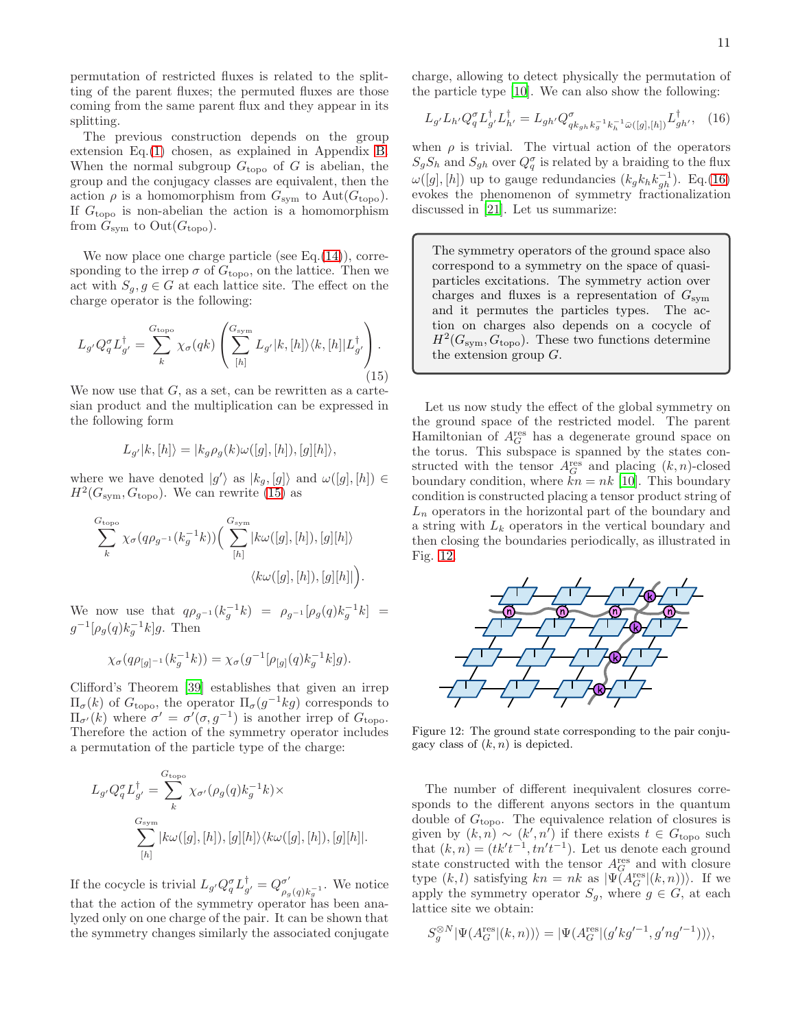permutation of restricted fluxes is related to the splitting of the parent fluxes; the permuted fluxes are those coming from the same parent flux and they appear in its splitting.

The previous construction depends on the group extension Eq.(1) chosen, as explained in Appendix B. When the normal subgroup $G_{\text{topo}}$ of $G$ is abelian, the group and the conjugacy classes are equivalent, then the action $\rho$ is a homomorphism from $G_{\text{sym}}$ to $\text{Aut}(G_{\text{topo}})$. If $G_{\text{topo}}$ is non-abelian the action is a homomorphism from $G_{\text{sym}}$ to $\text{Out}(G_{\text{topo}})$.

We now place one charge particle (see Eq.(14)), corresponding to the irrep $\sigma$ of $G_{\text{topo}}$, on the lattice. Then we act with $S_g, g \in G$ at each lattice site. The effect on the charge operator is the following:

$$L_{g'} Q^\sigma_q L^\dagger_{g'} = \sum_k^{G_{\text{topo}}} \chi_\sigma(qk) \left( \sum_{[h]}^{G_{\text{sym}}} L_{g'} |k, [h]\rangle\langle k, [h]| L^\dagger_{g'} \right). \tag{15}$$

We now use that $G$, as a set, can be rewritten as a cartesian product and the multiplication can be expressed in the following form

$$L_{g'}|k, [h]\rangle = |k_g \rho_g(k) \omega([g], [h]), [g][h]\rangle,$$

where we have denoted $|g'\rangle$ as $|k_g, [g]\rangle$ and $\omega([g], [h]) \in H^2(G_{\text{sym}}, G_{\text{topo}})$. We can rewrite (15) as

$$\sum_k^{G_{\text{topo}}} \chi_\sigma(q\rho_{g^{-1}}(k_g^{-1}k)) \Big( \sum_{[h]}^{G_{\text{sym}}} |k\omega([g], [h]), [g][h]\rangle \langle k\omega([g], [h]), [g][h]| \Big).$$

We now use that $q\rho_{g^{-1}}(k_g^{-1}k) = \rho_{g^{-1}}[\rho_g(q)k_g^{-1}k] = g^{-1}[\rho_g(q)k_g^{-1}k]g$. Then

$$\chi_\sigma(q\rho_{[g]^{-1}}(k_g^{-1}k)) = \chi_\sigma(g^{-1}[\rho_{[g]}(q)k_g^{-1}k]g).$$

Clifford's Theorem [39] establishes that given an irrep $\Pi_\sigma(k)$ of $G_{\text{topo}}$, the operator $\Pi_\sigma(g^{-1}kg)$ corresponds to $\Pi_{\sigma'}(k)$ where $\sigma' = \sigma'(\sigma, g^{-1})$ is another irrep of $G_{\text{topo}}$. Therefore the action of the symmetry operator includes a permutation of the particle type of the charge:

$$L_{g'} Q^\sigma_q L^\dagger_{g'} = \sum_k^{G_{\text{topo}}} \chi_{\sigma'}(\rho_g(q)k_g^{-1}k) \times \sum_{[h]}^{G_{\text{sym}}} |k\omega([g], [h]), [g][h]\rangle\langle k\omega([g], [h]), [g][h]|.$$

If the cocycle is trivial $L_{g'} Q^\sigma_q L^\dagger_{g'} = Q^{\sigma'}_{\rho_g(q)k_g^{-1}}$. We notice that the action of the symmetry operator has been analyzed only on one charge of the pair. It can be shown that the symmetry changes similarly the associated conjugate charge, allowing to detect physically the permutation of the particle type [10]. We can also show the following:

$$L_{g'} L_{h'} Q^\sigma_q L^\dagger_{g'} L^\dagger_{h'} = L_{gh'} Q^\sigma_{qk_{gh}k_g^{-1}k_h^{-1}\bar{\omega}([g],[h])} L^\dagger_{gh'}, \tag{16}$$

when $\rho$ is trivial. The virtual action of the operators $S_g S_h$ and $S_{gh}$ over $Q^\sigma_q$ is related by a braiding to the flux $\omega([g], [h])$ up to gauge redundancies ($k_g k_h k^{-1}_{gh}$). Eq.(16) evokes the phenomenon of symmetry fractionalization discussed in [21]. Let us summarize:

> The symmetry operators of the ground space also correspond to a symmetry on the space of quasiparticles excitations. The symmetry action over charges and fluxes is a representation of $G_{\text{sym}}$ and it permutes the particles types. The action on charges also depends on a cocycle of $H^2(G_{\text{sym}}, G_{\text{topo}})$. These two functions determine the extension group $G$.

Let us now study the effect of the global symmetry on the ground space of the restricted model. The parent Hamiltonian of $A^{\text{res}}_G$ has a degenerate ground space on the torus. This subspace is spanned by the states constructed with the tensor $A^{\text{res}}_G$ and placing $(k, n)$-closed boundary condition, where $kn = nk$ [10]. This boundary condition is constructed placing a tensor product string of $L_n$ operators in the horizontal part of the boundary and a string with $L_k$ operators in the vertical boundary and then closing the boundaries periodically, as illustrated in Fig. 12.

Figure 12: The ground state corresponding to the pair conjugacy class of $(k, n)$ is depicted.

The number of different inequivalent closures corresponds to the different anyons sectors in the quantum double of $G_{\text{topo}}$. The equivalence relation of closures is given by $(k, n) \sim (k', n')$ if there exists $t \in G_{\text{topo}}$ such that $(k, n) = (tk't^{-1}, tn't^{-1})$. Let us denote each ground state constructed with the tensor $A^{\text{res}}_G$ and with closure type $(k, l)$ satisfying $kn = nk$ as $|\Psi(A^{\text{res}}_G|(k, n))\rangle$. If we apply the symmetry operator $S_g$, where $g \in G$, at each lattice site we obtain:

$$S_g^{\otimes N} |\Psi(A^{\text{res}}_G|(k, n))\rangle = |\Psi(A^{\text{res}}_G|(g'kg'^{-1}, g'ng'^{-1}))\rangle,$$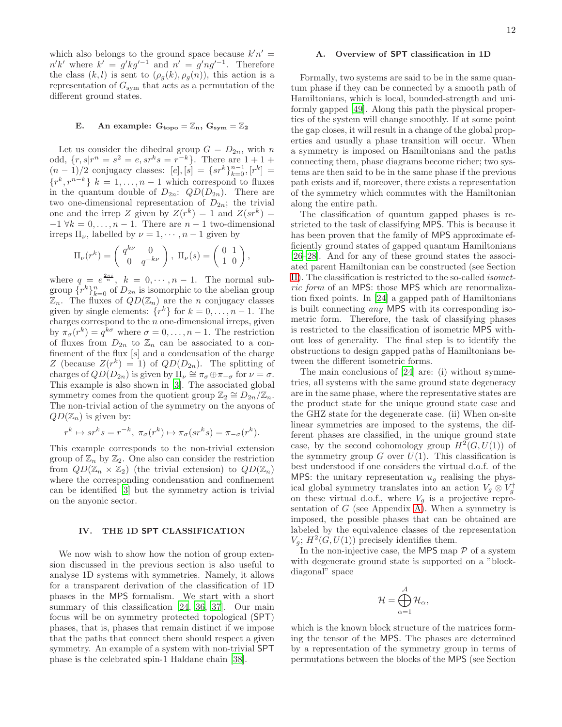which also belongs to the ground space because $k'n' = n'k'$ where $k' = g'kg'^{-1}$ and $n' = g'ng'^{-1}$. Therefore the class $(k, l)$ is sent to $(\rho_g(k), \rho_g(n))$, this action is a representation of $G_{\rm sym}$ that acts as a permutation of the different ground states.

### E. An example: $\mathbf{G_{topo} = \mathbb{Z}_n}$, $\mathbf{G_{sym} = \mathbb{Z}_2}$

Let us consider the dihedral group $G = D_{2n}$, with $n$ odd, $\{r, s | r^n = s^2 = e, sr^k s = r^{-k}\}$. There are $1 + 1 + (n-1)/2$ conjugacy classes: $[e], [s] = \{sr^k\}_{k=0}^{n-1}, [r^k] = \{r^k, r^{n-k}\}$ $k = 1, \ldots, n-1$ which correspond to fluxes in the quantum double of $D_{2n}$: $QD(D_{2n})$. There are two one-dimensional representation of $D_{2n}$; the trivial one and the irrep $Z$ given by $Z(r^k) = 1$ and $Z(sr^k) = -1$ $\forall k = 0, \ldots, n-1$. There are $n-1$ two-dimensional irreps $\Pi_\nu$, labelled by $\nu = 1, \cdots, n-1$ given by

$$\Pi_\nu(r^k) = \begin{pmatrix} q^{k\nu} & 0 \\ 0 & q^{-k\nu} \end{pmatrix},\ \Pi_\nu(s) = \begin{pmatrix} 0 & 1 \\ 1 & 0 \end{pmatrix},$$

where $q = e^{\frac{2\pi i}{n}}$, $k = 0, \cdots, n-1$. The normal subgroup $\{r^k\}_{k=0}^n$ of $D_{2n}$ is isomorphic to the abelian group $\mathbb{Z}_n$. The fluxes of $QD(\mathbb{Z}_n)$ are the $n$ conjugacy classes given by single elements: $\{r^k\}$ for $k = 0, \ldots, n-1$. The charges correspond to the $n$ one-dimensional irreps, given by $\pi_\sigma(r^k) = q^{k\sigma}$ where $\sigma = 0, \ldots, n-1$. The restriction of fluxes from $D_{2n}$ to $\mathbb{Z}_n$ can be associated to a confinement of the flux $[s]$ and a condensation of the charge $Z$ (because $Z(r^k) = 1$) of $QD(D_{2n})$. The splitting of charges of $QD(D_{2n})$ is given by $\Pi_\nu \cong \pi_\sigma \oplus \pi_{-\sigma}$ for $\nu = \sigma$. This example is also shown in [3]. The associated global symmetry comes from the quotient group $\mathbb{Z}_2 \cong D_{2n}/\mathbb{Z}_n$. The non-trivial action of the symmetry on the anyons of $QD(\mathbb{Z}_n)$ is given by:

$$r^k \mapsto sr^k s = r^{-k},\ \pi_\sigma(r^k) \mapsto \pi_\sigma(sr^k s) = \pi_{-\sigma}(r^k).$$

This example corresponds to the non-trivial extension group of $\mathbb{Z}_n$ by $\mathbb{Z}_2$. One also can consider the restriction from $QD(\mathbb{Z}_n \times \mathbb{Z}_2)$ (the trivial extension) to $QD(\mathbb{Z}_n)$ where the corresponding condensation and confinement can be identified [3] but the symmetry action is trivial on the anyonic sector.

## IV. THE 1D SPT CLASSIFICATION

We now wish to show how the notion of group extension discussed in the previous section is also useful to analyse 1D systems with symmetries. Namely, it allows for a transparent derivation of the classification of 1D phases in the MPS formalism. We start with a short summary of this classification [24, 36, 37]. Our main focus will be on symmetry protected topological (SPT) phases, that is, phases that remain distinct if we impose that the paths that connect them should respect a given symmetry. An example of a system with non-trivial SPT phase is the celebrated spin-1 Haldane chain [38].

### A. Overview of SPT classification in 1D

Formally, two systems are said to be in the same quantum phase if they can be connected by a smooth path of Hamiltonians, which is local, bounded-strength and uniformly gapped [49]. Along this path the physical properties of the system will change smoothly. If at some point the gap closes, it will result in a change of the global properties and usually a phase transition will occur. When a symmetry is imposed on Hamiltonians and the paths connecting them, phase diagrams become richer; two systems are then said to be in the same phase if the previous path exists and if, moreover, there exists a representation of the symmetry which commutes with the Hamiltonian along the entire path.

The classification of quantum gapped phases is restricted to the task of classifying MPS. This is because it has been proven that the family of MPS approximate efficiently ground states of gapped quantum Hamiltonians [26–28]. And for any of these ground states the associated parent Hamiltonian can be constructed (see Section II). The classification is restricted to the so-called *isometric form* of an MPS: those MPS which are renormalization fixed points. In [24] a gapped path of Hamiltonians is built connecting *any* MPS with its corresponding isometric form. Therefore, the task of classifying phases is restricted to the classification of isometric MPS without loss of generality. The final step is to identify the obstructions to design gapped paths of Hamiltonians between the different isometric forms.

The main conclusions of [24] are: (i) without symmetries, all systems with the same ground state degeneracy are in the same phase, where the representative states are the product state for the unique ground state case and the GHZ state for the degenerate case. (ii) When on-site linear symmetries are imposed to the systems, the different phases are classified, in the unique ground state case, by the second cohomology group $H^2(G, U(1))$ of the symmetry group $G$ over $U(1)$. This classification is best understood if one considers the virtual d.o.f. of the MPS: the unitary representation $u_g$ realising the physical global symmetry translates into an action $V_g \otimes V_g^\dagger$ on these virtual d.o.f., where $V_g$ is a projective representation of $G$ (see Appendix A). When a symmetry is imposed, the possible phases that can be obtained are labeled by the equivalence classes of the representation $V_g$; $H^2(G, U(1))$ precisely identifies them.

In the non-injective case, the MPS map $\mathcal{P}$ of a system with degenerate ground state is supported on a "block-diagonal" space

$$\mathcal{H} = \bigoplus_{\alpha=1}^{\mathcal{A}} \mathcal{H}_\alpha,$$

which is the known block structure of the matrices forming the tensor of the MPS. The phases are determined by a representation of the symmetry group in terms of permutations between the blocks of the MPS (see Section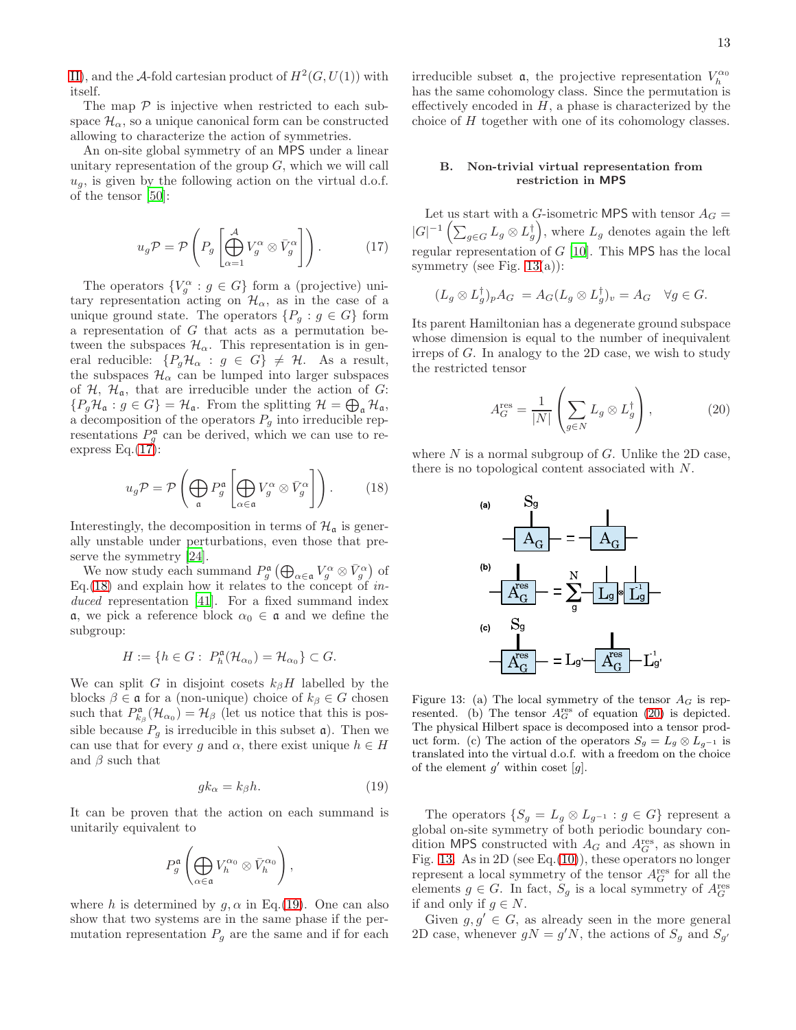II), and the $\mathcal{A}$-fold cartesian product of $H^2(G, U(1))$ with itself.

The map $\mathcal{P}$ is injective when restricted to each subspace $\mathcal{H}_\alpha$, so a unique canonical form can be constructed allowing to characterize the action of symmetries.

An on-site global symmetry of an MPS under a linear unitary representation of the group $G$, which we will call $u_g$, is given by the following action on the virtual d.o.f. of the tensor [50]:

$$u_g \mathcal{P} = \mathcal{P}\left(P_g\left[\bigoplus_{\alpha=1}^{\mathcal{A}} V_g^\alpha \otimes \bar{V}_g^\alpha\right]\right). \tag{17}$$

The operators $\{V_g^\alpha : g \in G\}$ form a (projective) unitary representation acting on $\mathcal{H}_\alpha$, as in the case of a unique ground state. The operators $\{P_g : g \in G\}$ form a representation of $G$ that acts as a permutation between the subspaces $\mathcal{H}_\alpha$. This representation is in general reducible: $\{P_g \mathcal{H}_\alpha : g \in G\} \neq \mathcal{H}$. As a result, the subspaces $\mathcal{H}_\alpha$ can be lumped into larger subspaces of $\mathcal{H}$, $\mathcal{H}_\mathfrak{a}$, that are irreducible under the action of $G$: $\{P_g \mathcal{H}_\mathfrak{a} : g \in G\} = \mathcal{H}_\mathfrak{a}$. From the splitting $\mathcal{H} = \bigoplus_\mathfrak{a} \mathcal{H}_\mathfrak{a}$, a decomposition of the operators $P_g$ into irreducible representations $P_g^\mathfrak{a}$ can be derived, which we can use to reexpress Eq.(17):

$$u_g \mathcal{P} = \mathcal{P}\left(\bigoplus_\mathfrak{a} P_g^\mathfrak{a}\left[\bigoplus_{\alpha\in\mathfrak{a}} V_g^\alpha \otimes \bar{V}_g^\alpha\right]\right). \tag{18}$$

Interestingly, the decomposition in terms of $\mathcal{H}_\mathfrak{a}$ is generally unstable under perturbations, even those that preserve the symmetry [24].

We now study each summand $P_g^\mathfrak{a}\left(\bigoplus_{\alpha\in\mathfrak{a}} V_g^\alpha \otimes \bar{V}_g^\alpha\right)$ of Eq.(18) and explain how it relates to the concept of *induced* representation [41]. For a fixed summand index $\mathfrak{a}$, we pick a reference block $\alpha_0 \in \mathfrak{a}$ and we define the subgroup:

$$H := \{h \in G : \; P_h^\mathfrak{a}(\mathcal{H}_{\alpha_0}) = \mathcal{H}_{\alpha_0}\} \subset G.$$

We can split $G$ in disjoint cosets $k_\beta H$ labelled by the blocks $\beta \in \mathfrak{a}$ for a (non-unique) choice of $k_\beta \in G$ chosen such that $P_{k_\beta}^\mathfrak{a}(\mathcal{H}_{\alpha_0}) = \mathcal{H}_\beta$ (let us notice that this is possible because $P_g$ is irreducible in this subset $\mathfrak{a}$). Then we can use that for every $g$ and $\alpha$, there exist unique $h \in H$ and $\beta$ such that

$$g k_\alpha = k_\beta h. \tag{19}$$

It can be proven that the action on each summand is unitarily equivalent to

$$P_g^\mathfrak{a}\left(\bigoplus_{\alpha\in\mathfrak{a}} V_h^{\alpha_0} \otimes \bar{V}_h^{\alpha_0}\right),$$

where $h$ is determined by $g, \alpha$ in Eq.(19). One can also show that two systems are in the same phase if the permutation representation $P_g$ are the same and if for each irreducible subset $\mathfrak{a}$, the projective representation $V_h^{\alpha_0}$ has the same cohomology class. Since the permutation is effectively encoded in $H$, a phase is characterized by the choice of $H$ together with one of its cohomology classes.

### B. Non-trivial virtual representation from restriction in MPS

Let us start with a $G$-isometric MPS with tensor $A_G = |G|^{-1}\left(\sum_{g\in G} L_g \otimes L_g^\dagger\right)$, where $L_g$ denotes again the left regular representation of $G$ [10]. This MPS has the local symmetry (see Fig. 13(a)):

$$(L_g \otimes L_g^\dagger)_p A_G \; = A_G (L_g \otimes L_g^\dagger)_v = A_G \quad \forall g \in G.$$

Its parent Hamiltonian has a degenerate ground subspace whose dimension is equal to the number of inequivalent irreps of $G$. In analogy to the 2D case, we wish to study the restricted tensor

$$A_G^{\text{res}} = \frac{1}{|N|}\left(\sum_{g\in N} L_g \otimes L_g^\dagger\right), \tag{20}$$

where $N$ is a normal subgroup of $G$. Unlike the 2D case, there is no topological content associated with $N$.

Figure 13: (a) The local symmetry of the tensor $A_G$ is represented. (b) The tensor $A_G^{\text{res}}$ of equation (20) is depicted. The physical Hilbert space is decomposed into a tensor product form. (c) The action of the operators $S_g = L_g \otimes L_{g^{-1}}$ is translated into the virtual d.o.f. with a freedom on the choice of the element $g'$ within coset $[g]$.

The operators $\{S_g = L_g \otimes L_{g^{-1}} : g \in G\}$ represent a global on-site symmetry of both periodic boundary condition MPS constructed with $A_G$ and $A_G^{\text{res}}$, as shown in Fig. 13. As in 2D (see Eq.(10)), these operators no longer represent a local symmetry of the tensor $A_G^{\text{res}}$ for all the elements $g \in G$. In fact, $S_g$ is a local symmetry of $A_G^{\text{res}}$ if and only if $g \in N$.

Given $g, g' \in G$, as already seen in the more general 2D case, whenever $gN = g'N$, the actions of $S_g$ and $S_{g'}$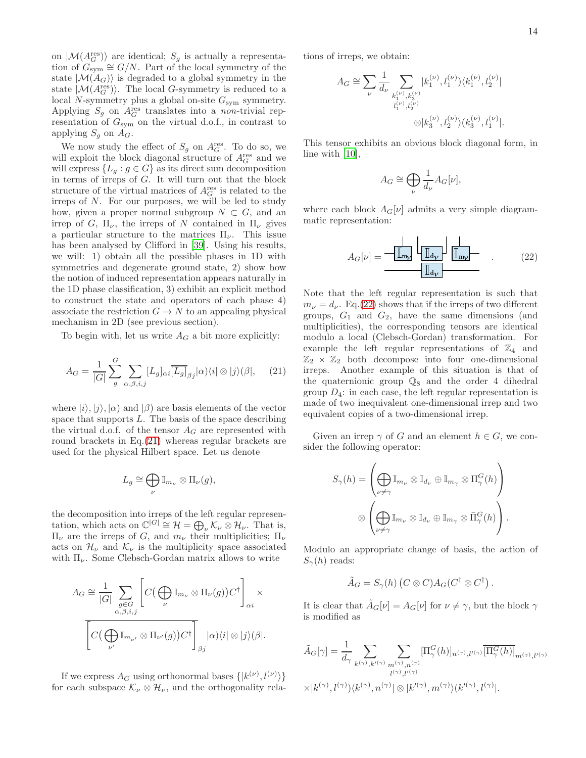on $|\mathcal{M}(A_G^{\rm res})\rangle$ are identical; $S_g$ is actually a representation of $G_{\rm sym} \cong G/N$. Part of the local symmetry of the state $|\mathcal{M}(A_G)\rangle$ is degraded to a global symmetry in the state $|\mathcal{M}(A_G^{\rm res})\rangle$. The local $G$-symmetry is reduced to a local $N$-symmetry plus a global on-site $G_{\rm sym}$ symmetry. Applying $S_g$ on $A_G^{\rm res}$ translates into a *non*-trivial representation of $G_{\rm sym}$ on the virtual d.o.f., in contrast to applying $S_g$ on $A_G$.

We now study the effect of $S_g$ on $A_G^{\rm res}$. To do so, we will exploit the block diagonal structure of $A_G^{\rm res}$ and we will express $\{L_g : g \in G\}$ as its direct sum decomposition in terms of irreps of $G$. It will turn out that the block structure of the virtual matrices of $A_G^{\rm res}$ is related to the irreps of $N$. For our purposes, we will be led to study how, given a proper normal subgroup $N \subset G$, and an irrep of $G$, $\Pi_\nu$, the irreps of $N$ contained in $\Pi_\nu$ gives a particular structure to the matrices $\Pi_\nu$. This issue has been analysed by Clifford in [39]. Using his results, we will: 1) obtain all the possible phases in 1D with symmetries and degenerate ground state, 2) show how the notion of induced representation appears naturally in the 1D phase classification, 3) exhibit an explicit method to construct the state and operators of each phase 4) associate the restriction $G \to N$ to an appealing physical mechanism in 2D (see previous section).

To begin with, let us write $A_G$ a bit more explicitly:

$$A_G = \frac{1}{|G|}\sum_{g}^{G}\sum_{\alpha,\beta,i,j}[L_g]_{\alpha i}\overline{[L_g]}_{\beta j}|\alpha)\langle i|\otimes|j\rangle(\beta|, \qquad (21)$$

where $|i\rangle, |j\rangle, |\alpha)$ and $|\beta)$ are basis elements of the vector space that supports $L$. The basis of the space describing the virtual d.o.f. of the tensor $A_G$ are represented with round brackets in Eq.(21) whereas regular brackets are used for the physical Hilbert space. Let us denote

$$L_g \cong \bigoplus_\nu \mathbb{I}_{m_\nu}\otimes\Pi_\nu(g),$$

the decomposition into irreps of the left regular representation, which acts on $\mathbb{C}^{|G|} \cong \mathcal{H} = \bigoplus_\nu \mathcal{K}_\nu \otimes \mathcal{H}_\nu$. That is, $\Pi_\nu$ are the irreps of $G$, and $m_\nu$ their multiplicities; $\Pi_\nu$ acts on $\mathcal{H}_\nu$ and $\mathcal{K}_\nu$ is the multiplicity space associated with $\Pi_\nu$. Some Clebsch-Gordan matrix allows to write

$$A_G \cong \frac{1}{|G|}\sum_{\substack{g\in G\\ \alpha,\beta,i,j}}\left[C\big(\bigoplus_\nu \mathbb{I}_{m_\nu}\otimes\Pi_\nu(g)\big)C^\dagger\right]_{\alpha i}\times \overline{\left[C\big(\bigoplus_{\nu'} \mathbb{I}_{m_{\nu'}}\otimes\Pi_{\nu'}(g)\big)C^\dagger\right]}_{\beta j}|\alpha)\langle i|\otimes|j\rangle(\beta|.$$

If we express $A_G$ using orthonormal bases $\{|k^{(\nu)}, l^{(\nu)}\rangle\}$ for each subspace $\mathcal{K}_\nu \otimes \mathcal{H}_\nu$, and the orthogonality relations of irreps, we obtain:

$$A_G \cong \sum_\nu \frac{1}{d_\nu}\sum_{\substack{k_1^{(\nu)},k_3^{(\nu)}\\ l_1^{(\nu)},l_2^{(\nu)}}}|k_1^{(\nu)},l_1^{(\nu)})\langle k_1^{(\nu)},l_2^{(\nu)}| \otimes|k_3^{(\nu)},l_2^{(\nu)}\rangle(k_3^{(\nu)},l_1^{(\nu)}|.$$

This tensor exhibits an obvious block diagonal form, in line with [10],

$$A_G \cong \bigoplus_\nu \frac{1}{d_\nu}A_G[\nu],$$

where each block $A_G[\nu]$ admits a very simple diagrammatic representation:

$$A_G[\nu] = \text{[diagram with boxes } \mathbb{I}_{m_\nu}, \mathbb{I}_{d_\nu}, \mathbb{I}_{m_\nu} \text{ on top and } \mathbb{I}_{d_\nu} \text{ below]}. \qquad (22)$$

Note that the left regular representation is such that $m_\nu = d_\nu$. Eq.(22) shows that if the irreps of two different groups, $G_1$ and $G_2$, have the same dimensions (and multiplicities), the corresponding tensors are identical modulo a local (Clebsch-Gordan) transformation. For example the left regular representations of $\mathbb{Z}_4$ and $\mathbb{Z}_2 \times \mathbb{Z}_2$ both decompose into four one-dimensional irreps. Another example of this situation is that of the quaternionic group $\mathbb{Q}_8$ and the order 4 dihedral group $D_4$: in each case, the left regular representation is made of two inequivalent one-dimensional irrep and two equivalent copies of a two-dimensional irrep.

Given an irrep $\gamma$ of $G$ and an element $h \in G$, we consider the following operator:

$$S_\gamma(h) = \left(\bigoplus_{\nu\neq\gamma}\mathbb{I}_{m_\nu}\otimes\mathbb{I}_{d_\nu}\oplus\mathbb{I}_{m_\gamma}\otimes\Pi_\gamma^G(h)\right)\otimes\left(\bigoplus_{\nu\neq\gamma}\mathbb{I}_{m_\nu}\otimes\mathbb{I}_{d_\nu}\oplus\mathbb{I}_{m_\gamma}\otimes\bar{\Pi}_\gamma^G(h)\right).$$

Modulo an appropriate change of basis, the action of $S_\gamma(h)$ reads:

$$\tilde{A}_G = S_\gamma(h)\left(C\otimes C\right)A_G(C^\dagger\otimes C^\dagger).$$

It is clear that $\tilde{A}_G[\nu] = A_G[\nu]$ for $\nu \neq \gamma$, but the block $\gamma$ is modified as

$$\tilde{A}_G[\gamma] = \frac{1}{d_\gamma}\sum_{k^{(\gamma)},k'^{(\gamma)}}\sum_{\substack{m^{(\gamma)},n^{(\gamma)}\\ l^{(\gamma)},l'^{(\gamma)}}}[\Pi_\gamma^G(h)]_{n^{(\gamma)},l'^{(\gamma)}}\overline{[\Pi_\gamma^G(h)]}_{m^{(\gamma)},l'^{(\gamma)}} \times|k^{(\gamma)},l^{(\gamma)})\langle k^{(\gamma)},n^{(\gamma)}|\otimes|k'^{(\gamma)},m^{(\gamma)}\rangle(k'^{(\gamma)},l^{(\gamma)}|.$$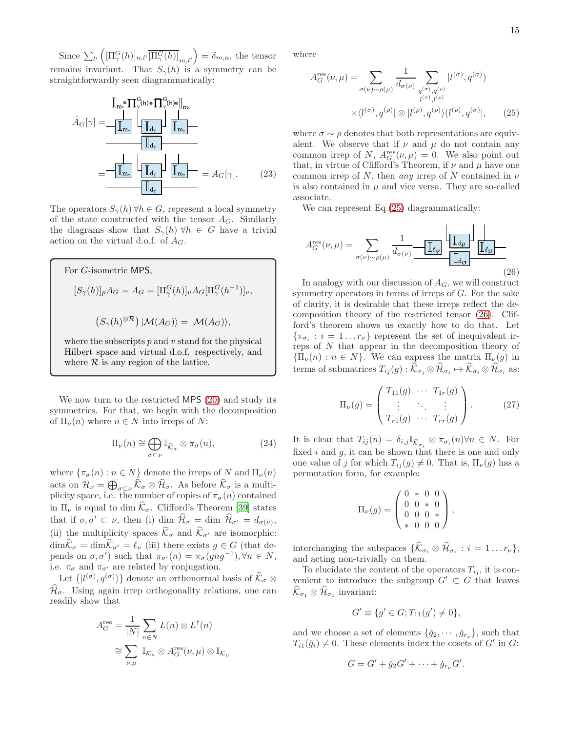Since $\sum_{l'} \left( [\Pi_\gamma^G(h)]_{n,l'} \overline{[\Pi_\gamma^G(h)]}_{m,l'} \right) = \delta_{m,n}$, the tensor remains invariant. That $S_\gamma(h)$ is a symmetry can be straightforwardly seen diagrammatically:

$$\tilde{A}_G[\gamma] = [\text{diagram with } \mathbb{I}_{m_\gamma} \otimes \Pi_\gamma^G(h) \otimes \overline{\Pi}_\gamma^G(h) \otimes \mathbb{I}_{m_\gamma}] = [\text{diagram}] = A_G[\gamma]. \tag{23}$$

The operators $S_\gamma(h)\, \forall h \in G$, represent a local symmetry of the state constructed with the tensor $A_G$. Similarly the diagrams show that $S_\gamma(h)\ \forall h \in G$ have a trivial action on the virtual d.o.f. of $A_G$.

> For $G$-isometric MPS,
>
> $$[S_\gamma(h)]_p A_G = A_G = [\Pi_\gamma^G(h)]_v A_G [\Pi_\gamma^G(h^{-1})]_v,$$
>
> $$\left(S_\gamma(h)^{\otimes \mathcal{R}}\right) |\mathcal{M}(A_G)\rangle = |\mathcal{M}(A_G)\rangle,$$
>
> where the subscripts $p$ and $v$ stand for the physical Hilbert space and virtual d.o.f. respectively, and where $\mathcal{R}$ is any region of the lattice.

We now turn to the restricted MPS (20) and study its symmetries. For that, we begin with the decomposition of $\Pi_\nu(n)$ where $n \in N$ into irreps of $N$:

$$\Pi_\nu(n) \cong \bigoplus_{\sigma \subset \nu} \mathbb{I}_{\widehat{\mathcal{K}}_\sigma} \otimes \pi_\sigma(n), \tag{24}$$

where $\{\pi_\sigma(n) : n \in N\}$ denote the irreps of $N$ and $\Pi_\nu(n)$ acts on $\mathcal{H}_\nu = \bigoplus_{\sigma \subset \nu} \widehat{\mathcal{K}}_\sigma \otimes \widehat{\mathcal{H}}_\sigma$. As before $\widehat{\mathcal{K}}_\sigma$ is a multiplicity space, i.e. the number of copies of $\pi_\sigma(n)$ contained in $\Pi_\nu$ is equal to dim $\widehat{\mathcal{K}}_\sigma$. Clifford's Theorem [39] states that if $\sigma, \sigma' \subset \nu$, then (i) dim $\widehat{\mathcal{H}}_\sigma =$ dim $\widehat{\mathcal{H}}_{\sigma'} = d_{\sigma(\nu)}$, (ii) the multiplicity spaces $\widehat{\mathcal{K}}_\sigma$ and $\widehat{\mathcal{K}}_{\sigma'}$ are isomorphic: $\dim\widehat{\mathcal{K}}_\sigma = \dim\widehat{\mathcal{K}}_{\sigma'} = \ell_\nu$ (iii) there exists $g \in G$ (that depends on $\sigma, \sigma'$) such that $\pi_{\sigma'}(n) = \pi_\sigma(gng^{-1}), \forall n \in N$, i.e. $\pi_\sigma$ and $\pi_{\sigma'}$ are related by conjugation.

Let $\{|l^{(\sigma)}, q^{(\sigma)}\rangle\}$ denote an orthonormal basis of $\widehat{\mathcal{K}}_\sigma \otimes \widehat{\mathcal{H}}_\sigma$. Using again irrep orthogonality relations, one can readily show that

$$\begin{aligned} A_G^{\text{res}} &= \frac{1}{|N|} \sum_{n \in N} L(n) \otimes L^\dagger(n) \\ &\cong \sum_{\nu,\mu} \mathbb{I}_{\mathcal{K}_\nu} \otimes A_G^{\text{res}}(\nu, \mu) \otimes \mathbb{I}_{\mathcal{K}_\mu} \end{aligned}$$

where

$$\begin{aligned} A_G^{\text{res}}(\nu, \mu) = \sum_{\sigma(\nu) \sim \rho(\mu)} \frac{1}{d_{\sigma(\nu)}} \sum_{\substack{q^{(\sigma)}, q^{(\rho)} \\ l^{(\sigma)}, l^{(\rho)}}} &|l^{(\sigma)}, q^{(\sigma)}) \\ \times \langle l^{(\sigma)}, q^{(\rho)}| \otimes |l^{(\rho)}, q^{(\rho)}\rangle &(l^{(\rho)}, q^{(\sigma)}|, \end{aligned} \tag{25}$$

where $\sigma \sim \rho$ denotes that both representations are equivalent. We observe that if $\nu$ and $\mu$ do not contain any common irrep of $N$, $A_G^{\text{res}}(\nu, \mu) = 0$. We also point out that, in virtue of Clifford's Theorem, if $\nu$ and $\mu$ have one common irrep of $N$, then *any* irrep of $N$ contained in $\nu$ is also contained in $\mu$ and vice versa. They are so-called associate.

We can represent Eq.(25) diagrammatically:

$$A_G^{\text{res}}(\nu, \mu) = \sum_{\sigma(\nu) \sim \rho(\mu)} \frac{1}{d_{\sigma(\nu)}} [\text{diagram with } \mathbb{I}_{\ell_\nu}, \mathbb{I}_{d_\rho}, \mathbb{I}_{\ell_\mu}, \mathbb{I}_{d_\sigma}] \tag{26}$$

In analogy with our discussion of $A_G$, we will construct symmetry operators in terms of irreps of $G$. For the sake of clarity, it is desirable that these irreps reflect the decomposition theory of the restricted tensor (26). Clifford's theorem shows us exactly how to do that. Let $\{\pi_{\sigma_i} : i = 1 \dots r_\nu\}$ represent the set of inequivalent irreps of $N$ that appear in the decomposition theory of $\{\Pi_\nu(n) : n \in N\}$. We can express the matrix $\Pi_\nu(g)$ in terms of submatrices $T_{ij}(g) : \widehat{\mathcal{K}}_{\sigma_j} \otimes \widehat{\mathcal{H}}_{\sigma_j} \mapsto \widehat{\mathcal{K}}_{\sigma_i} \otimes \widehat{\mathcal{H}}_{\sigma_i}$ as:

$$\Pi_\nu(g) = \begin{pmatrix} T_{11}(g) & \cdots & T_{1r}(g) \\ \vdots & \ddots & \vdots \\ T_{r1}(g) & \cdots & T_{rr}(g) \end{pmatrix}. \tag{27}$$

It is clear that $T_{ij}(n) = \delta_{i,j} \mathbb{I}_{\widehat{\mathcal{K}}_{\sigma_i}} \otimes \pi_{\sigma_i}(n) \forall n \in N$. For fixed $i$ and $g$, it can be shown that there is one and only one value of $j$ for which $T_{ij}(g) \neq 0$. That is, $\Pi_\nu(g)$ has a permutation form, for example:

$$\Pi_\nu(g) = \begin{pmatrix} 0 & * & 0 & 0 \\ 0 & 0 & * & 0 \\ 0 & 0 & 0 & * \\ * & 0 & 0 & 0 \end{pmatrix},$$

interchanging the subspaces $\{\widehat{\mathcal{K}}_{\sigma_i} \otimes \widehat{\mathcal{H}}_{\sigma_i} : i = 1 \dots r_\nu\}$, and acting non-trivially on them.

To elucidate the content of the operators $T_{ij}$, it is convenient to introduce the subgroup $G' \subset G$ that leaves $\widehat{\mathcal{K}}_{\sigma_1} \otimes \widehat{\mathcal{H}}_{\sigma_1}$ invariant:

$$G' \equiv \{g' \in G; T_{11}(g') \neq 0\},$$

and we choose a set of elements $\{\check{g}_2, \cdots, \check{g}_{r_\nu}\}$, such that $T_{i1}(\check{g}_i) \neq 0$. These elements index the cosets of $G'$ in $G$:

$$G = G' + \check{g}_2 G' + \cdots + \check{g}_{r_\nu} G'.$$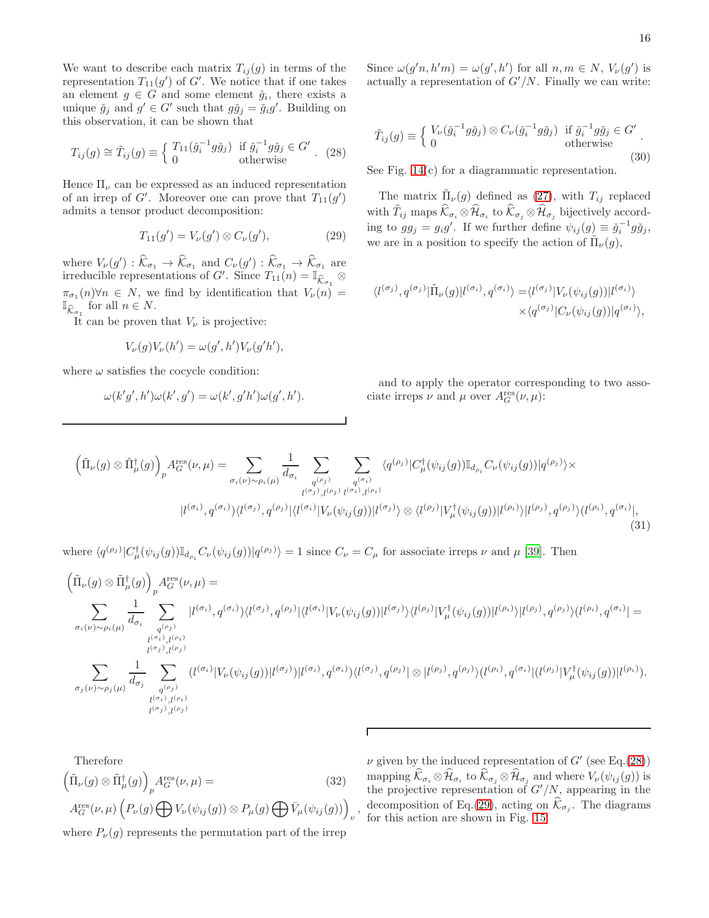We want to describe each matrix $T_{ij}(g)$ in terms of the representation $T_{11}(g')$ of $G'$. We notice that if one takes an element $g \in G$ and some element $\check{g}_i$, there exists a unique $\check{g}_j$ and $g' \in G'$ such that $g\check{g}_j = \check{g}_i g'$. Building on this observation, it can be shown that

$$T_{ij}(g) \cong \tilde{T}_{ij}(g) \equiv \begin{cases} T_{11}(\check{g}_i^{-1} g \check{g}_j) & \text{if } \check{g}_i^{-1} g \check{g}_j \in G' \\ 0 & \text{otherwise} \end{cases}. \quad (28)$$

Hence $\Pi_\nu$ can be expressed as an induced representation of an irrep of $G'$. Moreover one can prove that $T_{11}(g')$ admits a tensor product decomposition:

$$T_{11}(g') = V_\nu(g') \otimes C_\nu(g'), \quad (29)$$

where $V_\nu(g') : \widehat{\mathcal{K}}_{\sigma_1} \to \widehat{\mathcal{K}}_{\sigma_1}$ and $C_\nu(g') : \widehat{\mathcal{K}}_{\sigma_1} \to \widehat{\mathcal{K}}_{\sigma_1}$ are irreducible representations of $G'$. Since $T_{11}(n) = \mathbb{I}_{\widehat{\mathcal{K}}_{\sigma_1}} \otimes \pi_{\sigma_1}(n) \forall n \in N$, we find by identification that $V_\nu(n) = \mathbb{I}_{\widehat{\mathcal{K}}_{\sigma_1}}$ for all $n \in N$.

It can be proven that $V_\nu$ is projective:

$$V_\nu(g) V_\nu(h') = \omega(g', h') V_\nu(g'h'),$$

where $\omega$ satisfies the cocycle condition:

$$\omega(k'g', h')\omega(k', g') = \omega(k', g'h')\omega(g', h').$$

Since $\omega(g'n, h'm) = \omega(g', h')$ for all $n, m \in N$, $V_\nu(g')$ is actually a representation of $G'/N$. Finally we can write:

$$\tilde{T}_{ij}(g) \equiv \begin{cases} V_\nu(\check{g}_i^{-1} g \check{g}_j) \otimes C_\nu(\check{g}_i^{-1} g \check{g}_j) & \text{if } \check{g}_i^{-1} g \check{g}_j \in G' \\ 0 & \text{otherwise} \end{cases}. \quad (30)$$

See Fig. 14(c) for a diagrammatic representation.

The matrix $\tilde{\Pi}_\nu(g)$ defined as (27), with $T_{ij}$ replaced with $\tilde{T}_{ij}$ maps $\widehat{\mathcal{K}}_{\sigma_i} \otimes \widehat{\mathcal{H}}_{\sigma_i}$ to $\widehat{\mathcal{K}}_{\sigma_j} \otimes \widehat{\mathcal{H}}_{\sigma_j}$ bijectively according to $gg_j = g_i g'$. If we further define $\psi_{ij}(g) \equiv \check{g}_i^{-1} g \check{g}_j$, we are in a position to specify the action of $\tilde{\Pi}_\nu(g)$,

$$\langle l^{(\sigma_j)}, q^{(\sigma_j)} | \tilde{\Pi}_\nu(g) | l^{(\sigma_i)}, q^{(\sigma_i)} \rangle = \langle l^{(\sigma_j)} | V_\nu(\psi_{ij}(g)) | l^{(\sigma_i)} \rangle \times \langle q^{(\sigma_j)} | C_\nu(\psi_{ij}(g)) | q^{(\sigma_i)} \rangle,$$

and to apply the operator corresponding to two associate irreps $\nu$ and $\mu$ over $A_G^{\text{res}}(\nu, \mu)$:

$$\left(\tilde{\Pi}_\nu(g) \otimes \tilde{\Pi}_\mu^\dagger(g)\right)_p A_G^{\text{res}}(\nu,\mu) = \sum_{\sigma_i(\nu)\sim\rho_i(\mu)} \frac{1}{d_{\sigma_i}} \sum_{\substack{q^{(\rho_j)} \\ l^{(\sigma_j)}, l^{(\rho_j)}}} \sum_{\substack{q^{(\sigma_i)} \\ l^{(\sigma_i)}, l^{(\rho_i)}}} \langle q^{(\rho_j)} | C_\mu^\dagger(\psi_{ij}(g)) \mathbb{I}_{d_{\rho_i}} C_\nu(\psi_{ij}(g)) | q^{(\rho_j)} \rangle \times$$
$$|l^{(\sigma_i)}, q^{(\sigma_i)}\rangle \langle l^{(\sigma_j)}, q^{(\rho_j)} | \langle l^{(\sigma_i)} | V_\nu(\psi_{ij}(g)) | l^{(\sigma_j)} \rangle \otimes \langle l^{(\rho_j)} | V_\mu^\dagger(\psi_{ij}(g)) | l^{(\rho_i)} \rangle | l^{(\rho_j)}, q^{(\rho_j)} \rangle ( l^{(\rho_i)}, q^{(\sigma_i)} |, \quad (31)$$

where $\langle q^{(\rho_j)} | C_\mu^\dagger(\psi_{ij}(g)) \mathbb{I}_{d_{\rho_i}} C_\nu(\psi_{ij}(g)) | q^{(\rho_j)} \rangle = 1$ since $C_\nu = C_\mu$ for associate irreps $\nu$ and $\mu$ [39]. Then

$$\left(\tilde{\Pi}_\nu(g) \otimes \tilde{\Pi}_\mu^\dagger(g)\right)_p A_G^{\text{res}}(\nu,\mu) =$$
$$\sum_{\sigma_i(\nu)\sim\rho_i(\mu)} \frac{1}{d_{\sigma_i}} \sum_{\substack{q^{(\rho_j)} \\ l^{(\sigma_i)}, l^{(\rho_i)} \\ l^{(\sigma_j)}, l^{(\rho_j)}}} |l^{(\sigma_i)}, q^{(\sigma_i)}\rangle \langle l^{(\sigma_j)}, q^{(\rho_j)} | \langle l^{(\sigma_i)} | V_\nu(\psi_{ij}(g)) | l^{(\sigma_j)} \rangle \langle l^{(\rho_j)} | V_\mu^\dagger(\psi_{ij}(g)) | l^{(\rho_i)} \rangle | l^{(\rho_j)}, q^{(\rho_j)} \rangle ( l^{(\rho_i)}, q^{(\sigma_i)} | =$$
$$\sum_{\sigma_j(\nu)\sim\rho_j(\mu)} \frac{1}{d_{\sigma_j}} \sum_{\substack{q^{(\rho_j)} \\ l^{(\sigma_i)}, l^{(\rho_i)} \\ l^{(\sigma_j)}, l^{(\rho_j)}}} ( l^{(\sigma_i)} | V_\nu(\psi_{ij}(g)) | l^{(\sigma_j)} ) | l^{(\sigma_i)}, q^{(\sigma_i)} \rangle \langle l^{(\sigma_j)}, q^{(\rho_j)} | \otimes | l^{(\rho_j)}, q^{(\rho_j)} \rangle ( l^{(\rho_i)}, q^{(\sigma_i)} | ( l^{(\rho_j)} | V_\mu^\dagger(\psi_{ij}(g)) | l^{(\rho_i)} ).$$

Therefore

$$\left(\tilde{\Pi}_\nu(g) \otimes \tilde{\Pi}_\mu^\dagger(g)\right)_p A_G^{\text{res}}(\nu,\mu) = \quad (32)$$
$$A_G^{\text{res}}(\nu,\mu) \left( P_\nu(g) \bigoplus V_\nu(\psi_{ij}(g)) \otimes P_\mu(g) \bigoplus \bar{V}_\mu(\psi_{ij}(g)) \right)_v,$$

where $P_\nu(g)$ represents the permutation part of the irrep $\nu$ given by the induced representation of $G'$ (see Eq.(28)) mapping $\widehat{\mathcal{K}}_{\sigma_i} \otimes \widehat{\mathcal{H}}_{\sigma_i}$ to $\widehat{\mathcal{K}}_{\sigma_j} \otimes \widehat{\mathcal{H}}_{\sigma_j}$ and where $V_\nu(\psi_{ij}(g))$ is the projective representation of $G'/N$, appearing in the decomposition of Eq.(29), acting on $\widehat{\mathcal{K}}_{\sigma_j}$. The diagrams for this action are shown in Fig. 15.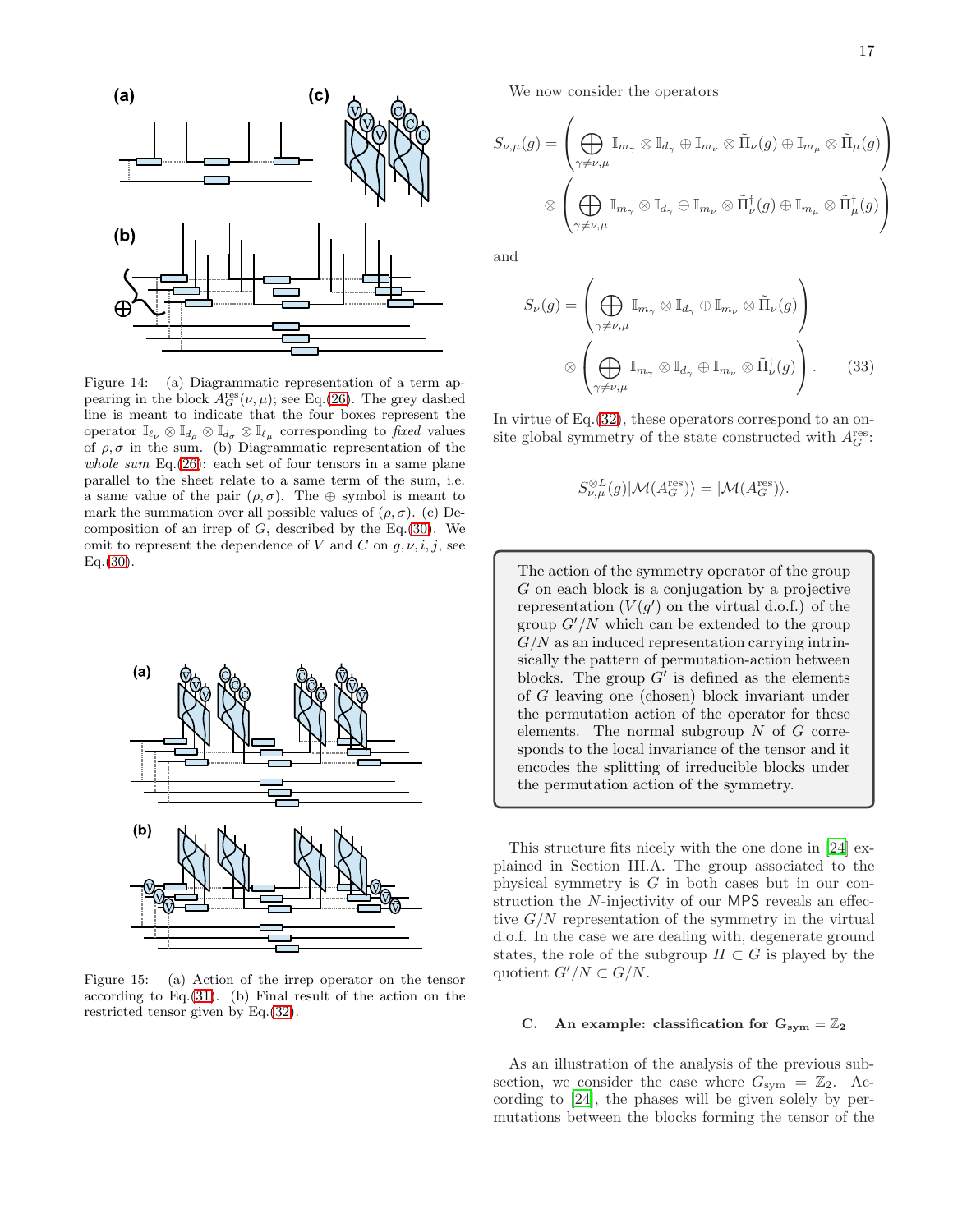Figure 14: (a) Diagrammatic representation of a term appearing in the block $A_G^{\text{res}}(\nu,\mu)$; see Eq.(26). The grey dashed line is meant to indicate that the four boxes represent the operator $\mathbb{I}_{\ell_\nu} \otimes \mathbb{I}_{d_\rho} \otimes \mathbb{I}_{d_\sigma} \otimes \mathbb{I}_{\ell_\mu}$ corresponding to *fixed* values of $\rho,\sigma$ in the sum. (b) Diagrammatic representation of the *whole sum* Eq.(26): each set of four tensors in a same plane parallel to the sheet relate to a same term of the sum, i.e. a same value of the pair $(\rho,\sigma)$. The $\oplus$ symbol is meant to mark the summation over all possible values of $(\rho,\sigma)$. (c) Decomposition of an irrep of $G$, described by the Eq.(30). We omit to represent the dependence of $V$ and $C$ on $g,\nu,i,j$, see Eq.(30).

Figure 15: (a) Action of the irrep operator on the tensor according to Eq.(31). (b) Final result of the action on the restricted tensor given by Eq.(32).

We now consider the operators

$$S_{\nu,\mu}(g) = \left(\bigoplus_{\gamma\neq\nu,\mu} \mathbb{I}_{m_\gamma}\otimes\mathbb{I}_{d_\gamma} \oplus \mathbb{I}_{m_\nu}\otimes\tilde{\Pi}_\nu(g) \oplus \mathbb{I}_{m_\mu}\otimes\tilde{\Pi}_\mu(g)\right) \otimes \left(\bigoplus_{\gamma\neq\nu,\mu} \mathbb{I}_{m_\gamma}\otimes\mathbb{I}_{d_\gamma} \oplus \mathbb{I}_{m_\nu}\otimes\tilde{\Pi}^\dagger_\nu(g) \oplus \mathbb{I}_{m_\mu}\otimes\tilde{\Pi}^\dagger_\mu(g)\right)$$

and

$$S_{\nu}(g) = \left(\bigoplus_{\gamma\neq\nu,\mu} \mathbb{I}_{m_\gamma}\otimes\mathbb{I}_{d_\gamma} \oplus \mathbb{I}_{m_\nu}\otimes\tilde{\Pi}_\nu(g)\right) \otimes \left(\bigoplus_{\gamma\neq\nu,\mu} \mathbb{I}_{m_\gamma}\otimes\mathbb{I}_{d_\gamma} \oplus \mathbb{I}_{m_\nu}\otimes\tilde{\Pi}^\dagger_\nu(g)\right). \quad (33)$$

In virtue of Eq.(32), these operators correspond to an on-site global symmetry of the state constructed with $A_G^{\text{res}}$:

$$S_{\nu,\mu}^{\otimes L}(g)|\mathcal{M}(A_G^{\text{res}})\rangle = |\mathcal{M}(A_G^{\text{res}})\rangle.$$

> The action of the symmetry operator of the group $G$ on each block is a conjugation by a projective representation ($V(g')$ on the virtual d.o.f.) of the group $G'/N$ which can be extended to the group $G/N$ as an induced representation carrying intrinsically the pattern of permutation-action between blocks. The group $G'$ is defined as the elements of $G$ leaving one (chosen) block invariant under the permutation action of the operator for these elements. The normal subgroup $N$ of $G$ corresponds to the local invariance of the tensor and it encodes the splitting of irreducible blocks under the permutation action of the symmetry.

This structure fits nicely with the one done in [24] explained in Section III.A. The group associated to the physical symmetry is $G$ in both cases but in our construction the $N$-injectivity of our MPS reveals an effective $G/N$ representation of the symmetry in the virtual d.o.f. In the case we are dealing with, degenerate ground states, the role of the subgroup $H \subset G$ is played by the quotient $G'/N \subset G/N$.

### C. An example: classification for $\mathbf{G_{sym}} = \mathbb{Z}_2$

As an illustration of the analysis of the previous subsection, we consider the case where $G_{\text{sym}} = \mathbb{Z}_2$. According to [24], the phases will be given solely by permutations between the blocks forming the tensor of the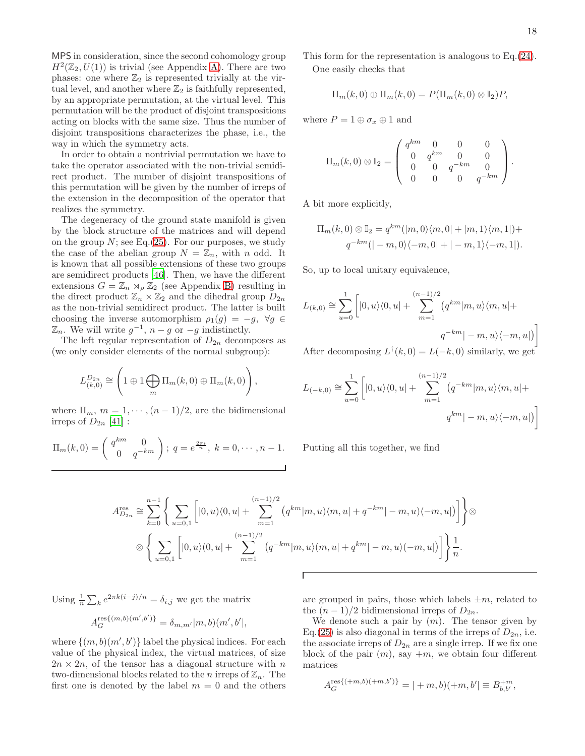MPS in consideration, since the second cohomology group $H^2(\mathbb{Z}_2, U(1))$ is trivial (see Appendix A). There are two phases: one where $\mathbb{Z}_2$ is represented trivially at the virtual level, and another where $\mathbb{Z}_2$ is faithfully represented, by an appropriate permutation, at the virtual level. This permutation will be the product of disjoint transpositions acting on blocks with the same size. Thus the number of disjoint transpositions characterizes the phase, i.e., the way in which the symmetry acts.

In order to obtain a nontrivial permutation we have to take the operator associated with the non-trivial semidirect product. The number of disjoint transpositions of this permutation will be given by the number of irreps of the extension in the decomposition of the operator that realizes the symmetry.

The degeneracy of the ground state manifold is given by the block structure of the matrices and will depend on the group $N$; see Eq.(25). For our purposes, we study the case of the abelian group $N = \mathbb{Z}_n$, with $n$ odd. It is known that all possible extensions of these two groups are semidirect products [46]. Then, we have the different extensions $G = \mathbb{Z}_n \rtimes_\rho \mathbb{Z}_2$ (see Appendix B) resulting in the direct product $\mathbb{Z}_n \times \mathbb{Z}_2$ and the dihedral group $D_{2n}$ as the non-trivial semidirect product. The latter is built choosing the inverse automorphism $\rho_1(g) = -g, \ \forall g \in \mathbb{Z}_n$. We will write $g^{-1}$, $n-g$ or $-g$ indistinctly.

The left regular representation of $D_{2n}$ decomposes as (we only consider elements of the normal subgroup):

$$L^{D_{2n}}_{(k,0)} \cong \left( 1 \oplus 1 \bigoplus_m \Pi_m(k,0) \oplus \Pi_m(k,0) \right),$$

where $\Pi_m$, $m = 1, \cdots, (n-1)/2$, are the bidimensional irreps of $D_{2n}$ [41] :

$$\Pi_m(k,0) = \begin{pmatrix} q^{km} & 0 \\ 0 & q^{-km} \end{pmatrix}; \ q = e^{\frac{2\pi i}{n}}, \ k = 0, \cdots, n-1.$$

This form for the representation is analogous to Eq.(24).

One easily checks that

$$\Pi_m(k,0) \oplus \Pi_m(k,0) = P(\Pi_m(k,0) \otimes \mathbb{I}_2)P,$$

where $P = 1 \oplus \sigma_x \oplus 1$ and

$$\Pi_m(k,0) \otimes \mathbb{I}_2 = \begin{pmatrix} q^{km} & 0 & 0 & 0 \\ 0 & q^{km} & 0 & 0 \\ 0 & 0 & q^{-km} & 0 \\ 0 & 0 & 0 & q^{-km} \end{pmatrix}.$$

A bit more explicitly,

$$\Pi_m(k,0) \otimes \mathbb{I}_2 = q^{km}(|m,0\rangle\langle m,0| + |m,1\rangle\langle m,1|) + q^{-km}(|-m,0\rangle\langle -m,0| + |-m,1\rangle\langle -m,1|).$$

So, up to local unitary equivalence,

$$L_{(k,0)} \cong \sum_{u=0}^{1} \left[ |0,u\rangle\langle 0,u| + \sum_{m=1}^{(n-1)/2} \left( q^{km}|m,u\rangle\langle m,u| + q^{-km}|-m,u\rangle\langle -m,u| \right) \right]$$

After decomposing $L^\dagger(k,0) = L(-k,0)$ similarly, we get

$$L_{(-k,0)} \cong \sum_{u=0}^{1} \left[ |0,u\rangle\langle 0,u| + \sum_{m=1}^{(n-1)/2} \left( q^{-km}|m,u\rangle\langle m,u| + q^{km}|-m,u\rangle\langle -m,u| \right) \right]$$

Putting all this together, we find

$$A^{\text{res}}_{D_{2n}} \cong \sum_{k=0}^{n-1} \left\{ \sum_{u=0,1} \left[ |0,u\rangle\langle 0,u| + \sum_{m=1}^{(n-1)/2} \left( q^{km}|m,u\rangle\langle m,u| + q^{-km}|-m,u\rangle\langle -m,u| \right) \right] \right\} \otimes$$
$$\otimes \left\{ \sum_{u=0,1} \left[ |0,u\rangle(0,u| + \sum_{m=1}^{(n-1)/2} \left( q^{-km}|m,u\rangle(m,u| + q^{km}|-m,u\rangle(-m,u| \right) \right] \right\} \frac{1}{n}.$$

Using $\frac{1}{n}\sum_k e^{2\pi k(i-j)/n} = \delta_{i,j}$ we get the matrix

$$A_G^{\text{res}\{(m,b)(m',b')\}} = \delta_{m,m'}|m,b)(m',b'|,$$

where $\{(m,b)(m',b')\}$ label the physical indices. For each value of the physical index, the virtual matrices, of size $2n \times 2n$, of the tensor has a diagonal structure with $n$ two-dimensional blocks related to the $n$ irreps of $\mathbb{Z}_n$. The first one is denoted by the label $m = 0$ and the others are grouped in pairs, those which labels $\pm m$, related to the $(n-1)/2$ bidimensional irreps of $D_{2n}$.

We denote such a pair by $(m)$. The tensor given by Eq.(25) is also diagonal in terms of the irreps of $D_{2n}$, i.e. the associate irreps of $D_{2n}$ are a single irrep. If we fix one block of the pair $(m)$, say $+m$, we obtain four different matrices

$$A_G^{\text{res}\{(+m,b)(+m,b')\}} = |+m,b)(+m,b'| \equiv B^{+m}_{b,b'},$$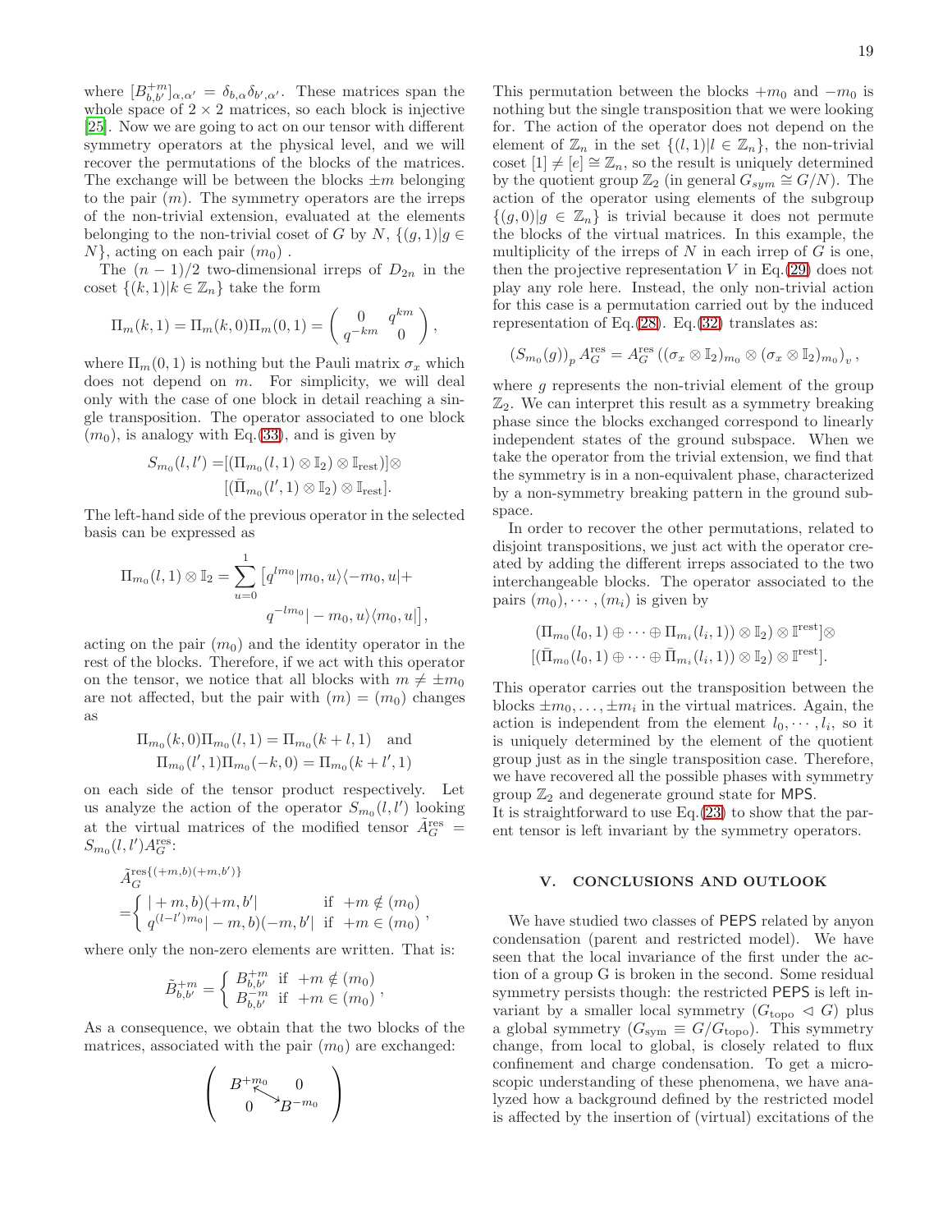where $[B^{+m}_{b,b'}]_{\alpha,\alpha'} = \delta_{b,\alpha}\delta_{b',\alpha'}$. These matrices span the whole space of $2\times 2$ matrices, so each block is injective [25]. Now we are going to act on our tensor with different symmetry operators at the physical level, and we will recover the permutations of the blocks of the matrices. The exchange will be between the blocks $\pm m$ belonging to the pair $(m)$. The symmetry operators are the irreps of the non-trivial extension, evaluated at the elements belonging to the non-trivial coset of $G$ by $N$, $\{(g,1)|g\in N\}$, acting on each pair $(m_0)$ .

The $(n-1)/2$ two-dimensional irreps of $D_{2n}$ in the coset $\{(k,1)|k\in\mathbb{Z}_n\}$ take the form

$$\Pi_m(k,1) = \Pi_m(k,0)\Pi_m(0,1) = \begin{pmatrix} 0 & q^{km} \\ q^{-km} & 0 \end{pmatrix},$$

where $\Pi_m(0,1)$ is nothing but the Pauli matrix $\sigma_x$ which does not depend on $m$. For simplicity, we will deal only with the case of one block in detail reaching a single transposition. The operator associated to one block $(m_0)$, is analogy with Eq.(33), and is given by

$$S_{m_0}(l,l') = [(\Pi_{m_0}(l,1)\otimes \mathbb{I}_2)\otimes \mathbb{I}_{\text{rest}})]\otimes [(\bar{\Pi}_{m_0}(l',1)\otimes \mathbb{I}_2)\otimes \mathbb{I}_{\text{rest}}].$$

The left-hand side of the previous operator in the selected basis can be expressed as

$$\Pi_{m_0}(l,1)\otimes\mathbb{I}_2 = \sum_{u=0}^{1}\big[q^{lm_0}|m_0,u\rangle\langle -m_0,u| + q^{-lm_0}|-m_0,u\rangle\langle m_0,u|\big],$$

acting on the pair $(m_0)$ and the identity operator in the rest of the blocks. Therefore, if we act with this operator on the tensor, we notice that all blocks with $m\neq \pm m_0$ are not affected, but the pair with $(m)=(m_0)$ changes as

$$\Pi_{m_0}(k,0)\Pi_{m_0}(l,1) = \Pi_{m_0}(k+l,1) \quad \text{and} \quad \Pi_{m_0}(l',1)\Pi_{m_0}(-k,0) = \Pi_{m_0}(k+l',1)$$

on each side of the tensor product respectively. Let us analyze the action of the operator $S_{m_0}(l,l')$ looking at the virtual matrices of the modified tensor $\tilde{A}^{\text{res}}_G = S_{m_0}(l,l')A^{\text{res}}_G$:

$$\tilde{A}^{\text{res}\{(+m,b)(+m,b')\}}_G = \begin{cases} |+m,b)(+m,b'| & \text{if } +m\notin(m_0) \\ q^{(l-l')m_0}|-m,b)(-m,b'| & \text{if } +m\in(m_0) \end{cases},$$

where only the non-zero elements are written. That is:

$$\tilde{B}^{+m}_{b,b'} = \begin{cases} B^{+m}_{b,b'} & \text{if } +m\notin(m_0) \\ B^{-m}_{b,b'} & \text{if } +m\in(m_0) \end{cases},$$

As a consequence, we obtain that the two blocks of the matrices, associated with the pair $(m_0)$ are exchanged:

$$\begin{pmatrix} B^{+m_0} & 0 \\ 0 & B^{-m_0} \end{pmatrix}$$

This permutation between the blocks $+m_0$ and $-m_0$ is nothing but the single transposition that we were looking for. The action of the operator does not depend on the element of $\mathbb{Z}_n$ in the set $\{(l,1)|l\in\mathbb{Z}_n\}$, the non-trivial coset $[1]\neq[e]\cong\mathbb{Z}_n$, so the result is uniquely determined by the quotient group $\mathbb{Z}_2$ (in general $G_{sym}\cong G/N$). The action of the operator using elements of the subgroup $\{(g,0)|g\in\mathbb{Z}_n\}$ is trivial because it does not permute the blocks of the virtual matrices. In this example, the multiplicity of the irreps of $N$ in each irrep of $G$ is one, then the projective representation $V$ in Eq.(29) does not play any role here. Instead, the only non-trivial action for this case is a permutation carried out by the induced representation of Eq.(28). Eq.(32) translates as:

$$(S_{m_0}(g))_p\, A^{\text{res}}_G = A^{\text{res}}_G\left((\sigma_x\otimes\mathbb{I}_2)_{m_0}\otimes(\sigma_x\otimes\mathbb{I}_2)_{m_0}\right)_v,$$

where $g$ represents the non-trivial element of the group $\mathbb{Z}_2$. We can interpret this result as a symmetry breaking phase since the blocks exchanged correspond to linearly independent states of the ground subspace. When we take the operator from the trivial extension, we find that the symmetry is in a non-equivalent phase, characterized by a non-symmetry breaking pattern in the ground subspace.

In order to recover the other permutations, related to disjoint transpositions, we just act with the operator created by adding the different irreps associated to the two interchangeable blocks. The operator associated to the pairs $(m_0),\cdots,(m_i)$ is given by

$$(\Pi_{m_0}(l_0,1)\oplus\cdots\oplus\Pi_{m_i}(l_i,1))\otimes\mathbb{I}_2)\otimes\mathbb{I}^{\text{rest}}]\otimes [(\bar{\Pi}_{m_0}(l_0,1)\oplus\cdots\oplus\bar{\Pi}_{m_i}(l_i,1))\otimes\mathbb{I}_2)\otimes\mathbb{I}^{\text{rest}}].$$

This operator carries out the transposition between the blocks $\pm m_0,\ldots,\pm m_i$ in the virtual matrices. Again, the action is independent from the element $l_0,\cdots,l_i$, so it is uniquely determined by the element of the quotient group just as in the single transposition case. Therefore, we have recovered all the possible phases with symmetry group $\mathbb{Z}_2$ and degenerate ground state for MPS.

It is straightforward to use Eq.(23) to show that the parent tensor is left invariant by the symmetry operators.

## V. CONCLUSIONS AND OUTLOOK

We have studied two classes of PEPS related by anyon condensation (parent and restricted model). We have seen that the local invariance of the first under the action of a group G is broken in the second. Some residual symmetry persists though: the restricted PEPS is left invariant by a smaller local symmetry ($G_{\text{topo}}\lhd G$) plus a global symmetry ($G_{\text{sym}}\equiv G/G_{\text{topo}}$). This symmetry change, from local to global, is closely related to flux confinement and charge condensation. To get a microscopic understanding of these phenomena, we have analyzed how a background defined by the restricted model is affected by the insertion of (virtual) excitations of the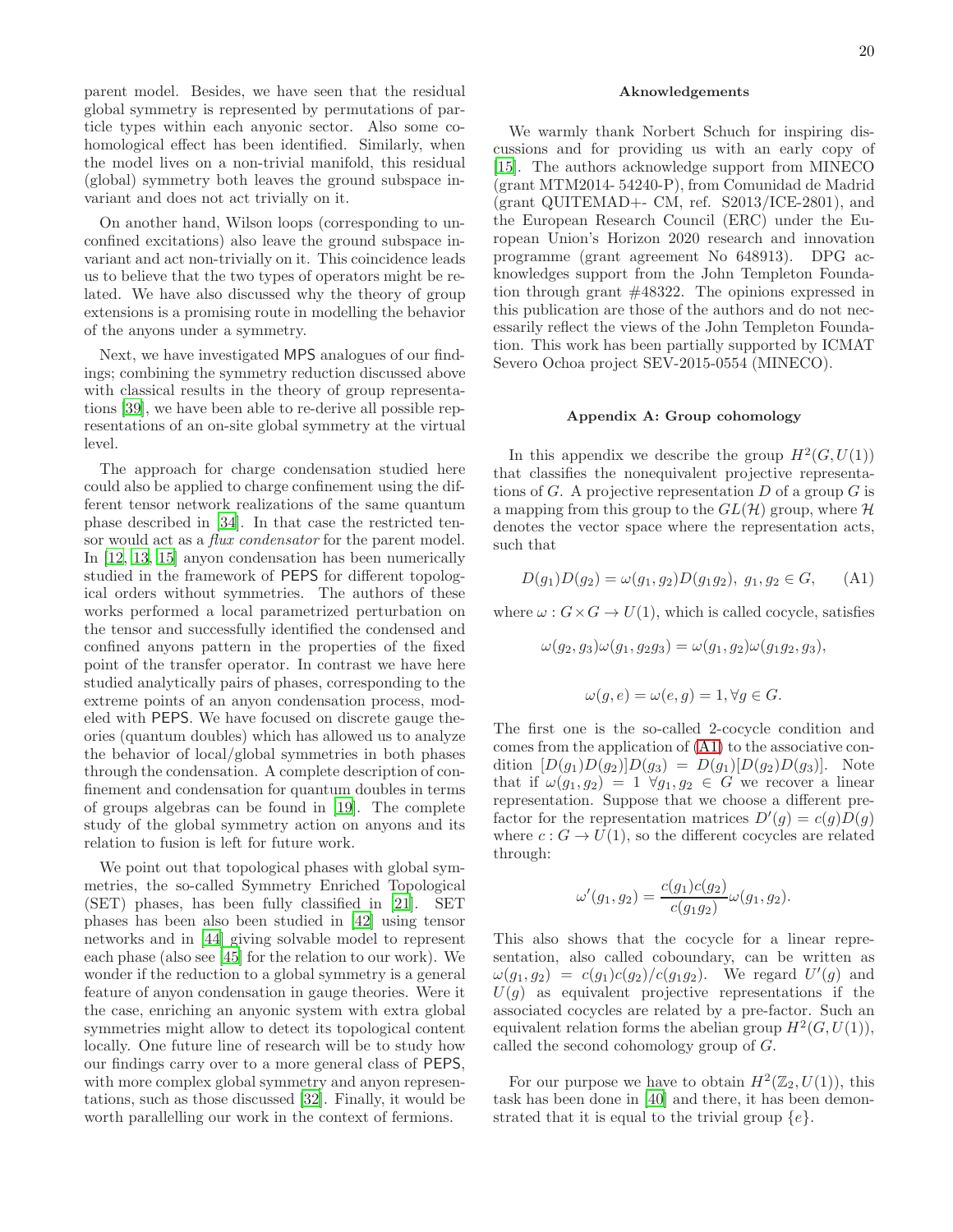parent model. Besides, we have seen that the residual global symmetry is represented by permutations of particle types within each anyonic sector. Also some cohomological effect has been identified. Similarly, when the model lives on a non-trivial manifold, this residual (global) symmetry both leaves the ground subspace invariant and does not act trivially on it.

On another hand, Wilson loops (corresponding to unconfined excitations) also leave the ground subspace invariant and act non-trivially on it. This coincidence leads us to believe that the two types of operators might be related. We have also discussed why the theory of group extensions is a promising route in modelling the behavior of the anyons under a symmetry.

Next, we have investigated MPS analogues of our findings; combining the symmetry reduction discussed above with classical results in the theory of group representations [39], we have been able to re-derive all possible representations of an on-site global symmetry at the virtual level.

The approach for charge condensation studied here could also be applied to charge confinement using the different tensor network realizations of the same quantum phase described in [34]. In that case the restricted tensor would act as a *flux condensator* for the parent model. In [12, 13, 15] anyon condensation has been numerically studied in the framework of PEPS for different topological orders without symmetries. The authors of these works performed a local parametrized perturbation on the tensor and successfully identified the condensed and confined anyons pattern in the properties of the fixed point of the transfer operator. In contrast we have here studied analytically pairs of phases, corresponding to the extreme points of an anyon condensation process, modeled with PEPS. We have focused on discrete gauge theories (quantum doubles) which has allowed us to analyze the behavior of local/global symmetries in both phases through the condensation. A complete description of confinement and condensation for quantum doubles in terms of groups algebras can be found in [19]. The complete study of the global symmetry action on anyons and its relation to fusion is left for future work.

We point out that topological phases with global symmetries, the so-called Symmetry Enriched Topological (SET) phases, has been fully classified in [21]. SET phases has been also been studied in [42] using tensor networks and in [44] giving solvable model to represent each phase (also see [45] for the relation to our work). We wonder if the reduction to a global symmetry is a general feature of anyon condensation in gauge theories. Were it the case, enriching an anyonic system with extra global symmetries might allow to detect its topological content locally. One future line of research will be to study how our findings carry over to a more general class of PEPS, with more complex global symmetry and anyon representations, such as those discussed [32]. Finally, it would be worth parallelling our work in the context of fermions.

**Aknowledgements**

We warmly thank Norbert Schuch for inspiring discussions and for providing us with an early copy of [15]. The authors acknowledge support from MINECO (grant MTM2014- 54240-P), from Comunidad de Madrid (grant QUITEMAD+- CM, ref. S2013/ICE-2801), and the European Research Council (ERC) under the European Union's Horizon 2020 research and innovation programme (grant agreement No 648913). DPG acknowledges support from the John Templeton Foundation through grant #48322. The opinions expressed in this publication are those of the authors and do not necessarily reflect the views of the John Templeton Foundation. This work has been partially supported by ICMAT Severo Ochoa project SEV-2015-0554 (MINECO).

## Appendix A: Group cohomology

In this appendix we describe the group $H^2(G,U(1))$ that classifies the nonequivalent projective representations of $G$. A projective representation $D$ of a group $G$ is a mapping from this group to the $GL(\mathcal{H})$ group, where $\mathcal{H}$ denotes the vector space where the representation acts, such that

$$D(g_1)D(g_2) = \omega(g_1, g_2)D(g_1g_2),\ g_1, g_2 \in G, \qquad \text{(A1)}$$

where $\omega : G\times G \to U(1)$, which is called cocycle, satisfies

$$\omega(g_2, g_3)\omega(g_1, g_2g_3) = \omega(g_1, g_2)\omega(g_1g_2, g_3),$$

$$\omega(g, e) = \omega(e, g) = 1, \forall g \in G.$$

The first one is the so-called 2-cocycle condition and comes from the application of (A1) to the associative condition $[D(g_1)D(g_2)]D(g_3) = D(g_1)[D(g_2)D(g_3)]$. Note that if $\omega(g_1, g_2) = 1\ \forall g_1, g_2 \in G$ we recover a linear representation. Suppose that we choose a different prefactor for the representation matrices $D'(g) = c(g)D(g)$ where $c : G \to U(1)$, so the different cocycles are related through:

$$\omega'(g_1, g_2) = \frac{c(g_1)c(g_2)}{c(g_1g_2)}\omega(g_1, g_2).$$

This also shows that the cocycle for a linear representation, also called coboundary, can be written as $\omega(g_1, g_2) = c(g_1)c(g_2)/c(g_1g_2)$. We regard $U'(g)$ and $U(g)$ as equivalent projective representations if the associated cocycles are related by a pre-factor. Such an equivalent relation forms the abelian group $H^2(G,U(1))$, called the second cohomology group of $G$.

For our purpose we have to obtain $H^2(\mathbb{Z}_2, U(1))$, this task has been done in [40] and there, it has been demonstrated that it is equal to the trivial group $\{e\}$.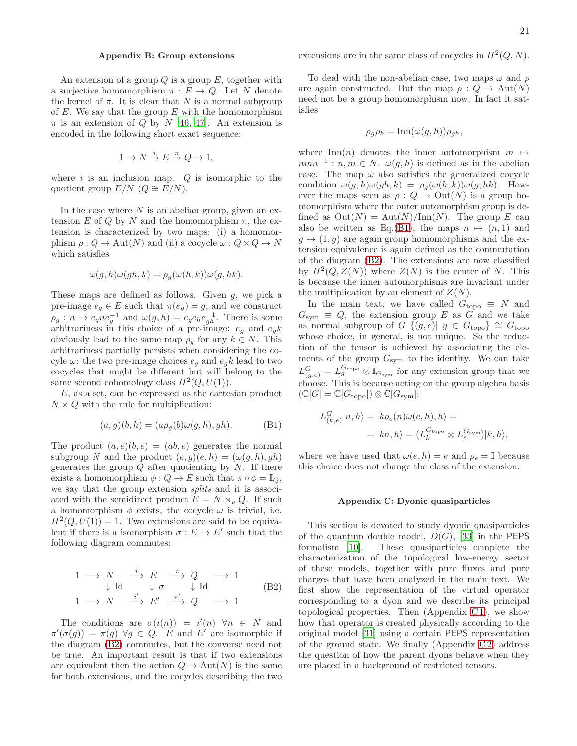## Appendix B: Group extensions

An extension of a group $Q$ is a group $E$, together with a surjective homomorphism $\pi : E \to Q$. Let $N$ denote the kernel of $\pi$. It is clear that $N$ is a normal subgroup of $E$. We say that the group $E$ with the homomorphism $\pi$ is an extension of $Q$ by $N$ [46, 47]. An extension is encoded in the following short exact sequence:

$$1 \to N \xrightarrow{i} E \xrightarrow{\pi} Q \to 1,$$

where $i$ is an inclusion map. $Q$ is isomorphic to the quotient group $E/N$ ($Q \cong E/N$).

In the case where $N$ is an abelian group, given an extension $E$ of $Q$ by $N$ and the homomorphism $\pi$, the extension is characterized by two maps: (i) a homomorphism $\rho : Q \to \mathrm{Aut}(N)$ and (ii) a cocycle $\omega : Q \times Q \to N$ which satisfies

$$\omega(g,h)\omega(gh,k) = \rho_g(\omega(h,k))\omega(g,hk).$$

These maps are defined as follows. Given $g$, we pick a pre-image $e_g \in E$ such that $\pi(e_g) = g$, and we construct $\rho_g : n \mapsto e_g n e_g^{-1}$ and $\omega(g,h) = e_g e_h e_{gh}^{-1}$. There is some arbitrariness in this choice of a pre-image: $e_g$ and $e_g k$ obviously lead to the same map $\rho_g$ for any $k \in N$. This arbitrariness partially persists when considering the cocyle $\omega$: the two pre-image choices $e_g$ and $e_g k$ lead to two cocycles that might be different but will belong to the same second cohomology class $H^2(Q, U(1))$.

$E$, as a set, can be expressed as the cartesian product $N \times Q$ with the rule for multiplication:

$$(a,g)(b,h) = (a\rho_g(b)\omega(g,h), gh). \tag{B1}$$

The product $(a,e)(b,e) = (ab,e)$ generates the normal subgroup $N$ and the product $(e,g)(e,h) = (\omega(g,h), gh)$ generates the group $Q$ after quotienting by $N$. If there exists a homomorphism $\phi : Q \to E$ such that $\pi \circ \phi = \mathbb{I}_Q$, we say that the group extension *splits* and it is associated with the semidirect product $E = N \rtimes_\rho Q$. If such a homomorphism $\phi$ exists, the cocycle $\omega$ is trivial, i.e. $H^2(Q, U(1)) = 1$. Two extensions are said to be equivalent if there is a isomorphism $\sigma : E \to E'$ such that the following diagram commutes:

$$\begin{array}{ccccccccc} 1 & \longrightarrow & N & \xrightarrow{i} & E & \xrightarrow{\pi} & Q & \longrightarrow & 1 \\ & & \downarrow \mathrm{Id} & & \downarrow \sigma & & \downarrow \mathrm{Id} & & \\ 1 & \longrightarrow & N & \xrightarrow{i'} & E' & \xrightarrow{\pi'} & Q & \longrightarrow & 1 \end{array} \tag{B2}$$

The conditions are $\sigma(i(n)) = i'(n)\ \forall n \in N$ and $\pi'(\sigma(g)) = \pi(g)\ \forall g \in Q$. $E$ and $E'$ are isomorphic if the diagram (B2) commutes, but the converse need not be true. An important result is that if two extensions are equivalent then the action $Q \to \mathrm{Aut}(N)$ is the same for both extensions, and the cocycles describing the two extensions are in the same class of cocycles in $H^2(Q, N)$.

To deal with the non-abelian case, two maps $\omega$ and $\rho$ are again constructed. But the map $\rho : Q \to \mathrm{Aut}(N)$ need not be a group homomorphism now. In fact it satisfies

$$\rho_g \rho_h = \mathrm{Inn}(\omega(g,h))\rho_{gh},$$

where $\mathrm{Inn}(n)$ denotes the inner automorphism $m \mapsto nmn^{-1} : n, m \in N$. $\omega(g,h)$ is defined as in the abelian case. The map $\omega$ also satisfies the generalized cocycle condition $\omega(g,h)\omega(gh,k) = \rho_g(\omega(h,k))\omega(g,hk)$. However the maps seen as $\rho : Q \to \mathrm{Out}(N)$ is a group homomorphism where the outer automorphism group is defined as $\mathrm{Out}(N) = \mathrm{Aut}(N)/\mathrm{Inn}(N)$. The group $E$ can also be written as Eq.(B1), the maps $n \mapsto (n, 1)$ and $g \mapsto (1, g)$ are again group homomorphisms and the extension equivalence is again defined as the commutation of the diagram (B2). The extensions are now classified by $H^2(Q, Z(N))$ where $Z(N)$ is the center of $N$. This is because the inner automorphisms are invariant under the multiplication by an element of $Z(N)$.

In the main text, we have called $G_{\text{topo}} \equiv N$ and $G_{\text{sym}} \equiv Q$, the extension group $E$ as $G$ and we take as normal subgroup of $G$ $\{(g,e)|\ g \in G_{\text{topo}}\} \cong G_{\text{topo}}$ whose choice, in general, is not unique. So the reduction of the tensor is achieved by associating the elements of the group $G_{\text{sym}}$ to the identity. We can take $L^G_{(g,e)} = L^{G_{\text{topo}}}_g \otimes \mathbb{I}_{G_{\text{sym}}}$ for any extension group that we choose. This is because acting on the group algebra basis $(\mathbb{C}[G] = \mathbb{C}[G_{\text{topo}}]) \otimes \mathbb{C}[G_{\text{sym}}]$:

$$\begin{aligned} L^G_{(k,e)}|n,h\rangle &= |k\rho_e(n)\omega(e,h), h\rangle = \\ &= |kn, h\rangle = (L^{G_{\text{topo}}}_k \otimes L^{G_{\text{sym}}}_e)|k,h\rangle, \end{aligned}$$

where we have used that $\omega(e,h) = e$ and $\rho_e = \mathbb{I}$ because this choice does not change the class of the extension.

## Appendix C: Dyonic quasiparticles

This section is devoted to study dyonic quasiparticles of the quantum double model, $D(G)$, [33] in the PEPS formalism [10]. These quasiparticles complete the characterization of the topological low-energy sector of these models, together with pure fluxes and pure charges that have been analyzed in the main text. We first show the representation of the virtual operator corresponding to a dyon and we describe its principal topological properties. Then (Appendix C1), we show how that operator is created physically according to the original model [31] using a certain PEPS representation of the ground state. We finally (Appendix C2) address the question of how the parent dyons behave when they are placed in a background of restricted tensors.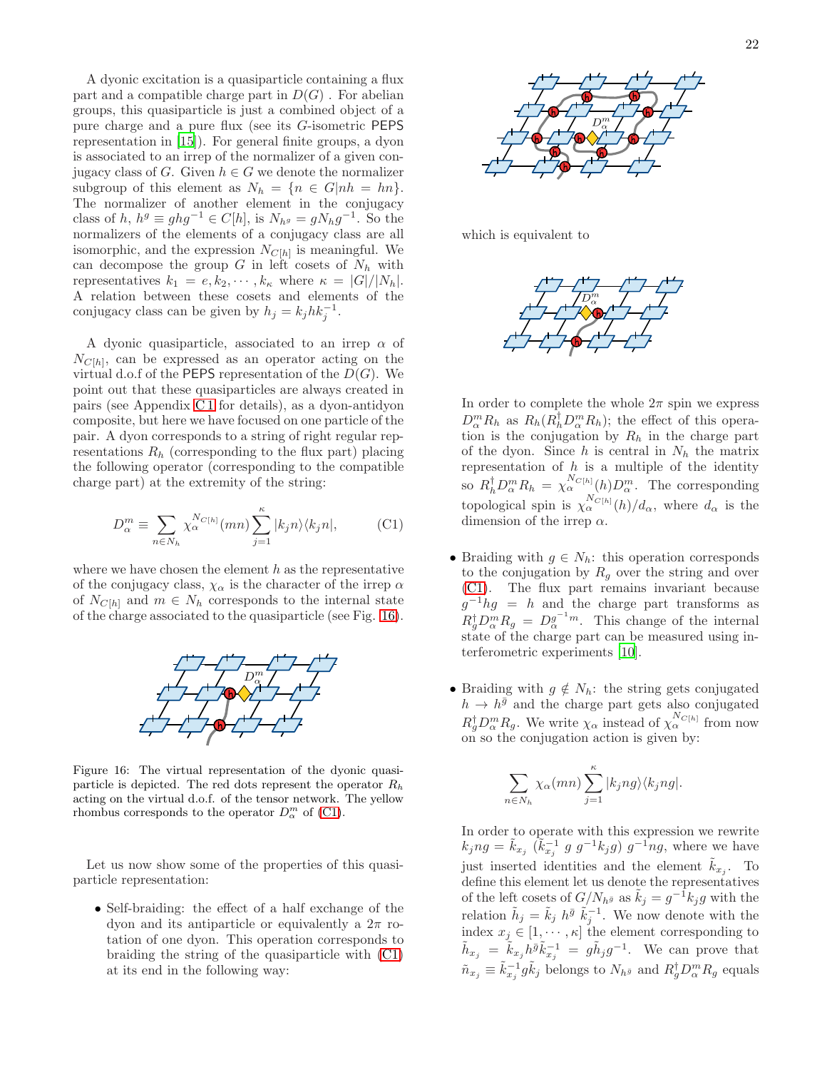A dyonic excitation is a quasiparticle containing a flux part and a compatible charge part in $D(G)$ . For abelian groups, this quasiparticle is just a combined object of a pure charge and a pure flux (see its $G$-isometric PEPS representation in [15]). For general finite groups, a dyon is associated to an irrep of the normalizer of a given conjugacy class of $G$. Given $h \in G$ we denote the normalizer subgroup of this element as $N_h = \{n \in G | nh = hn\}$. The normalizer of another element in the conjugacy class of $h$, $h^g \equiv ghg^{-1} \in C[h]$, is $N_{h^g} = gN_h g^{-1}$. So the normalizers of the elements of a conjugacy class are all isomorphic, and the expression $N_{C[h]}$ is meaningful. We can decompose the group $G$ in left cosets of $N_h$ with representatives $k_1 = e, k_2, \cdots, k_\kappa$ where $\kappa = |G|/|N_h|$. A relation between these cosets and elements of the conjugacy class can be given by $h_j = k_j h k_j^{-1}$.

A dyonic quasiparticle, associated to an irrep $\alpha$ of $N_{C[h]}$, can be expressed as an operator acting on the virtual d.o.f of the PEPS representation of the $D(G)$. We point out that these quasiparticles are always created in pairs (see Appendix C 1 for details), as a dyon-antidyon composite, but here we have focused on one particle of the pair. A dyon corresponds to a string of right regular representations $R_h$ (corresponding to the flux part) placing the following operator (corresponding to the compatible charge part) at the extremity of the string:

$$D_\alpha^m \equiv \sum_{n \in N_h} \chi_\alpha^{N_{C[h]}}(mn) \sum_{j=1}^{\kappa} |k_j n\rangle\langle k_j n|, \tag{C1}$$

where we have chosen the element $h$ as the representative of the conjugacy class, $\chi_\alpha$ is the character of the irrep $\alpha$ of $N_{C[h]}$ and $m \in N_h$ corresponds to the internal state of the charge associated to the quasiparticle (see Fig. 16).

Figure 16: The virtual representation of the dyonic quasiparticle is depicted. The red dots represent the operator $R_h$ acting on the virtual d.o.f. of the tensor network. The yellow rhombus corresponds to the operator $D_\alpha^m$ of (C1).

Let us now show some of the properties of this quasiparticle representation:

- Self-braiding: the effect of a half exchange of the dyon and its antiparticle or equivalently a $2\pi$ rotation of one dyon. This operation corresponds to braiding the string of the quasiparticle with (C1) at its end in the following way:

  which is equivalent to

  In order to complete the whole $2\pi$ spin we express $D_\alpha^m R_h$ as $R_h(R_h^\dagger D_\alpha^m R_h)$; the effect of this operation is the conjugation by $R_h$ in the charge part of the dyon. Since $h$ is central in $N_h$ the matrix representation of $h$ is a multiple of the identity so $R_h^\dagger D_\alpha^m R_h = \chi_\alpha^{N_{C[h]}}(h) D_\alpha^m$. The corresponding topological spin is $\chi_\alpha^{N_{C[h]}}(h)/d_\alpha$, where $d_\alpha$ is the dimension of the irrep $\alpha$.

- Braiding with $g \in N_h$: this operation corresponds to the conjugation by $R_g$ over the string and over (C1). The flux part remains invariant because $g^{-1}hg = h$ and the charge part transforms as $R_g^\dagger D_\alpha^m R_g = D_\alpha^{g^{-1}m}$. This change of the internal state of the charge part can be measured using interferometric experiments [10].

- Braiding with $g \notin N_h$: the string gets conjugated $h \to h^{\bar{g}}$ and the charge part gets also conjugated $R_g^\dagger D_\alpha^m R_g$. We write $\chi_\alpha$ instead of $\chi_\alpha^{N_{C[h]}}$ from now on so the conjugation action is given by:

  $$\sum_{n \in N_h} \chi_\alpha(mn) \sum_{j=1}^{\kappa} |k_j n g\rangle\langle k_j n g|.$$

  In order to operate with this expression we rewrite $k_j n g = \tilde{k}_{x_j} \, (\tilde{k}_{x_j}^{-1} \; g \; g^{-1} k_j g) \; g^{-1} n g$, where we have just inserted identities and the element $\tilde{k}_{x_j}$. To define this element let us denote the representatives of the left cosets of $G/N_{h^{\bar{g}}}$ as $\tilde{k}_j = g^{-1} k_j g$ with the relation $\tilde{h}_j = \tilde{k}_j \; h^{\bar{g}} \; \tilde{k}_j^{-1}$. We now denote with the index $x_j \in [1, \cdots, \kappa]$ the element corresponding to $\tilde{h}_{x_j} = \tilde{k}_{x_j} h^{\bar{g}} \tilde{k}_{x_j}^{-1} = g \tilde{h}_j g^{-1}$. We can prove that $\tilde{n}_{x_j} \equiv \tilde{k}_{x_j}^{-1} g \tilde{k}_j$ belongs to $N_{h^{\bar{g}}}$ and $R_g^\dagger D_\alpha^m R_g$ equals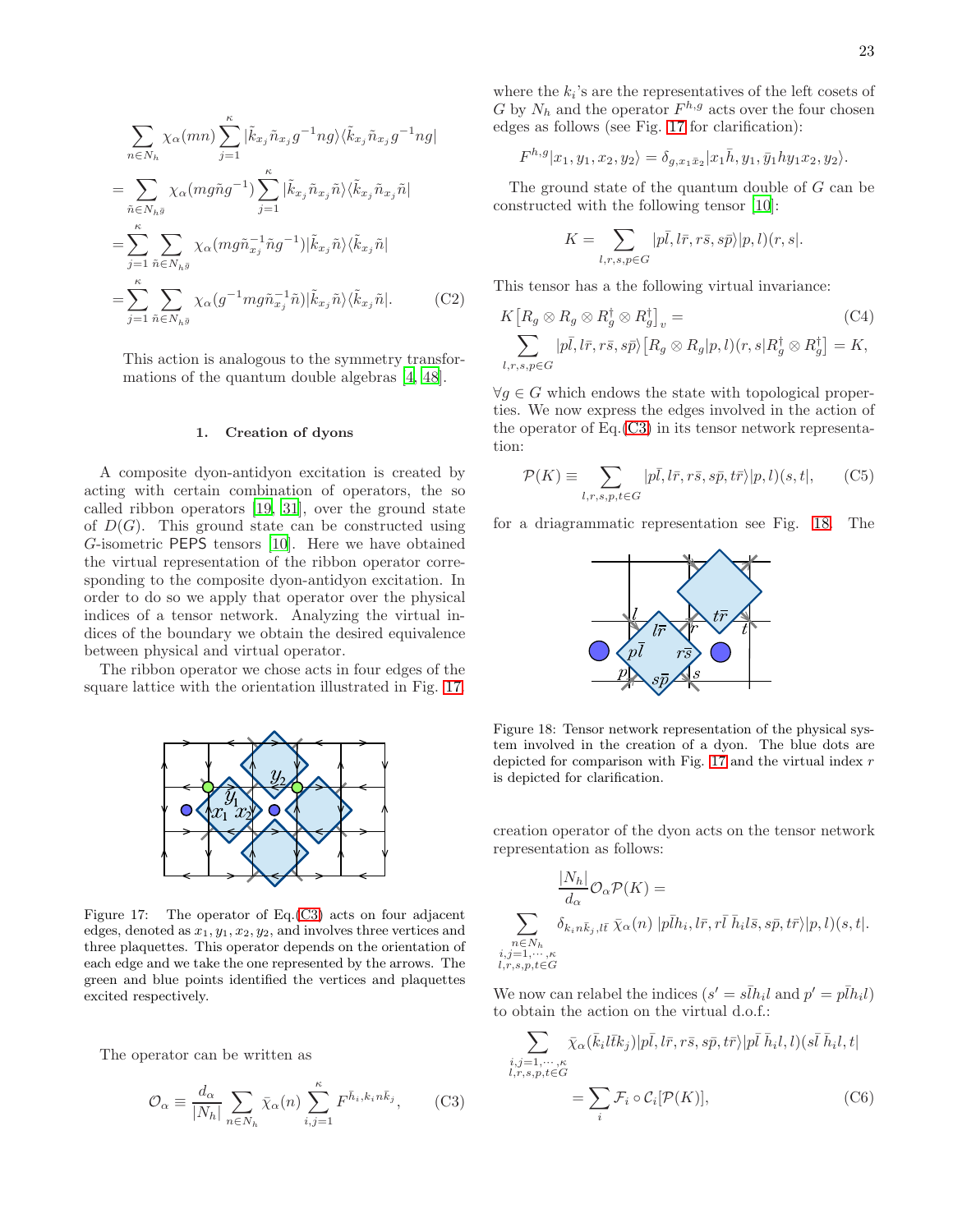$$
\begin{aligned}
&\sum_{n\in N_h} \chi_\alpha(mn) \sum_{j=1}^{\kappa} |\tilde{k}_{x_j}\tilde{n}_{x_j} g^{-1} ng\rangle\langle \tilde{k}_{x_j}\tilde{n}_{x_j} g^{-1} ng| \\
&= \sum_{\tilde{n}\in N_{h\bar{g}}} \chi_\alpha(mg\tilde{n}g^{-1}) \sum_{j=1}^{\kappa} |\tilde{k}_{x_j}\tilde{n}_{x_j}\tilde{n}\rangle\langle \tilde{k}_{x_j}\tilde{n}_{x_j}\tilde{n}| \\
&= \sum_{j=1}^{\kappa} \sum_{\tilde{n}\in N_{h\bar{g}}} \chi_\alpha(mg\tilde{n}_{x_j}^{-1}\tilde{n}g^{-1}) |\tilde{k}_{x_j}\tilde{n}\rangle\langle \tilde{k}_{x_j}\tilde{n}| \\
&= \sum_{j=1}^{\kappa} \sum_{\tilde{n}\in N_{h\bar{g}}} \chi_\alpha(g^{-1}mg\tilde{n}_{x_j}^{-1}\tilde{n}) |\tilde{k}_{x_j}\tilde{n}\rangle\langle \tilde{k}_{x_j}\tilde{n}|. \qquad \text{(C2)}
\end{aligned}
$$

This action is analogous to the symmetry transformations of the quantum double algebras [4, 48].

### 1. Creation of dyons

A composite dyon-antidyon excitation is created by acting with certain combination of operators, the so called ribbon operators [19, 31], over the ground state of $D(G)$. This ground state can be constructed using $G$-isometric PEPS tensors [10]. Here we have obtained the virtual representation of the ribbon operator corresponding to the composite dyon-antidyon excitation. In order to do so we apply that operator over the physical indices of a tensor network. Analyzing the virtual indices of the boundary we obtain the desired equivalence between physical and virtual operator.

The ribbon operator we chose acts in four edges of the square lattice with the orientation illustrated in Fig. 17.

Figure 17: The operator of Eq.(C3) acts on four adjacent edges, denoted as $x_1, y_1, x_2, y_2$, and involves three vertices and three plaquettes. This operator depends on the orientation of each edge and we take the one represented by the arrows. The green and blue points identified the vertices and plaquettes excited respectively.

The operator can be written as

$$
\mathcal{O}_\alpha \equiv \frac{d_\alpha}{|N_h|} \sum_{n\in N_h} \bar{\chi}_\alpha(n) \sum_{i,j=1}^{\kappa} F^{\bar{h}_i, k_i n \bar{k}_j}, \qquad \text{(C3)}
$$

where the $k_i$'s are the representatives of the left cosets of $G$ by $N_h$ and the operator $F^{h,g}$ acts over the four chosen edges as follows (see Fig. 17 for clarification):

$$
F^{h,g}|x_1, y_1, x_2, y_2\rangle = \delta_{g, x_1\bar{x}_2}|x_1\bar{h}, y_1, \bar{y}_1 h y_1 x_2, y_2\rangle.
$$

The ground state of the quantum double of $G$ can be constructed with the following tensor [10]:

$$
K = \sum_{l,r,s,p\in G} |p\bar{l}, l\bar{r}, r\bar{s}, s\bar{p}\rangle |p, l)(r, s|.
$$

This tensor has a the following virtual invariance:

$$
\begin{aligned}
&K\big[R_g \otimes R_g \otimes R_g^\dagger \otimes R_g^\dagger\big]_v = \qquad \text{(C4)} \\
&\sum_{l,r,s,p\in G} |p\bar{l}, l\bar{r}, r\bar{s}, s\bar{p}\rangle \big[R_g \otimes R_g|p, l)(r, s|R_g^\dagger \otimes R_g^\dagger\big] = K,
\end{aligned}
$$

$\forall g \in G$ which endows the state with topological properties. We now express the edges involved in the action of the operator of Eq.(C3) in its tensor network representation:

$$
\mathcal{P}(K) \equiv \sum_{l,r,s,p,t\in G} |p\bar{l}, l\bar{r}, r\bar{s}, s\bar{p}, t\bar{r}\rangle |p, l)(s, t|, \qquad \text{(C5)}
$$

for a driagrammatic representation see Fig. 18. The

Figure 18: Tensor network representation of the physical system involved in the creation of a dyon. The blue dots are depicted for comparison with Fig. 17 and the virtual index $r$ is depicted for clarification.

creation operator of the dyon acts on the tensor network representation as follows:

$$
\frac{|N_h|}{d_\alpha}\mathcal{O}_\alpha \mathcal{P}(K) =
$$

$$
\sum_{\substack{n\in N_h\\ i,j=1,\cdots,\kappa\\ l,r,s,p,t\in G}} \delta_{k_i n \bar{k}_j, l\bar{t}}\, \bar{\chi}_\alpha(n)\, |p\bar{l}h_i, l\bar{r}, r\bar{l}\,\bar{h}_i l\bar{s}, s\bar{p}, t\bar{r}\rangle |p, l)(s, t|.
$$

We now can relabel the indices ($s' = s\bar{l}h_i l$ and $p' = p\bar{l}h_i l$) to obtain the action on the virtual d.o.f.:

$$
\begin{aligned}
&\sum_{\substack{i,j=1,\cdots,\kappa\\ l,r,s,p,t\in G}} \bar{\chi}_\alpha(\bar{k}_i l\bar{t}k_j)|p\bar{l}, l\bar{r}, r\bar{s}, s\bar{p}, t\bar{r}\rangle |p\bar{l}\,\bar{h}_i l, l)(s\bar{l}\,\bar{h}_i l, t| \\
&= \sum_i \mathcal{F}_i \circ \mathcal{C}_i[\mathcal{P}(K)], \qquad \text{(C6)}
\end{aligned}
$$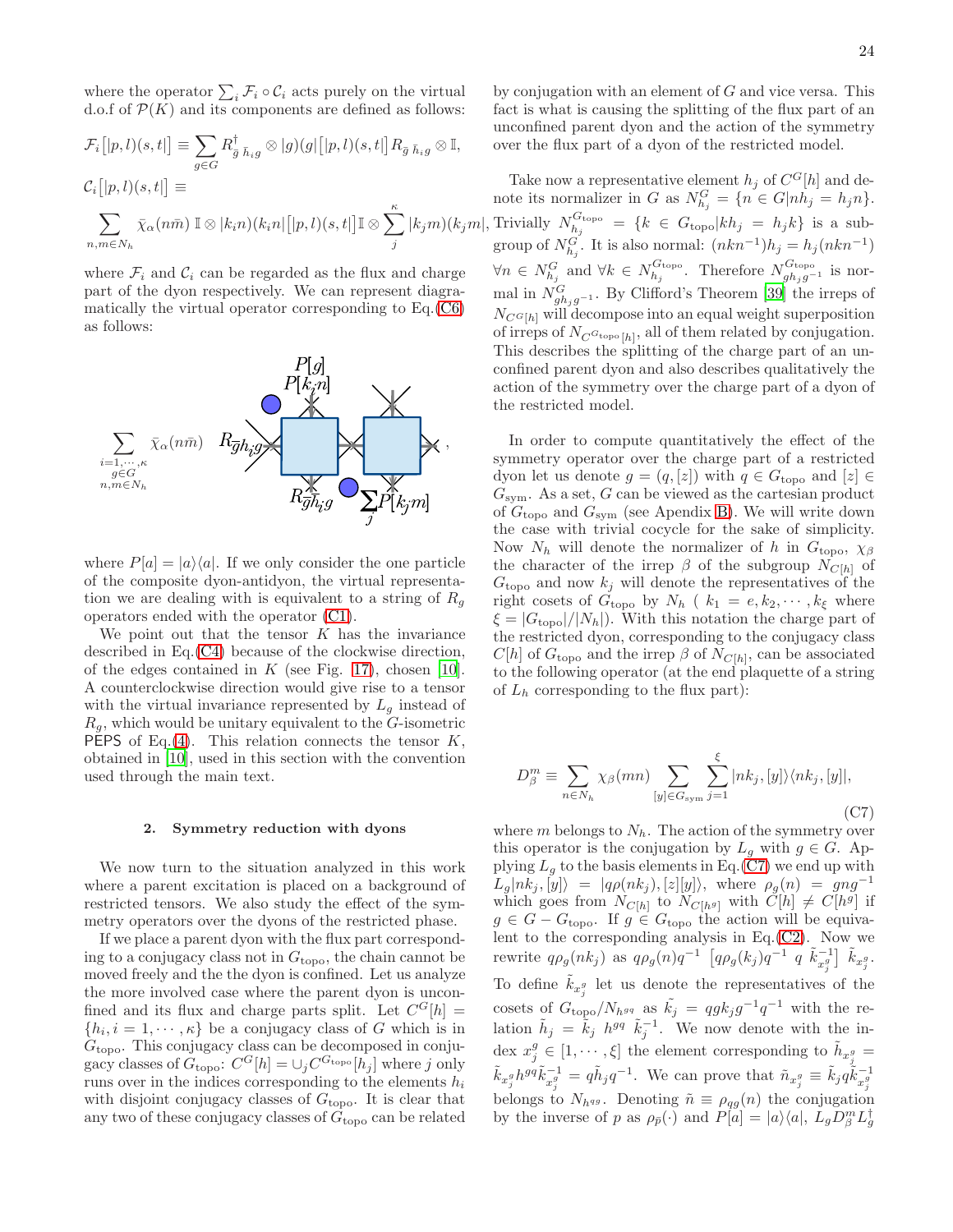where the operator $\sum_i \mathcal{F}_i \circ \mathcal{C}_i$ acts purely on the virtual d.o.f of $\mathcal{P}(K)$ and its components are defined as follows:

$$\mathcal{F}_i\big[|p,l)(s,t|\big] \equiv \sum_{g\in G} R^{\dagger}_{\bar{g}\ \bar{h}_i g} \otimes |g)(g|\big[|p,l)(s,t|\big] R_{\bar{g}\ \bar{h}_i g} \otimes \mathbb{I},$$

$$\mathcal{C}_i\big[|p,l)(s,t|\big] \equiv$$

$$\sum_{n,m\in N_h} \bar{\chi}_\alpha(n\bar{m})\ \mathbb{I} \otimes |k_i n)(k_i n|\big[|p,l)(s,t|\big]\mathbb{I} \otimes \sum_j^{\kappa} |k_j m)(k_j m|,$$

where $\mathcal{F}_i$ and $\mathcal{C}_i$ can be regarded as the flux and charge part of the dyon respectively. We can represent diagramatically the virtual operator corresponding to Eq.(C6) as follows:

$$\sum_{\substack{i=1,\cdots,\kappa\\ g\in G\\ n,m\in N_h}} \bar{\chi}_\alpha(n\bar{m}) \quad [\text{diagram with } R_{\bar{g}\bar{h}_i g},\ P[g],\ P[k_i n],\ \textstyle\sum_j P[k_j m]],$$

where $P[a] = |a\rangle\langle a|$. If we only consider the one particle of the composite dyon-antidyon, the virtual representation we are dealing with is equivalent to a string of $R_g$ operators ended with the operator (C1).

We point out that the tensor $K$ has the invariance described in Eq.(C4) because of the clockwise direction, of the edges contained in $K$ (see Fig. 17), chosen [10]. A counterclockwise direction would give rise to a tensor with the virtual invariance represented by $L_g$ instead of $R_g$, which would be unitary equivalent to the $G$-isometric PEPS of Eq.(4). This relation connects the tensor $K$, obtained in [10], used in this section with the convention used through the main text.

## 2. Symmetry reduction with dyons

We now turn to the situation analyzed in this work where a parent excitation is placed on a background of restricted tensors. We also study the effect of the symmetry operators over the dyons of the restricted phase.

If we place a parent dyon with the flux part corresponding to a conjugacy class not in $G_{\text{topo}}$, the chain cannot be moved freely and the dyon is confined. Let us analyze the more involved case where the parent dyon is unconfined and its flux and charge parts split. Let $C^G[h] = \{h_i, i = 1, \cdots, \kappa\}$ be a conjugacy class of $G$ which is in $G_{\text{topo}}$. This conjugacy class can be decomposed in conjugacy classes of $G_{\text{topo}}$: $C^G[h] = \cup_j C^{G_{\text{topo}}}[h_j]$ where $j$ only runs over in the indices corresponding to the elements $h_i$ with disjoint conjugacy classes of $G_{\text{topo}}$. It is clear that any two of these conjugacy classes of $G_{\text{topo}}$ can be related by conjugation with an element of $G$ and vice versa. This fact is what is causing the splitting of the flux part of an unconfined parent dyon and the action of the symmetry over the flux part of a dyon of the restricted model.

Take now a representative element $h_j$ of $C^G[h]$ and denote its normalizer in $G$ as $N^G_{h_j} = \{n \in G | nh_j = h_j n\}$. Trivially $N^{G_{\text{topo}}}_{h_j} = \{k \in G_{\text{topo}} | kh_j = h_j k\}$ is a subgroup of $N^G_{h_j}$. It is also normal: $(nkn^{-1})h_j = h_j(nkn^{-1})$ $\forall n \in N^G_{h_j}$ and $\forall k \in N^{G_{\text{topo}}}_{h_j}$. Therefore $N^{G_{\text{topo}}}_{gh_jg^{-1}}$ is normal in $N^G_{gh_jg^{-1}}$. By Clifford's Theorem [39] the irreps of $N_{C^G[h]}$ will decompose into an equal weight superposition of irreps of $N_{C^{G_{\text{topo}}}[h]}$, all of them related by conjugation. This describes the splitting of the charge part of an unconfined parent dyon and also describes qualitatively the action of the symmetry over the charge part of a dyon of the restricted model.

In order to compute quantitatively the effect of the symmetry operator over the charge part of a restricted dyon let us denote $g = (q, [z])$ with $q \in G_{\text{topo}}$ and $[z] \in G_{\text{sym}}$. As a set, $G$ can be viewed as the cartesian product of $G_{\text{topo}}$ and $G_{\text{sym}}$ (see Apendix B). We will write down the case with trivial cocycle for the sake of simplicity. Now $N_h$ will denote the normalizer of $h$ in $G_{\text{topo}}$, $\chi_\beta$ the character of the irrep $\beta$ of the subgroup $N_{C[h]}$ of $G_{\text{topo}}$ and now $k_j$ will denote the representatives of the right cosets of $G_{\text{topo}}$ by $N_h$ ( $k_1 = e, k_2, \cdots, k_\xi$ where $\xi = |G_{\text{topo}}|/|N_h|$). With this notation the charge part of the restricted dyon, corresponding to the conjugacy class $C[h]$ of $G_{\text{topo}}$ and the irrep $\beta$ of $N_{C[h]}$, can be associated to the following operator (at the end plaquette of a string of $L_h$ corresponding to the flux part):

$$D^m_\beta \equiv \sum_{n\in N_h} \chi_\beta(mn) \sum_{[y]\in G_{\text{sym}}} \sum_{j=1}^{\xi} |nk_j, [y]\rangle\langle nk_j, [y]|, \tag{C7}$$

where $m$ belongs to $N_h$. The action of the symmetry over this operator is the conjugation by $L_g$ with $g \in G$. Applying $L_g$ to the basis elements in Eq.(C7) we end up with $L_g|nk_j, [y]\rangle = |q\rho_g(nk_j), [z][y]\rangle$, where $\rho_g(n) = gng^{-1}$ which goes from $N_{C[h]}$ to $N_{C[h^g]}$ with $C[h] \neq C[h^g]$ if $g \in G - G_{\text{topo}}$. If $g \in G_{\text{topo}}$ the action will be equivalent to the corresponding analysis in Eq.(C2). Now we rewrite $q\rho_g(nk_j)$ as $q\rho_g(n)q^{-1}\ \big[q\rho_g(k_j)q^{-1}\ q\ \tilde{k}^{-1}_{x^g_j}\big]\ \tilde{k}_{x^g_j}$. To define $\tilde{k}_{x^g_j}$ let us denote the representatives of the cosets of $G_{\text{topo}}/N_{h^{gq}}$ as $\tilde{k}_j = qgk_jg^{-1}q^{-1}$ with the relation $\tilde{h}_j = \tilde{k}_j\ h^{gq}\ \tilde{k}^{-1}_j$. We now denote with the index $x^g_j \in [1, \cdots, \xi]$ the element corresponding to $\tilde{h}_{x^g_j} = \tilde{k}_{x^g_j} h^{gq} \tilde{k}^{-1}_{x^g_j} = q\tilde{h}_j q^{-1}$. We can prove that $\tilde{n}_{x^g_j} \equiv \tilde{k}_j q \tilde{k}^{-1}_{x^g_j}$ belongs to $N_{h^{gq}}$. Denoting $\tilde{n} \equiv \rho_{qg}(n)$ the conjugation by the inverse of $p$ as $\rho_{\bar{p}}(\cdot)$ and $P[a] = |a\rangle\langle a|$, $L_g D^m_\beta L^\dagger_g$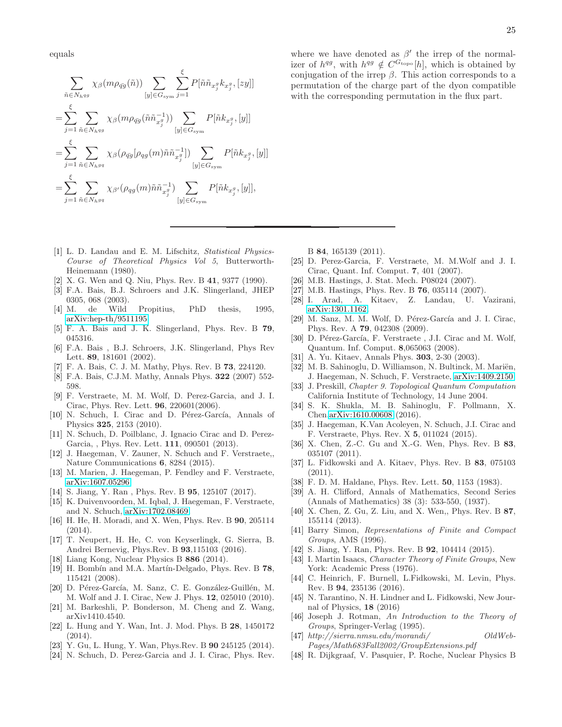equals

$$
\begin{aligned}
&\sum_{\tilde{n}\in N_{h^{qg}}} \chi_\beta(m\rho_{\bar{q}\bar{g}}(\tilde{n})) \sum_{[y]\in G_{\rm sym}} \sum_{j=1}^{\xi} P[\tilde{n}\tilde{n}_{x_j^g} k_{x_j^g}, [zy]] \\
=&\sum_{j=1}^{\xi} \sum_{\tilde{n}\in N_{h^{qg}}} \chi_\beta(m\rho_{\bar{q}\bar{g}}(\tilde{n}\tilde{n}_{x_j^g}^{-1})) \sum_{[y]\in G_{\rm sym}} P[\tilde{n}k_{x_j^g}, [y]] \\
=&\sum_{j=1}^{\xi} \sum_{\tilde{n}\in N_{h^{gq}}} \chi_\beta(\rho_{\bar{q}\bar{g}}[\rho_{qg}(m)\tilde{n}\tilde{n}_{x_j^g}^{-1}]) \sum_{[y]\in G_{\rm sym}} P[\tilde{n}k_{x_j^g}, [y]] \\
=&\sum_{j=1}^{\xi} \sum_{\tilde{n}\in N_{h^{gq}}} \chi_{\beta'}(\rho_{qg}(m)\tilde{n}\tilde{n}_{x_j^g}^{-1}) \sum_{[y]\in G_{\rm sym}} P[\tilde{n}k_{x_j^g}, [y]],
\end{aligned}
$$

where we have denoted as $\beta'$ the irrep of the normalizer of $h^{qg}$, with $h^{qg} \notin C^{G_{\rm topo}}[h]$, which is obtained by conjugation of the irrep $\beta$. This action corresponds to a permutation of the charge part of the dyon compatible with the corresponding permutation in the flux part.

---

[1] L. D. Landau and E. M. Lifschitz, *Statistical Physics-Course of Theoretical Physics Vol 5*, Butterworth-Heinemann (1980).

[2] X. G. Wen and Q. Niu, Phys. Rev. B **41**, 9377 (1990).

[3] F.A. Bais, B.J. Schroers and J.K. Slingerland, JHEP 0305, 068 (2003).

[4] M. de Wild Propitius, PhD thesis, 1995, arXiv:hep-th/9511195

[5] F. A. Bais and J. K. Slingerland, Phys. Rev. B **79**, 045316.

[6] F.A. Bais , B.J. Schroers, J.K. Slingerland, Phys Rev Lett. **89**, 181601 (2002).

[7] F. A. Bais, C. J. M. Mathy, Phys. Rev. B **73**, 224120.

[8] F.A. Bais, C.J.M. Mathy, Annals Phys. **322** (2007) 552-598.

[9] F. Verstraete, M. M. Wolf, D. Perez-Garcia, and J. I. Cirac, Phys. Rev. Lett. **96**, 220601(2006).

[10] N. Schuch, I. Cirac and D. Pérez-García, Annals of Physics **325**, 2153 (2010).

[11] N. Schuch, D. Poilblanc, J. Ignacio Cirac and D. Perez-Garcia, , Phys. Rev. Lett. **111**, 090501 (2013).

[12] J. Haegeman, V. Zauner, N. Schuch and F. Verstraete,, Nature Communications **6**, 8284 (2015).

[13] M. Marien, J. Haegeman, P. Fendley and F. Verstraete, arXiv:1607.05296

[14] S. Jiang, Y. Ran , Phys. Rev. B **95**, 125107 (2017).

[15] K. Duivenvoorden, M. Iqbal, J. Haegeman, F. Verstraete, and N. Schuch, arXiv:1702.08469

[16] H. He, H. Moradi, and X. Wen, Phys. Rev. B **90**, 205114 (2014).

[17] T. Neupert, H. He, C. von Keyserlingk, G. Sierra, B. Andrei Bernevig, Phys.Rev. B **93**,115103 (2016).

[18] Liang Kong, Nuclear Physics B **886** (2014).

[19] H. Bombín and M.A. Martín-Delgado, Phys. Rev. B **78**, 115421 (2008).

[20] D. Pérez-García, M. Sanz, C. E. González-Guillén, M. M. Wolf and J. I. Cirac, New J. Phys. **12**, 025010 (2010).

[21] M. Barkeshli, P. Bonderson, M. Cheng and Z. Wang, arXiv1410.4540.

[22] L. Hung and Y. Wan, Int. J. Mod. Phys. B **28**, 1450172 (2014).

[23] Y. Gu, L. Hung, Y. Wan, Phys.Rev. B **90** 245125 (2014).

[24] N. Schuch, D. Perez-Garcia and J. I. Cirac, Phys. Rev. B **84**, 165139 (2011).

[25] D. Perez-Garcia, F. Verstraete, M. M.Wolf and J. I. Cirac, Quant. Inf. Comput. **7**, 401 (2007).

[26] M.B. Hastings, J. Stat. Mech. P08024 (2007).

[27] M.B. Hastings, Phys. Rev. B **76**, 035114 (2007).

[28] I. Arad, A. Kitaev, Z. Landau, U. Vazirani, arXiv:1301.1162

[29] M. Sanz, M. M. Wolf, D. Pérez-García and J. I. Cirac, Phys. Rev. A **79**, 042308 (2009).

[30] D. Pérez-García, F. Verstraete , J.I. Cirac and M. Wolf, Quantum. Inf. Comput. **8**,065063 (2008).

[31] A. Yu. Kitaev, Annals Phys. **303**, 2-30 (2003).

[32] M. B. Sahinoglu, D. Williamson, N. Bultinck, M. Mariën, J. Haegeman, N. Schuch, F. Verstraete, arXiv:1409.2150

[33] J. Preskill, *Chapter 9. Topological Quantum Computation* California Institute of Technology, 14 June 2004.

[34] S. K. Shukla, M. B. Sahinoglu, F. Pollmann, X. Chen arXiv:1610.00608 (2016).

[35] J. Haegeman, K.Van Acoleyen, N. Schuch, J.I. Cirac and F. Verstraete, Phys. Rev. X **5**, 011024 (2015).

[36] X. Chen, Z.-C. Gu and X.-G. Wen, Phys. Rev. B **83**, 035107 (2011).

[37] L. Fidkowski and A. Kitaev, Phys. Rev. B **83**, 075103 (2011).

[38] F. D. M. Haldane, Phys. Rev. Lett. **50**, 1153 (1983).

[39] A. H. Clifford, Annals of Mathematics, Second Series (Annals of Mathematics) 38 (3): 533-550, (1937).

[40] X. Chen, Z. Gu, Z. Liu, and X. Wen,, Phys. Rev. B **87**, 155114 (2013).

[41] Barry Simon, *Representations of Finite and Compact Groups*, AMS (1996).

[42] S. Jiang, Y. Ran, Phys. Rev. B **92**, 104414 (2015).

[43] I. Martin Isaacs, *Character Theory of Finite Groups*, New York: Academic Press (1976).

[44] C. Heinrich, F. Burnell, L.Fidkowski, M. Levin, Phys. Rev. B **94**, 235136 (2016).

[45] N. Tarantino, N. H. Lindner and L. Fidkowski, New Journal of Physics, **18** (2016)

[46] Joseph J. Rotman, *An Introduction to the Theory of Groups*, Springer-Verlag (1995).

[47] *http://sierra.nmsu.edu/morandi/ OldWebPages/Math683Fall2002/GroupExtensions.pdf*

[48] R. Dijkgraaf, V. Pasquier, P. Roche, Nuclear Physics B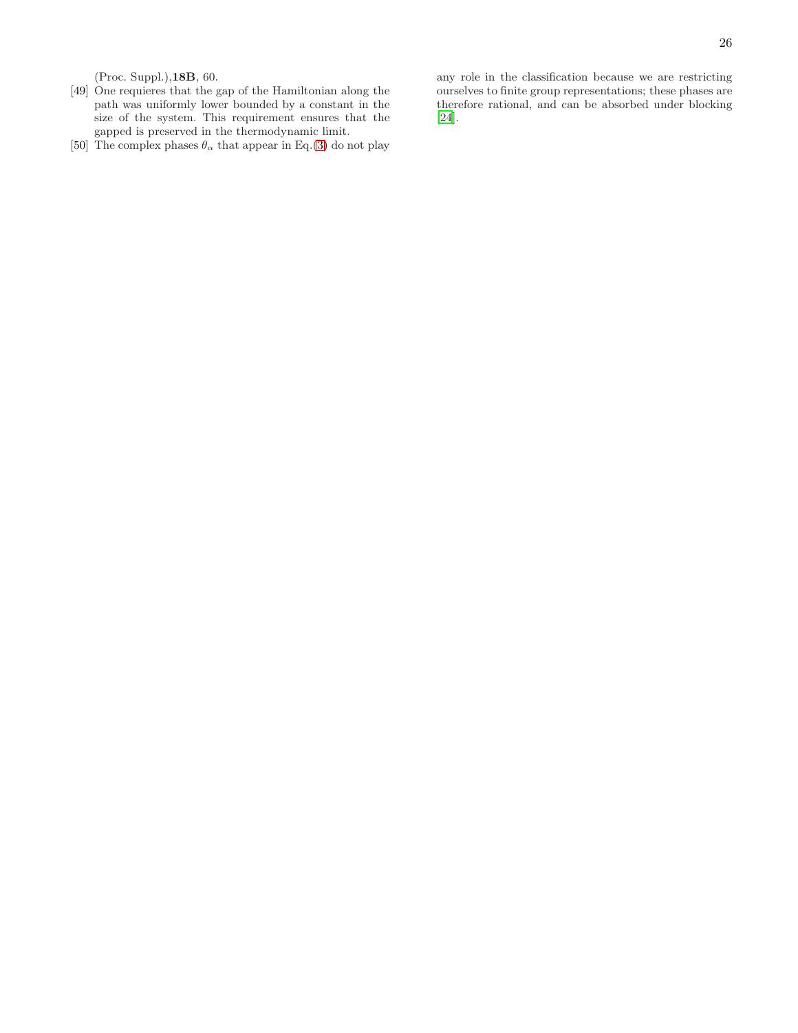(Proc. Suppl.),**18B**, 60.

[49] One requieres that the gap of the Hamiltonian along the path was uniformly lower bounded by a constant in the size of the system. This requirement ensures that the gapped is preserved in the thermodynamic limit.

[50] The complex phases $\theta_\alpha$ that appear in Eq.(3) do not play any role in the classification because we are restricting ourselves to finite group representations; these phases are therefore rational, and can be absorbed under blocking [24].